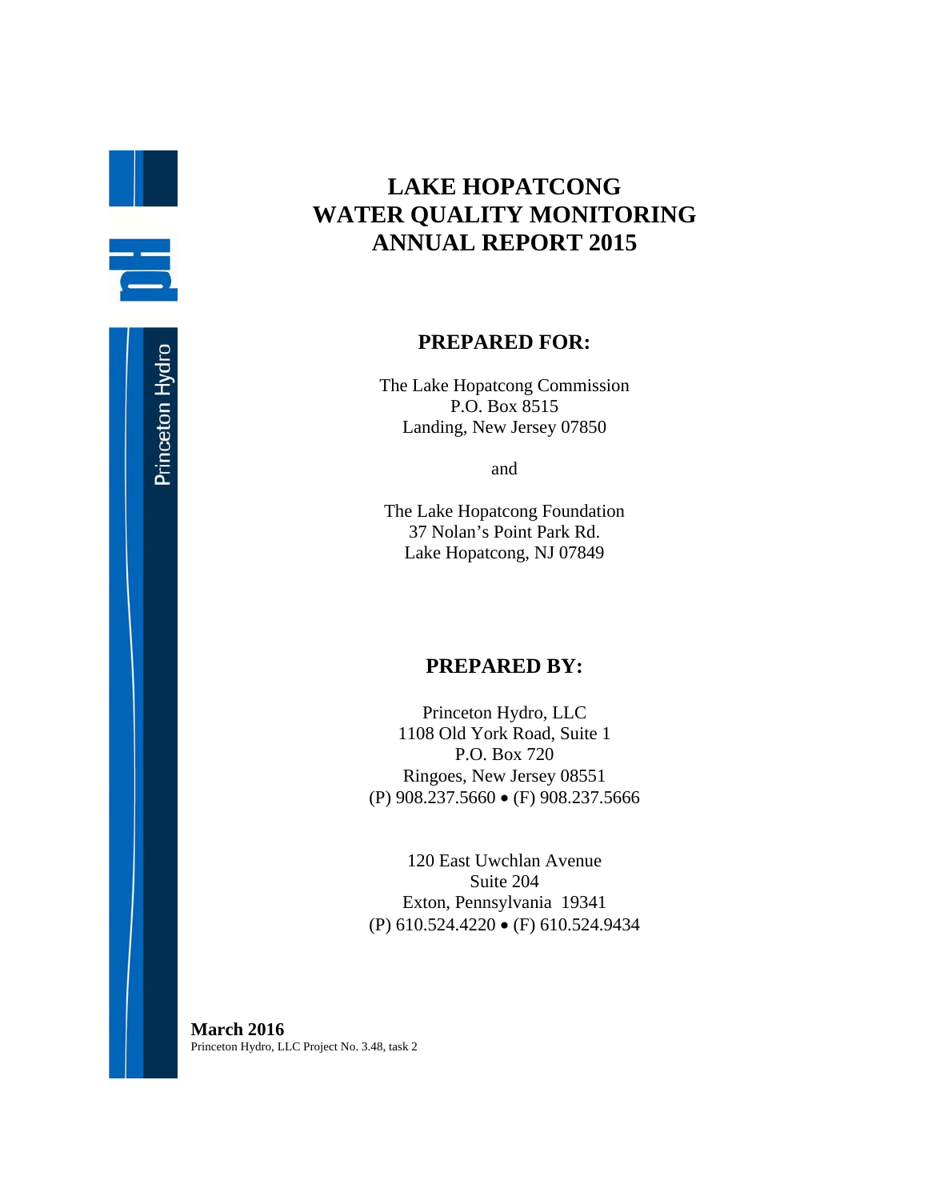# LAKE HOPATCONG WATER QUALITY MONITORING ANNUAL REPORT 2015

## PREPARED FOR:

The Lake Hopatcong Commission
P.O. Box 8515
Landing, New Jersey 07850

and

The Lake Hopatcong Foundation
37 Nolan's Point Park Rd.
Lake Hopatcong, NJ 07849

## PREPARED BY:

Princeton Hydro, LLC
1108 Old York Road, Suite 1
P.O. Box 720
Ringoes, New Jersey 08551
(P) 908.237.5660 • (F) 908.237.5666

120 East Uwchlan Avenue
Suite 204
Exton, Pennsylvania 19341
(P) 610.524.4220 • (F) 610.524.9434

**March 2016**
Princeton Hydro, LLC Project No. 3.48, task 2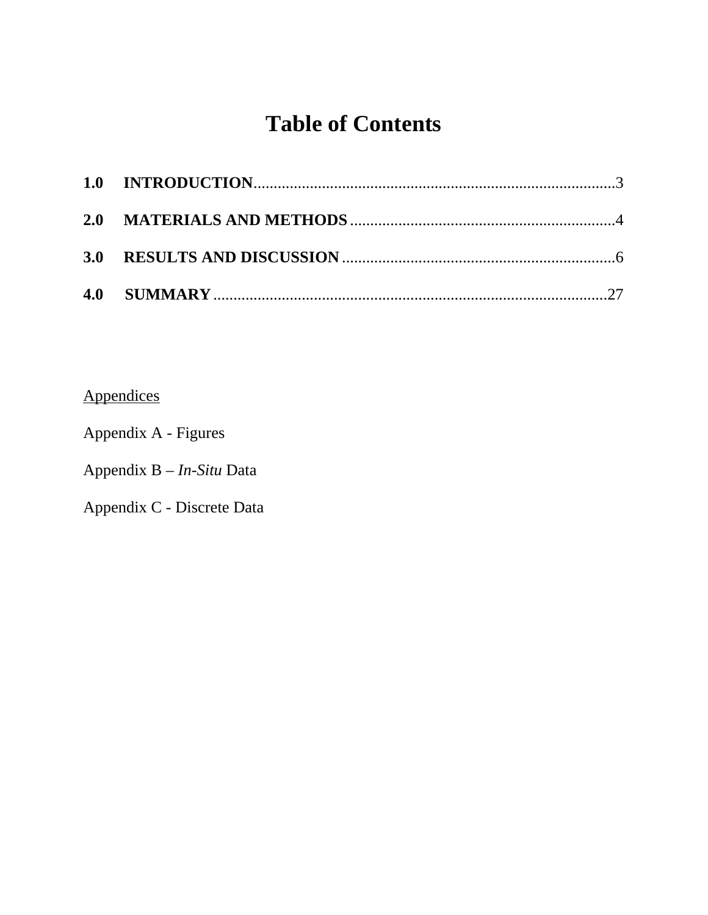# Table of Contents

**1.0 INTRODUCTION**.........................................................................................3

**2.0 MATERIALS AND METHODS**..................................................................4

**3.0 RESULTS AND DISCUSSION**....................................................................6

**4.0 SUMMARY**..................................................................................................27

<u>Appendices</u>

Appendix A - Figures

Appendix B – *In-Situ* Data

Appendix C - Discrete Data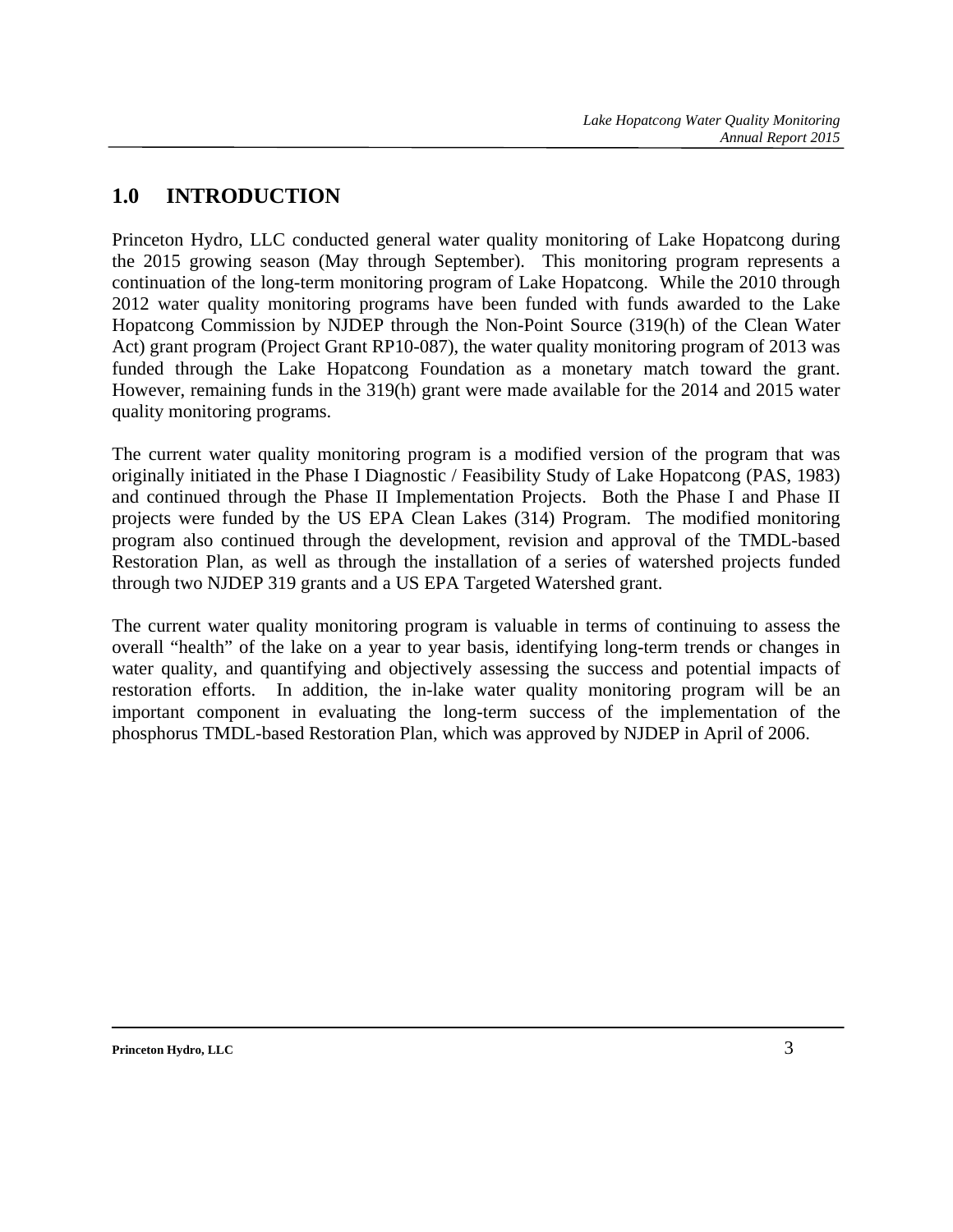# 1.0 INTRODUCTION

Princeton Hydro, LLC conducted general water quality monitoring of Lake Hopatcong during the 2015 growing season (May through September). This monitoring program represents a continuation of the long-term monitoring program of Lake Hopatcong. While the 2010 through 2012 water quality monitoring programs have been funded with funds awarded to the Lake Hopatcong Commission by NJDEP through the Non-Point Source (319(h) of the Clean Water Act) grant program (Project Grant RP10-087), the water quality monitoring program of 2013 was funded through the Lake Hopatcong Foundation as a monetary match toward the grant. However, remaining funds in the 319(h) grant were made available for the 2014 and 2015 water quality monitoring programs.

The current water quality monitoring program is a modified version of the program that was originally initiated in the Phase I Diagnostic / Feasibility Study of Lake Hopatcong (PAS, 1983) and continued through the Phase II Implementation Projects. Both the Phase I and Phase II projects were funded by the US EPA Clean Lakes (314) Program. The modified monitoring program also continued through the development, revision and approval of the TMDL-based Restoration Plan, as well as through the installation of a series of watershed projects funded through two NJDEP 319 grants and a US EPA Targeted Watershed grant.

The current water quality monitoring program is valuable in terms of continuing to assess the overall "health" of the lake on a year to year basis, identifying long-term trends or changes in water quality, and quantifying and objectively assessing the success and potential impacts of restoration efforts. In addition, the in-lake water quality monitoring program will be an important component in evaluating the long-term success of the implementation of the phosphorus TMDL-based Restoration Plan, which was approved by NJDEP in April of 2006.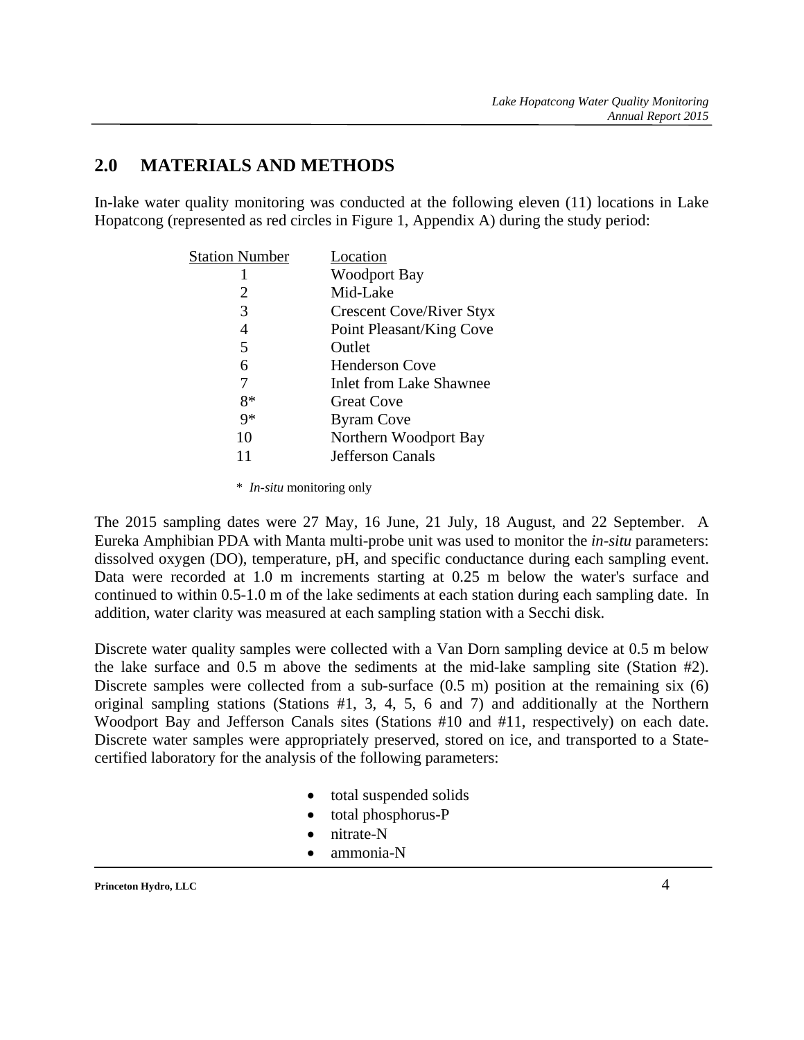## 2.0 MATERIALS AND METHODS

In-lake water quality monitoring was conducted at the following eleven (11) locations in Lake Hopatcong (represented as red circles in Figure 1, Appendix A) during the study period:

| Station Number | Location |
|---|---|
| 1 | Woodport Bay |
| 2 | Mid-Lake |
| 3 | Crescent Cove/River Styx |
| 4 | Point Pleasant/King Cove |
| 5 | Outlet |
| 6 | Henderson Cove |
| 7 | Inlet from Lake Shawnee |
| 8* | Great Cove |
| 9* | Byram Cove |
| 10 | Northern Woodport Bay |
| 11 | Jefferson Canals |

\* *In-situ* monitoring only

The 2015 sampling dates were 27 May, 16 June, 21 July, 18 August, and 22 September. A Eureka Amphibian PDA with Manta multi-probe unit was used to monitor the *in-situ* parameters: dissolved oxygen (DO), temperature, pH, and specific conductance during each sampling event. Data were recorded at 1.0 m increments starting at 0.25 m below the water's surface and continued to within 0.5-1.0 m of the lake sediments at each station during each sampling date. In addition, water clarity was measured at each sampling station with a Secchi disk.

Discrete water quality samples were collected with a Van Dorn sampling device at 0.5 m below the lake surface and 0.5 m above the sediments at the mid-lake sampling site (Station #2). Discrete samples were collected from a sub-surface (0.5 m) position at the remaining six (6) original sampling stations (Stations #1, 3, 4, 5, 6 and 7) and additionally at the Northern Woodport Bay and Jefferson Canals sites (Stations #10 and #11, respectively) on each date. Discrete water samples were appropriately preserved, stored on ice, and transported to a State-certified laboratory for the analysis of the following parameters:

- total suspended solids
- total phosphorus-P
- nitrate-N
- ammonia-N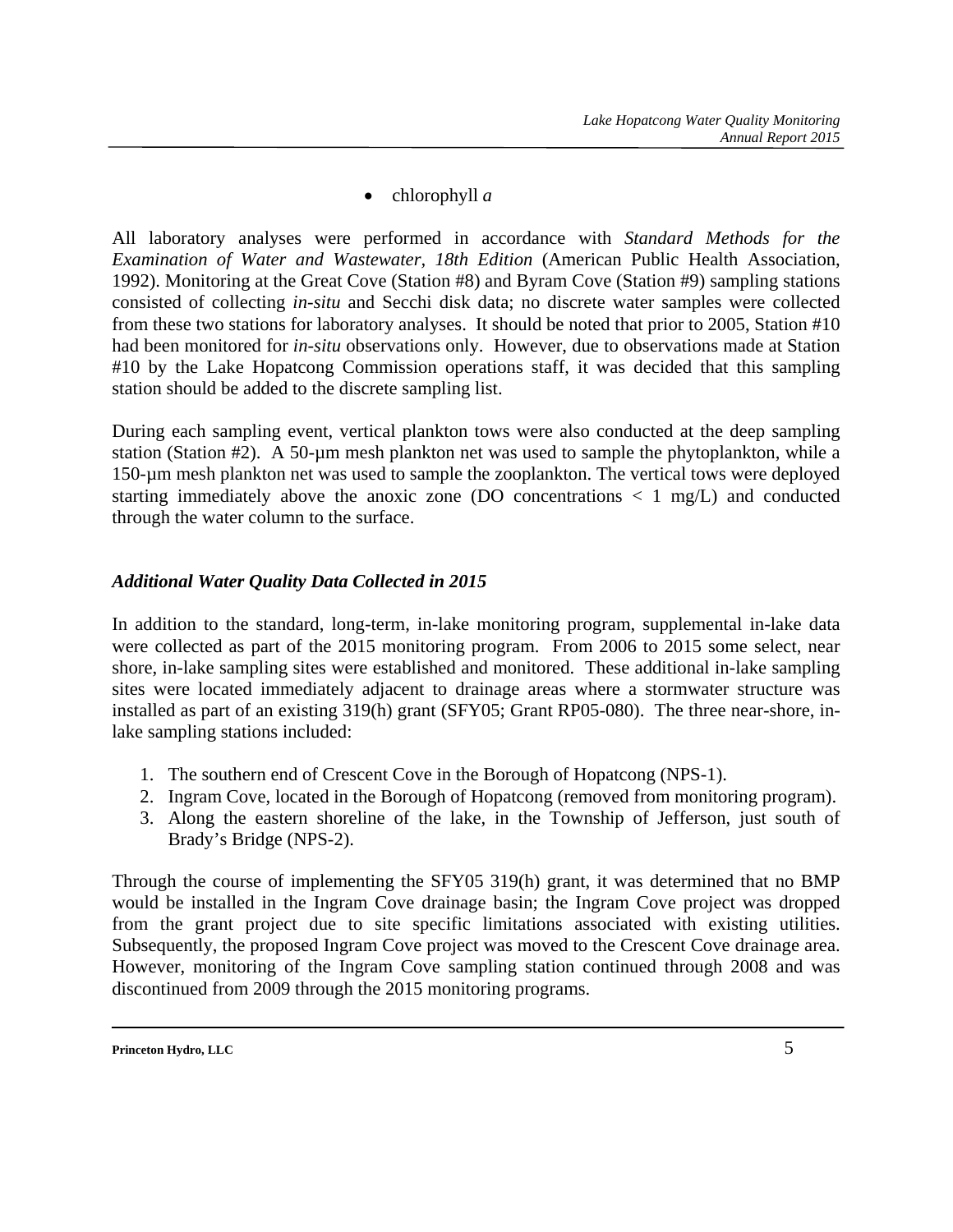- chlorophyll *a*

All laboratory analyses were performed in accordance with *Standard Methods for the Examination of Water and Wastewater, 18th Edition* (American Public Health Association, 1992). Monitoring at the Great Cove (Station #8) and Byram Cove (Station #9) sampling stations consisted of collecting *in-situ* and Secchi disk data; no discrete water samples were collected from these two stations for laboratory analyses. It should be noted that prior to 2005, Station #10 had been monitored for *in-situ* observations only. However, due to observations made at Station #10 by the Lake Hopatcong Commission operations staff, it was decided that this sampling station should be added to the discrete sampling list.

During each sampling event, vertical plankton tows were also conducted at the deep sampling station (Station #2). A 50-µm mesh plankton net was used to sample the phytoplankton, while a 150-µm mesh plankton net was used to sample the zooplankton. The vertical tows were deployed starting immediately above the anoxic zone (DO concentrations < 1 mg/L) and conducted through the water column to the surface.

### *Additional Water Quality Data Collected in 2015*

In addition to the standard, long-term, in-lake monitoring program, supplemental in-lake data were collected as part of the 2015 monitoring program. From 2006 to 2015 some select, near shore, in-lake sampling sites were established and monitored. These additional in-lake sampling sites were located immediately adjacent to drainage areas where a stormwater structure was installed as part of an existing 319(h) grant (SFY05; Grant RP05-080). The three near-shore, in-lake sampling stations included:

1. The southern end of Crescent Cove in the Borough of Hopatcong (NPS-1).
2. Ingram Cove, located in the Borough of Hopatcong (removed from monitoring program).
3. Along the eastern shoreline of the lake, in the Township of Jefferson, just south of Brady's Bridge (NPS-2).

Through the course of implementing the SFY05 319(h) grant, it was determined that no BMP would be installed in the Ingram Cove drainage basin; the Ingram Cove project was dropped from the grant project due to site specific limitations associated with existing utilities. Subsequently, the proposed Ingram Cove project was moved to the Crescent Cove drainage area. However, monitoring of the Ingram Cove sampling station continued through 2008 and was discontinued from 2009 through the 2015 monitoring programs.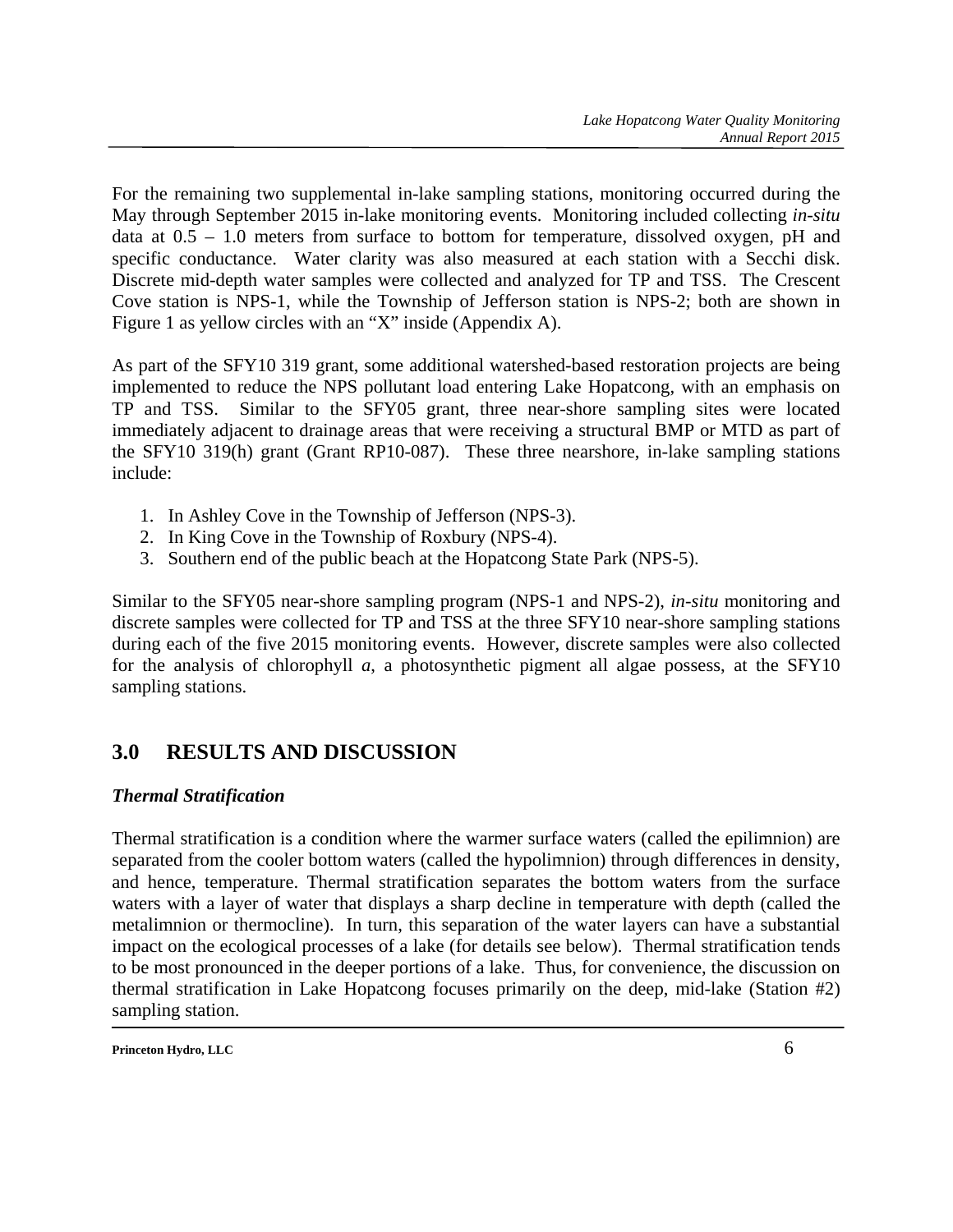For the remaining two supplemental in-lake sampling stations, monitoring occurred during the May through September 2015 in-lake monitoring events. Monitoring included collecting *in-situ* data at 0.5 – 1.0 meters from surface to bottom for temperature, dissolved oxygen, pH and specific conductance. Water clarity was also measured at each station with a Secchi disk. Discrete mid-depth water samples were collected and analyzed for TP and TSS. The Crescent Cove station is NPS-1, while the Township of Jefferson station is NPS-2; both are shown in Figure 1 as yellow circles with an "X" inside (Appendix A).

As part of the SFY10 319 grant, some additional watershed-based restoration projects are being implemented to reduce the NPS pollutant load entering Lake Hopatcong, with an emphasis on TP and TSS. Similar to the SFY05 grant, three near-shore sampling sites were located immediately adjacent to drainage areas that were receiving a structural BMP or MTD as part of the SFY10 319(h) grant (Grant RP10-087). These three nearshore, in-lake sampling stations include:

1. In Ashley Cove in the Township of Jefferson (NPS-3).
2. In King Cove in the Township of Roxbury (NPS-4).
3. Southern end of the public beach at the Hopatcong State Park (NPS-5).

Similar to the SFY05 near-shore sampling program (NPS-1 and NPS-2), *in-situ* monitoring and discrete samples were collected for TP and TSS at the three SFY10 near-shore sampling stations during each of the five 2015 monitoring events. However, discrete samples were also collected for the analysis of chlorophyll *a*, a photosynthetic pigment all algae possess, at the SFY10 sampling stations.

## 3.0 RESULTS AND DISCUSSION

### *Thermal Stratification*

Thermal stratification is a condition where the warmer surface waters (called the epilimnion) are separated from the cooler bottom waters (called the hypolimnion) through differences in density, and hence, temperature. Thermal stratification separates the bottom waters from the surface waters with a layer of water that displays a sharp decline in temperature with depth (called the metalimnion or thermocline). In turn, this separation of the water layers can have a substantial impact on the ecological processes of a lake (for details see below). Thermal stratification tends to be most pronounced in the deeper portions of a lake. Thus, for convenience, the discussion on thermal stratification in Lake Hopatcong focuses primarily on the deep, mid-lake (Station #2) sampling station.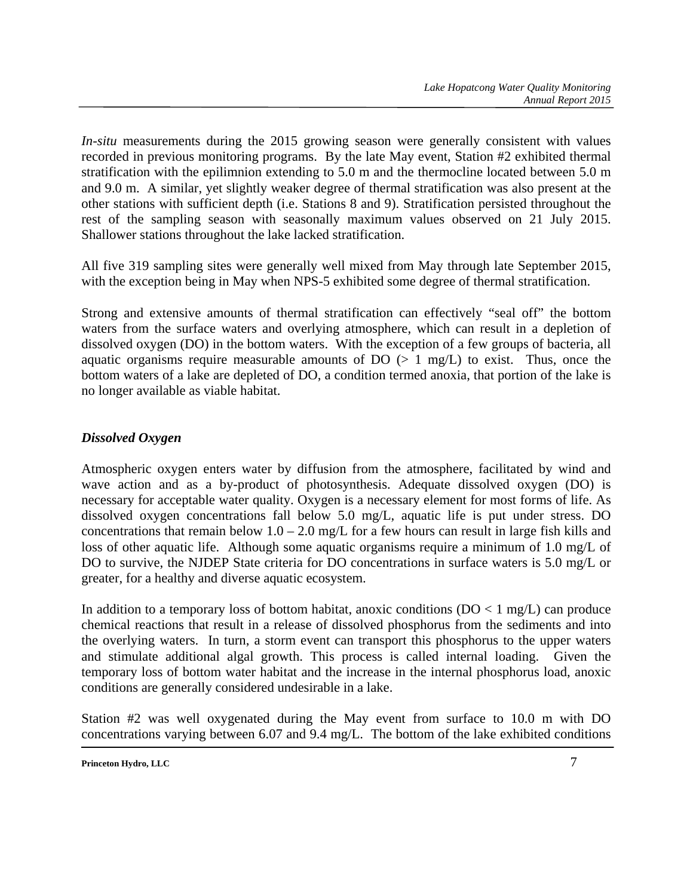*In-situ* measurements during the 2015 growing season were generally consistent with values recorded in previous monitoring programs. By the late May event, Station #2 exhibited thermal stratification with the epilimnion extending to 5.0 m and the thermocline located between 5.0 m and 9.0 m. A similar, yet slightly weaker degree of thermal stratification was also present at the other stations with sufficient depth (i.e. Stations 8 and 9). Stratification persisted throughout the rest of the sampling season with seasonally maximum values observed on 21 July 2015. Shallower stations throughout the lake lacked stratification.

All five 319 sampling sites were generally well mixed from May through late September 2015, with the exception being in May when NPS-5 exhibited some degree of thermal stratification.

Strong and extensive amounts of thermal stratification can effectively "seal off" the bottom waters from the surface waters and overlying atmosphere, which can result in a depletion of dissolved oxygen (DO) in the bottom waters. With the exception of a few groups of bacteria, all aquatic organisms require measurable amounts of DO (> 1 mg/L) to exist. Thus, once the bottom waters of a lake are depleted of DO, a condition termed anoxia, that portion of the lake is no longer available as viable habitat.

### *Dissolved Oxygen*

Atmospheric oxygen enters water by diffusion from the atmosphere, facilitated by wind and wave action and as a by-product of photosynthesis. Adequate dissolved oxygen (DO) is necessary for acceptable water quality. Oxygen is a necessary element for most forms of life. As dissolved oxygen concentrations fall below 5.0 mg/L, aquatic life is put under stress. DO concentrations that remain below 1.0 – 2.0 mg/L for a few hours can result in large fish kills and loss of other aquatic life. Although some aquatic organisms require a minimum of 1.0 mg/L of DO to survive, the NJDEP State criteria for DO concentrations in surface waters is 5.0 mg/L or greater, for a healthy and diverse aquatic ecosystem.

In addition to a temporary loss of bottom habitat, anoxic conditions (DO < 1 mg/L) can produce chemical reactions that result in a release of dissolved phosphorus from the sediments and into the overlying waters. In turn, a storm event can transport this phosphorus to the upper waters and stimulate additional algal growth. This process is called internal loading. Given the temporary loss of bottom water habitat and the increase in the internal phosphorus load, anoxic conditions are generally considered undesirable in a lake.

Station #2 was well oxygenated during the May event from surface to 10.0 m with DO concentrations varying between 6.07 and 9.4 mg/L. The bottom of the lake exhibited conditions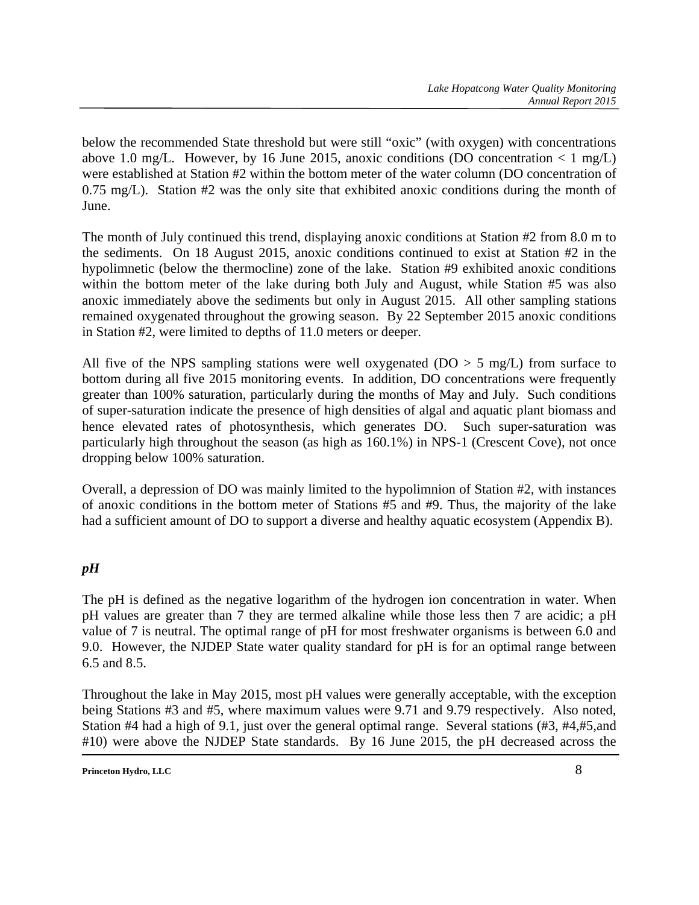below the recommended State threshold but were still "oxic" (with oxygen) with concentrations above 1.0 mg/L. However, by 16 June 2015, anoxic conditions (DO concentration < 1 mg/L) were established at Station #2 within the bottom meter of the water column (DO concentration of 0.75 mg/L). Station #2 was the only site that exhibited anoxic conditions during the month of June.

The month of July continued this trend, displaying anoxic conditions at Station #2 from 8.0 m to the sediments. On 18 August 2015, anoxic conditions continued to exist at Station #2 in the hypolimnetic (below the thermocline) zone of the lake. Station #9 exhibited anoxic conditions within the bottom meter of the lake during both July and August, while Station #5 was also anoxic immediately above the sediments but only in August 2015. All other sampling stations remained oxygenated throughout the growing season. By 22 September 2015 anoxic conditions in Station #2, were limited to depths of 11.0 meters or deeper.

All five of the NPS sampling stations were well oxygenated (DO > 5 mg/L) from surface to bottom during all five 2015 monitoring events. In addition, DO concentrations were frequently greater than 100% saturation, particularly during the months of May and July. Such conditions of super-saturation indicate the presence of high densities of algal and aquatic plant biomass and hence elevated rates of photosynthesis, which generates DO. Such super-saturation was particularly high throughout the season (as high as 160.1%) in NPS-1 (Crescent Cove), not once dropping below 100% saturation.

Overall, a depression of DO was mainly limited to the hypolimnion of Station #2, with instances of anoxic conditions in the bottom meter of Stations #5 and #9. Thus, the majority of the lake had a sufficient amount of DO to support a diverse and healthy aquatic ecosystem (Appendix B).

### *pH*

The pH is defined as the negative logarithm of the hydrogen ion concentration in water. When pH values are greater than 7 they are termed alkaline while those less then 7 are acidic; a pH value of 7 is neutral. The optimal range of pH for most freshwater organisms is between 6.0 and 9.0. However, the NJDEP State water quality standard for pH is for an optimal range between 6.5 and 8.5.

Throughout the lake in May 2015, most pH values were generally acceptable, with the exception being Stations #3 and #5, where maximum values were 9.71 and 9.79 respectively. Also noted, Station #4 had a high of 9.1, just over the general optimal range. Several stations (#3, #4,#5,and #10) were above the NJDEP State standards. By 16 June 2015, the pH decreased across the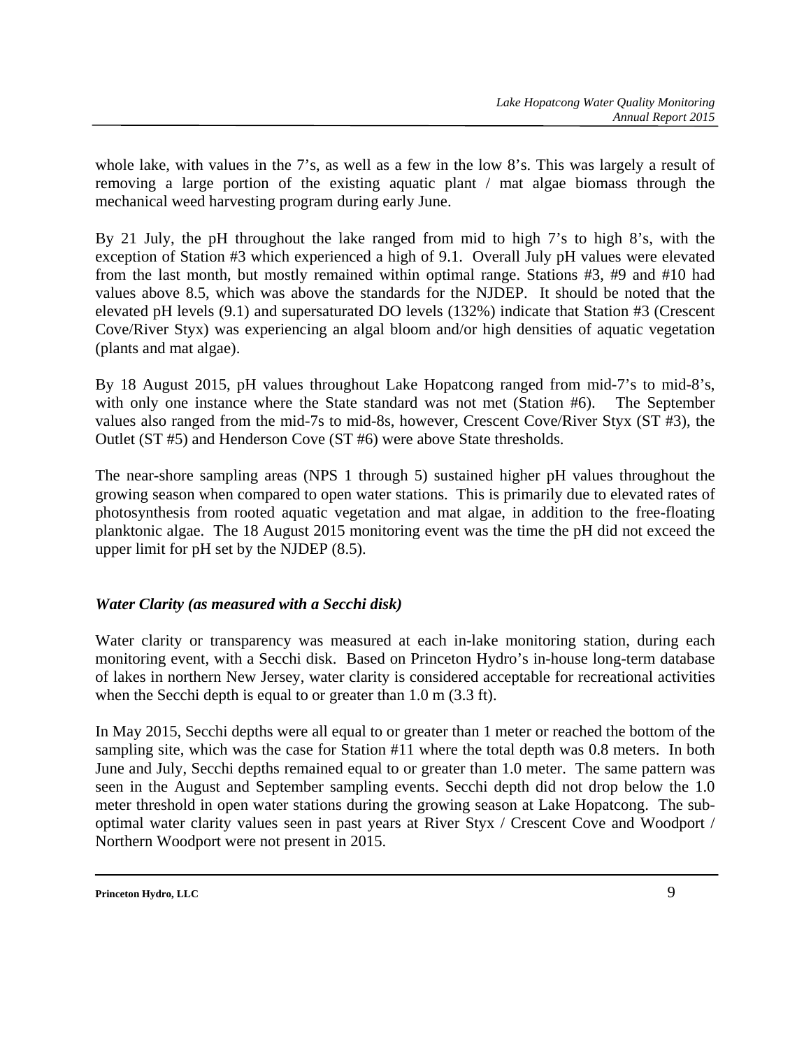whole lake, with values in the 7's, as well as a few in the low 8's. This was largely a result of removing a large portion of the existing aquatic plant / mat algae biomass through the mechanical weed harvesting program during early June.

By 21 July, the pH throughout the lake ranged from mid to high 7's to high 8's, with the exception of Station #3 which experienced a high of 9.1. Overall July pH values were elevated from the last month, but mostly remained within optimal range. Stations #3, #9 and #10 had values above 8.5, which was above the standards for the NJDEP. It should be noted that the elevated pH levels (9.1) and supersaturated DO levels (132%) indicate that Station #3 (Crescent Cove/River Styx) was experiencing an algal bloom and/or high densities of aquatic vegetation (plants and mat algae).

By 18 August 2015, pH values throughout Lake Hopatcong ranged from mid-7's to mid-8's, with only one instance where the State standard was not met (Station #6). The September values also ranged from the mid-7s to mid-8s, however, Crescent Cove/River Styx (ST #3), the Outlet (ST #5) and Henderson Cove (ST #6) were above State thresholds.

The near-shore sampling areas (NPS 1 through 5) sustained higher pH values throughout the growing season when compared to open water stations. This is primarily due to elevated rates of photosynthesis from rooted aquatic vegetation and mat algae, in addition to the free-floating planktonic algae. The 18 August 2015 monitoring event was the time the pH did not exceed the upper limit for pH set by the NJDEP (8.5).

### *Water Clarity (as measured with a Secchi disk)*

Water clarity or transparency was measured at each in-lake monitoring station, during each monitoring event, with a Secchi disk. Based on Princeton Hydro's in-house long-term database of lakes in northern New Jersey, water clarity is considered acceptable for recreational activities when the Secchi depth is equal to or greater than 1.0 m (3.3 ft).

In May 2015, Secchi depths were all equal to or greater than 1 meter or reached the bottom of the sampling site, which was the case for Station #11 where the total depth was 0.8 meters. In both June and July, Secchi depths remained equal to or greater than 1.0 meter. The same pattern was seen in the August and September sampling events. Secchi depth did not drop below the 1.0 meter threshold in open water stations during the growing season at Lake Hopatcong. The sub-optimal water clarity values seen in past years at River Styx / Crescent Cove and Woodport / Northern Woodport were not present in 2015.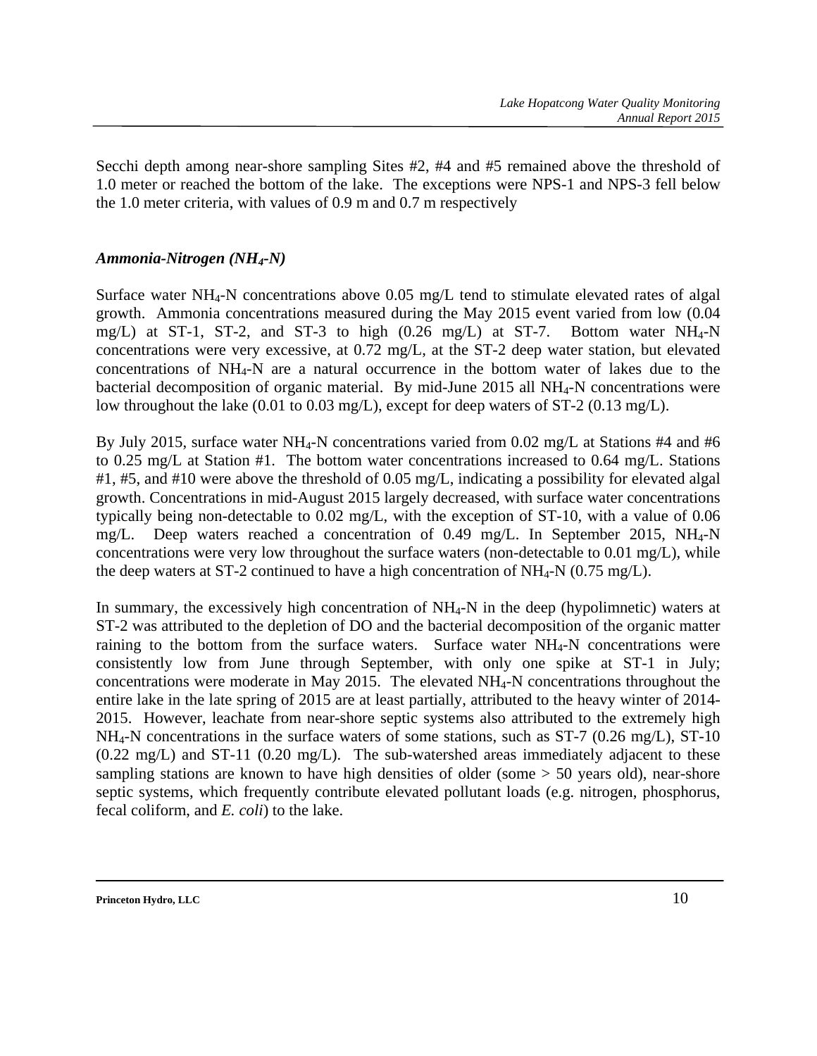Secchi depth among near-shore sampling Sites #2, #4 and #5 remained above the threshold of 1.0 meter or reached the bottom of the lake. The exceptions were NPS-1 and NPS-3 fell below the 1.0 meter criteria, with values of 0.9 m and 0.7 m respectively

### *Ammonia-Nitrogen ($NH_4$-N)*

Surface water $NH_4$-N concentrations above 0.05 mg/L tend to stimulate elevated rates of algal growth. Ammonia concentrations measured during the May 2015 event varied from low (0.04 mg/L) at ST-1, ST-2, and ST-3 to high (0.26 mg/L) at ST-7. Bottom water $NH_4$-N concentrations were very excessive, at 0.72 mg/L, at the ST-2 deep water station, but elevated concentrations of $NH_4$-N are a natural occurrence in the bottom water of lakes due to the bacterial decomposition of organic material. By mid-June 2015 all $NH_4$-N concentrations were low throughout the lake (0.01 to 0.03 mg/L), except for deep waters of ST-2 (0.13 mg/L).

By July 2015, surface water $NH_4$-N concentrations varied from 0.02 mg/L at Stations #4 and #6 to 0.25 mg/L at Station #1. The bottom water concentrations increased to 0.64 mg/L. Stations #1, #5, and #10 were above the threshold of 0.05 mg/L, indicating a possibility for elevated algal growth. Concentrations in mid-August 2015 largely decreased, with surface water concentrations typically being non-detectable to 0.02 mg/L, with the exception of ST-10, with a value of 0.06 mg/L. Deep waters reached a concentration of 0.49 mg/L. In September 2015, $NH_4$-N concentrations were very low throughout the surface waters (non-detectable to 0.01 mg/L), while the deep waters at ST-2 continued to have a high concentration of $NH_4$-N (0.75 mg/L).

In summary, the excessively high concentration of $NH_4$-N in the deep (hypolimnetic) waters at ST-2 was attributed to the depletion of DO and the bacterial decomposition of the organic matter raining to the bottom from the surface waters. Surface water $NH_4$-N concentrations were consistently low from June through September, with only one spike at ST-1 in July; concentrations were moderate in May 2015. The elevated $NH_4$-N concentrations throughout the entire lake in the late spring of 2015 are at least partially, attributed to the heavy winter of 2014-2015. However, leachate from near-shore septic systems also attributed to the extremely high $NH_4$-N concentrations in the surface waters of some stations, such as ST-7 (0.26 mg/L), ST-10 (0.22 mg/L) and ST-11 (0.20 mg/L). The sub-watershed areas immediately adjacent to these sampling stations are known to have high densities of older (some > 50 years old), near-shore septic systems, which frequently contribute elevated pollutant loads (e.g. nitrogen, phosphorus, fecal coliform, and *E. coli*) to the lake.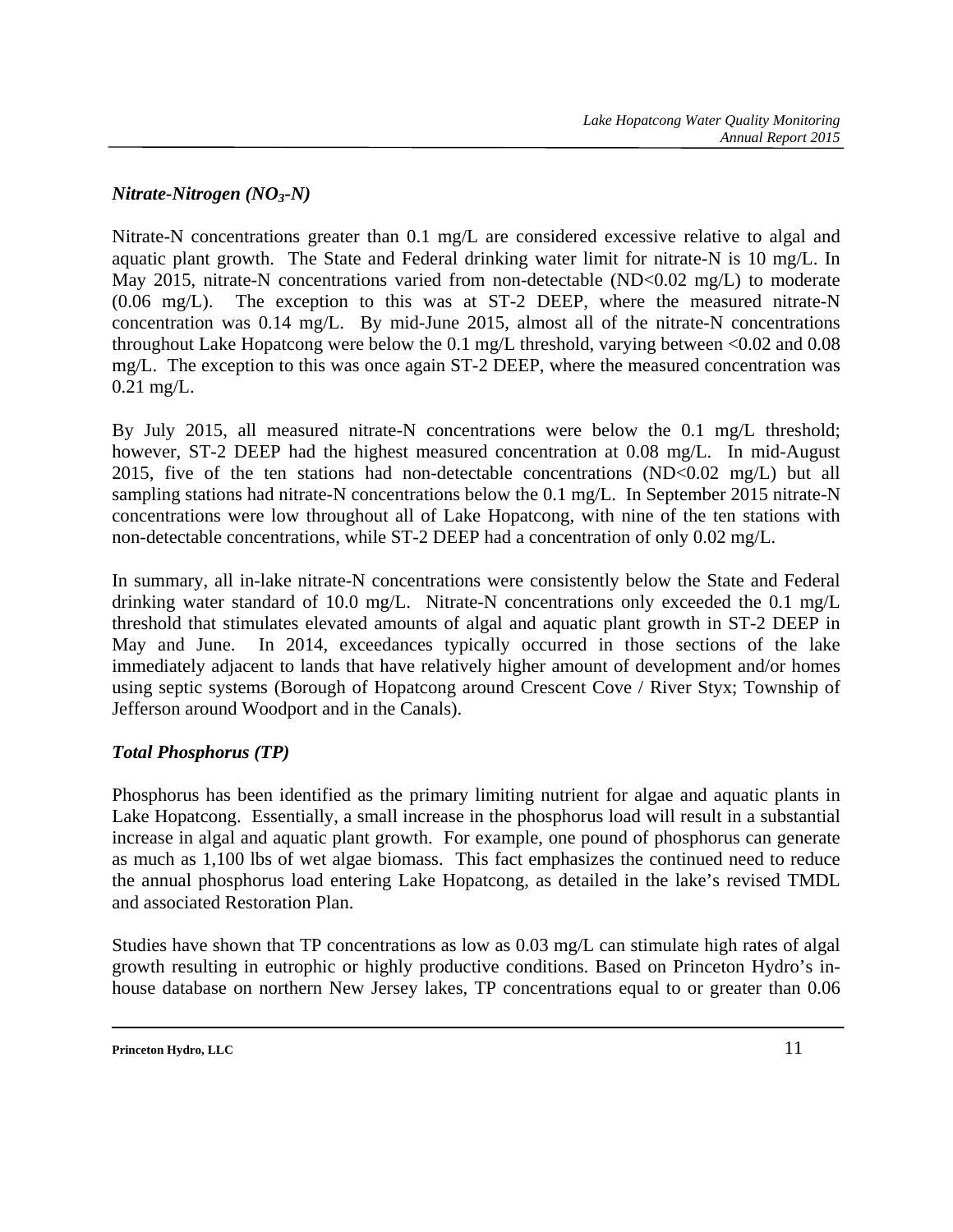### *Nitrate-Nitrogen ($NO_3$-N)*

Nitrate-N concentrations greater than 0.1 mg/L are considered excessive relative to algal and aquatic plant growth. The State and Federal drinking water limit for nitrate-N is 10 mg/L. In May 2015, nitrate-N concentrations varied from non-detectable (ND<0.02 mg/L) to moderate (0.06 mg/L). The exception to this was at ST-2 DEEP, where the measured nitrate-N concentration was 0.14 mg/L. By mid-June 2015, almost all of the nitrate-N concentrations throughout Lake Hopatcong were below the 0.1 mg/L threshold, varying between <0.02 and 0.08 mg/L. The exception to this was once again ST-2 DEEP, where the measured concentration was 0.21 mg/L.

By July 2015, all measured nitrate-N concentrations were below the 0.1 mg/L threshold; however, ST-2 DEEP had the highest measured concentration at 0.08 mg/L. In mid-August 2015, five of the ten stations had non-detectable concentrations (ND<0.02 mg/L) but all sampling stations had nitrate-N concentrations below the 0.1 mg/L. In September 2015 nitrate-N concentrations were low throughout all of Lake Hopatcong, with nine of the ten stations with non-detectable concentrations, while ST-2 DEEP had a concentration of only 0.02 mg/L.

In summary, all in-lake nitrate-N concentrations were consistently below the State and Federal drinking water standard of 10.0 mg/L. Nitrate-N concentrations only exceeded the 0.1 mg/L threshold that stimulates elevated amounts of algal and aquatic plant growth in ST-2 DEEP in May and June. In 2014, exceedances typically occurred in those sections of the lake immediately adjacent to lands that have relatively higher amount of development and/or homes using septic systems (Borough of Hopatcong around Crescent Cove / River Styx; Township of Jefferson around Woodport and in the Canals).

### *Total Phosphorus (TP)*

Phosphorus has been identified as the primary limiting nutrient for algae and aquatic plants in Lake Hopatcong. Essentially, a small increase in the phosphorus load will result in a substantial increase in algal and aquatic plant growth. For example, one pound of phosphorus can generate as much as 1,100 lbs of wet algae biomass. This fact emphasizes the continued need to reduce the annual phosphorus load entering Lake Hopatcong, as detailed in the lake's revised TMDL and associated Restoration Plan.

Studies have shown that TP concentrations as low as 0.03 mg/L can stimulate high rates of algal growth resulting in eutrophic or highly productive conditions. Based on Princeton Hydro's in-house database on northern New Jersey lakes, TP concentrations equal to or greater than 0.06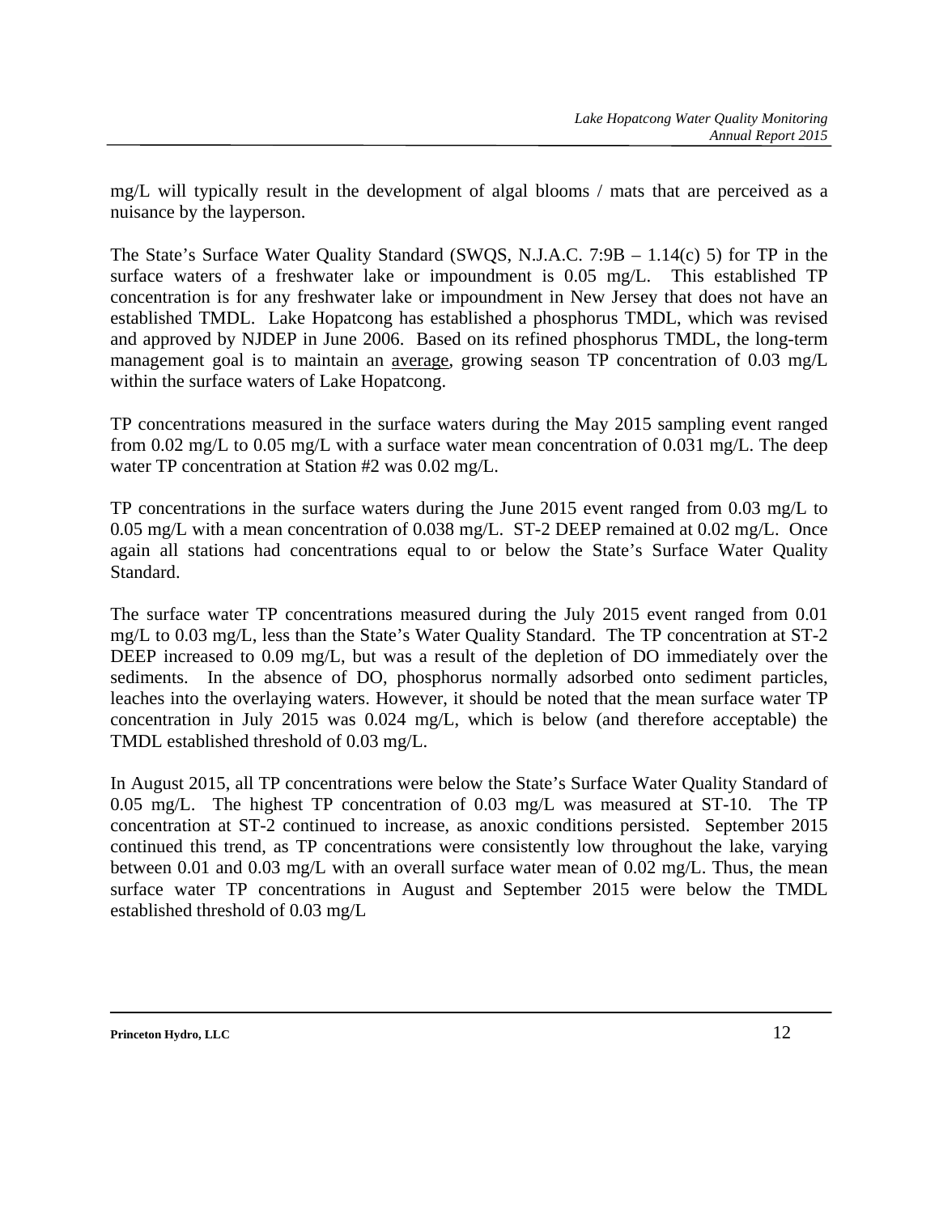mg/L will typically result in the development of algal blooms / mats that are perceived as a nuisance by the layperson.

The State's Surface Water Quality Standard (SWQS, N.J.A.C. 7:9B – 1.14(c) 5) for TP in the surface waters of a freshwater lake or impoundment is 0.05 mg/L. This established TP concentration is for any freshwater lake or impoundment in New Jersey that does not have an established TMDL. Lake Hopatcong has established a phosphorus TMDL, which was revised and approved by NJDEP in June 2006. Based on its refined phosphorus TMDL, the long-term management goal is to maintain an average, growing season TP concentration of 0.03 mg/L within the surface waters of Lake Hopatcong.

TP concentrations measured in the surface waters during the May 2015 sampling event ranged from 0.02 mg/L to 0.05 mg/L with a surface water mean concentration of 0.031 mg/L. The deep water TP concentration at Station #2 was 0.02 mg/L.

TP concentrations in the surface waters during the June 2015 event ranged from 0.03 mg/L to 0.05 mg/L with a mean concentration of 0.038 mg/L. ST-2 DEEP remained at 0.02 mg/L. Once again all stations had concentrations equal to or below the State's Surface Water Quality Standard.

The surface water TP concentrations measured during the July 2015 event ranged from 0.01 mg/L to 0.03 mg/L, less than the State's Water Quality Standard. The TP concentration at ST-2 DEEP increased to 0.09 mg/L, but was a result of the depletion of DO immediately over the sediments. In the absence of DO, phosphorus normally adsorbed onto sediment particles, leaches into the overlaying waters. However, it should be noted that the mean surface water TP concentration in July 2015 was 0.024 mg/L, which is below (and therefore acceptable) the TMDL established threshold of 0.03 mg/L.

In August 2015, all TP concentrations were below the State's Surface Water Quality Standard of 0.05 mg/L. The highest TP concentration of 0.03 mg/L was measured at ST-10. The TP concentration at ST-2 continued to increase, as anoxic conditions persisted. September 2015 continued this trend, as TP concentrations were consistently low throughout the lake, varying between 0.01 and 0.03 mg/L with an overall surface water mean of 0.02 mg/L. Thus, the mean surface water TP concentrations in August and September 2015 were below the TMDL established threshold of 0.03 mg/L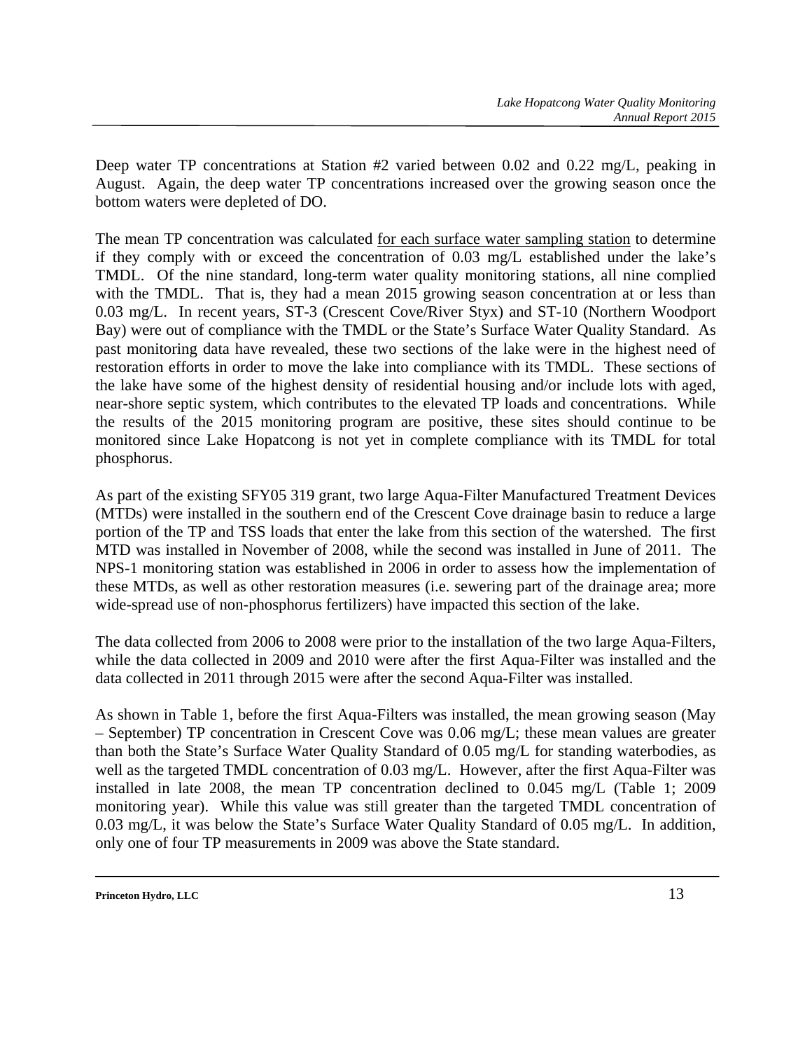Deep water TP concentrations at Station #2 varied between 0.02 and 0.22 mg/L, peaking in August. Again, the deep water TP concentrations increased over the growing season once the bottom waters were depleted of DO.

The mean TP concentration was calculated <u>for each surface water sampling station</u> to determine if they comply with or exceed the concentration of 0.03 mg/L established under the lake's TMDL. Of the nine standard, long-term water quality monitoring stations, all nine complied with the TMDL. That is, they had a mean 2015 growing season concentration at or less than 0.03 mg/L. In recent years, ST-3 (Crescent Cove/River Styx) and ST-10 (Northern Woodport Bay) were out of compliance with the TMDL or the State's Surface Water Quality Standard. As past monitoring data have revealed, these two sections of the lake were in the highest need of restoration efforts in order to move the lake into compliance with its TMDL. These sections of the lake have some of the highest density of residential housing and/or include lots with aged, near-shore septic system, which contributes to the elevated TP loads and concentrations. While the results of the 2015 monitoring program are positive, these sites should continue to be monitored since Lake Hopatcong is not yet in complete compliance with its TMDL for total phosphorus.

As part of the existing SFY05 319 grant, two large Aqua-Filter Manufactured Treatment Devices (MTDs) were installed in the southern end of the Crescent Cove drainage basin to reduce a large portion of the TP and TSS loads that enter the lake from this section of the watershed. The first MTD was installed in November of 2008, while the second was installed in June of 2011. The NPS-1 monitoring station was established in 2006 in order to assess how the implementation of these MTDs, as well as other restoration measures (i.e. sewering part of the drainage area; more wide-spread use of non-phosphorus fertilizers) have impacted this section of the lake.

The data collected from 2006 to 2008 were prior to the installation of the two large Aqua-Filters, while the data collected in 2009 and 2010 were after the first Aqua-Filter was installed and the data collected in 2011 through 2015 were after the second Aqua-Filter was installed.

As shown in Table 1, before the first Aqua-Filters was installed, the mean growing season (May – September) TP concentration in Crescent Cove was 0.06 mg/L; these mean values are greater than both the State's Surface Water Quality Standard of 0.05 mg/L for standing waterbodies, as well as the targeted TMDL concentration of 0.03 mg/L. However, after the first Aqua-Filter was installed in late 2008, the mean TP concentration declined to 0.045 mg/L (Table 1; 2009 monitoring year). While this value was still greater than the targeted TMDL concentration of 0.03 mg/L, it was below the State's Surface Water Quality Standard of 0.05 mg/L. In addition, only one of four TP measurements in 2009 was above the State standard.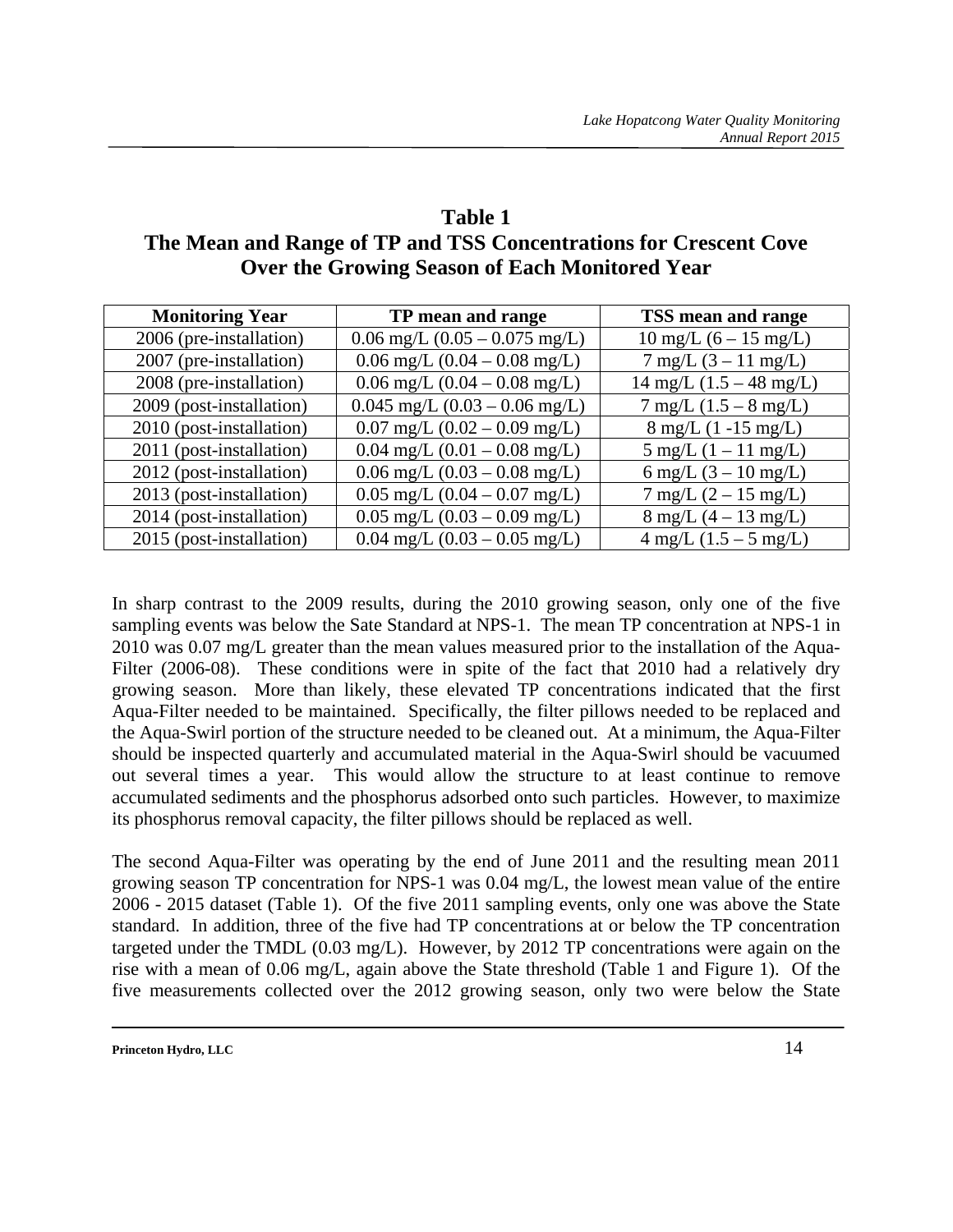## Table 1
## The Mean and Range of TP and TSS Concentrations for Crescent Cove Over the Growing Season of Each Monitored Year

| Monitoring Year | TP mean and range | TSS mean and range |
|---|---|---|
| 2006 (pre-installation) | 0.06 mg/L (0.05 – 0.075 mg/L) | 10 mg/L (6 – 15 mg/L) |
| 2007 (pre-installation) | 0.06 mg/L (0.04 – 0.08 mg/L) | 7 mg/L (3 – 11 mg/L) |
| 2008 (pre-installation) | 0.06 mg/L (0.04 – 0.08 mg/L) | 14 mg/L (1.5 – 48 mg/L) |
| 2009 (post-installation) | 0.045 mg/L (0.03 – 0.06 mg/L) | 7 mg/L (1.5 – 8 mg/L) |
| 2010 (post-installation) | 0.07 mg/L (0.02 – 0.09 mg/L) | 8 mg/L (1 -15 mg/L) |
| 2011 (post-installation) | 0.04 mg/L (0.01 – 0.08 mg/L) | 5 mg/L (1 – 11 mg/L) |
| 2012 (post-installation) | 0.06 mg/L (0.03 – 0.08 mg/L) | 6 mg/L (3 – 10 mg/L) |
| 2013 (post-installation) | 0.05 mg/L (0.04 – 0.07 mg/L) | 7 mg/L (2 – 15 mg/L) |
| 2014 (post-installation) | 0.05 mg/L (0.03 – 0.09 mg/L) | 8 mg/L (4 – 13 mg/L) |
| 2015 (post-installation) | 0.04 mg/L (0.03 – 0.05 mg/L) | 4 mg/L (1.5 – 5 mg/L) |

In sharp contrast to the 2009 results, during the 2010 growing season, only one of the five sampling events was below the Sate Standard at NPS-1. The mean TP concentration at NPS-1 in 2010 was 0.07 mg/L greater than the mean values measured prior to the installation of the Aqua-Filter (2006-08). These conditions were in spite of the fact that 2010 had a relatively dry growing season. More than likely, these elevated TP concentrations indicated that the first Aqua-Filter needed to be maintained. Specifically, the filter pillows needed to be replaced and the Aqua-Swirl portion of the structure needed to be cleaned out. At a minimum, the Aqua-Filter should be inspected quarterly and accumulated material in the Aqua-Swirl should be vacuumed out several times a year. This would allow the structure to at least continue to remove accumulated sediments and the phosphorus adsorbed onto such particles. However, to maximize its phosphorus removal capacity, the filter pillows should be replaced as well.

The second Aqua-Filter was operating by the end of June 2011 and the resulting mean 2011 growing season TP concentration for NPS-1 was 0.04 mg/L, the lowest mean value of the entire 2006 - 2015 dataset (Table 1). Of the five 2011 sampling events, only one was above the State standard. In addition, three of the five had TP concentrations at or below the TP concentration targeted under the TMDL (0.03 mg/L). However, by 2012 TP concentrations were again on the rise with a mean of 0.06 mg/L, again above the State threshold (Table 1 and Figure 1). Of the five measurements collected over the 2012 growing season, only two were below the State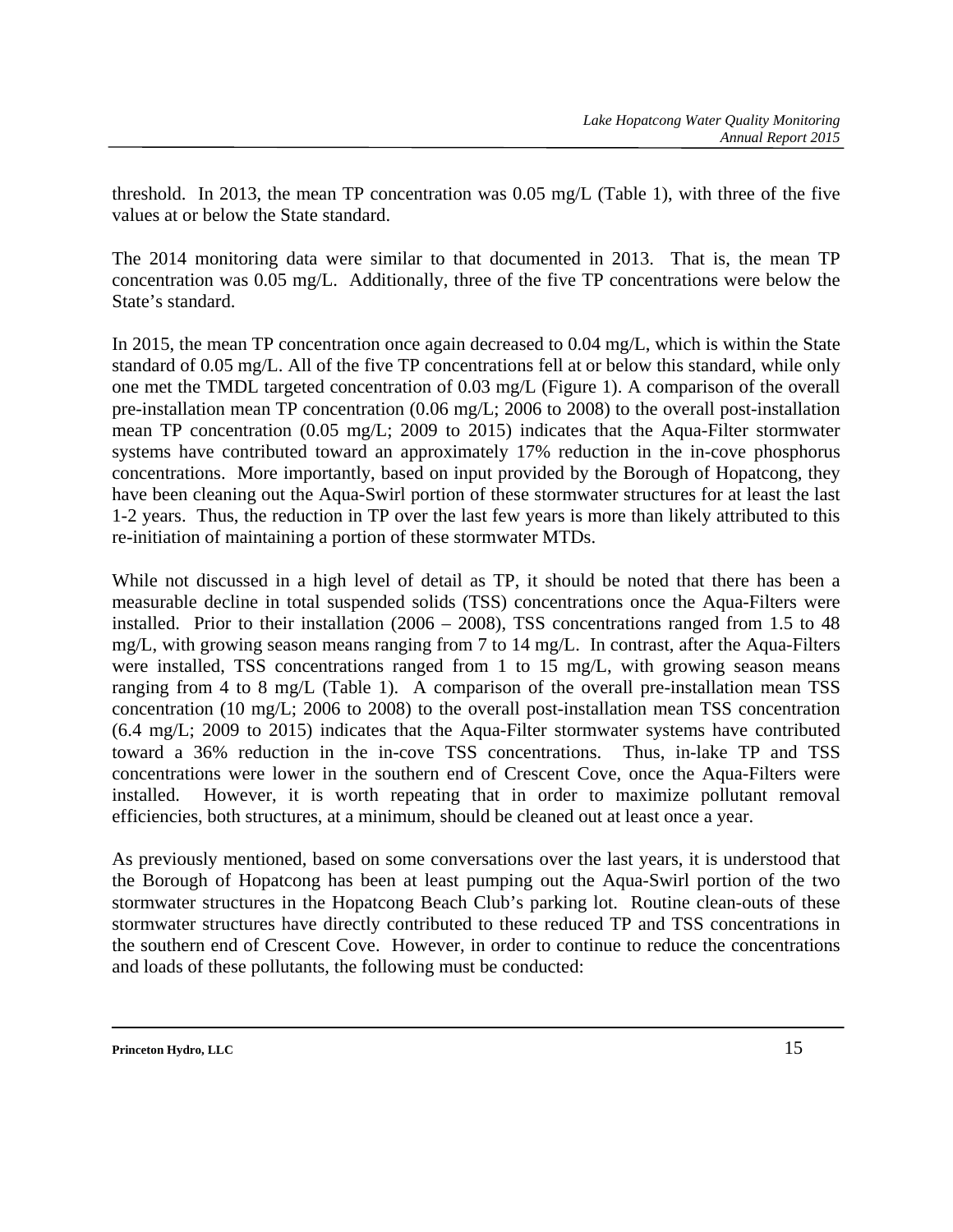threshold. In 2013, the mean TP concentration was 0.05 mg/L (Table 1), with three of the five values at or below the State standard.

The 2014 monitoring data were similar to that documented in 2013. That is, the mean TP concentration was 0.05 mg/L. Additionally, three of the five TP concentrations were below the State's standard.

In 2015, the mean TP concentration once again decreased to 0.04 mg/L, which is within the State standard of 0.05 mg/L. All of the five TP concentrations fell at or below this standard, while only one met the TMDL targeted concentration of 0.03 mg/L (Figure 1). A comparison of the overall pre-installation mean TP concentration (0.06 mg/L; 2006 to 2008) to the overall post-installation mean TP concentration (0.05 mg/L; 2009 to 2015) indicates that the Aqua-Filter stormwater systems have contributed toward an approximately 17% reduction in the in-cove phosphorus concentrations. More importantly, based on input provided by the Borough of Hopatcong, they have been cleaning out the Aqua-Swirl portion of these stormwater structures for at least the last 1-2 years. Thus, the reduction in TP over the last few years is more than likely attributed to this re-initiation of maintaining a portion of these stormwater MTDs.

While not discussed in a high level of detail as TP, it should be noted that there has been a measurable decline in total suspended solids (TSS) concentrations once the Aqua-Filters were installed. Prior to their installation (2006 – 2008), TSS concentrations ranged from 1.5 to 48 mg/L, with growing season means ranging from 7 to 14 mg/L. In contrast, after the Aqua-Filters were installed, TSS concentrations ranged from 1 to 15 mg/L, with growing season means ranging from 4 to 8 mg/L (Table 1). A comparison of the overall pre-installation mean TSS concentration (10 mg/L; 2006 to 2008) to the overall post-installation mean TSS concentration (6.4 mg/L; 2009 to 2015) indicates that the Aqua-Filter stormwater systems have contributed toward a 36% reduction in the in-cove TSS concentrations. Thus, in-lake TP and TSS concentrations were lower in the southern end of Crescent Cove, once the Aqua-Filters were installed. However, it is worth repeating that in order to maximize pollutant removal efficiencies, both structures, at a minimum, should be cleaned out at least once a year.

As previously mentioned, based on some conversations over the last years, it is understood that the Borough of Hopatcong has been at least pumping out the Aqua-Swirl portion of the two stormwater structures in the Hopatcong Beach Club's parking lot. Routine clean-outs of these stormwater structures have directly contributed to these reduced TP and TSS concentrations in the southern end of Crescent Cove. However, in order to continue to reduce the concentrations and loads of these pollutants, the following must be conducted: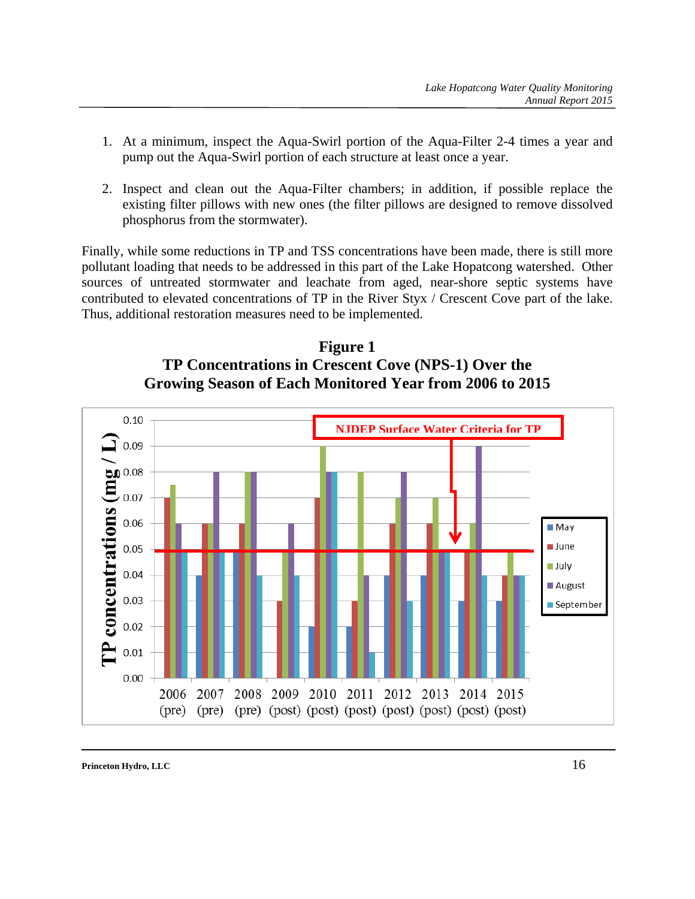1. At a minimum, inspect the Aqua-Swirl portion of the Aqua-Filter 2-4 times a year and pump out the Aqua-Swirl portion of each structure at least once a year.

2. Inspect and clean out the Aqua-Filter chambers; in addition, if possible replace the existing filter pillows with new ones (the filter pillows are designed to remove dissolved phosphorus from the stormwater).

Finally, while some reductions in TP and TSS concentrations have been made, there is still more pollutant loading that needs to be addressed in this part of the Lake Hopatcong watershed. Other sources of untreated stormwater and leachate from aged, near-shore septic systems have contributed to elevated concentrations of TP in the River Styx / Crescent Cove part of the lake. Thus, additional restoration measures need to be implemented.

**Figure 1**
**TP Concentrations in Crescent Cove (NPS-1) Over the Growing Season of Each Monitored Year from 2006 to 2015**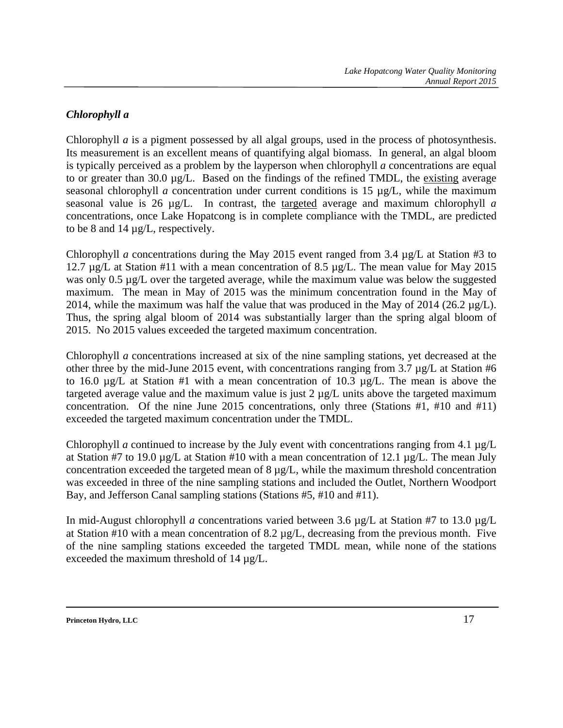### *Chlorophyll a*

Chlorophyll *a* is a pigment possessed by all algal groups, used in the process of photosynthesis. Its measurement is an excellent means of quantifying algal biomass. In general, an algal bloom is typically perceived as a problem by the layperson when chlorophyll *a* concentrations are equal to or greater than 30.0 µg/L. Based on the findings of the refined TMDL, the existing average seasonal chlorophyll *a* concentration under current conditions is 15 µg/L, while the maximum seasonal value is 26 µg/L. In contrast, the targeted average and maximum chlorophyll *a* concentrations, once Lake Hopatcong is in complete compliance with the TMDL, are predicted to be 8 and 14 µg/L, respectively.

Chlorophyll *a* concentrations during the May 2015 event ranged from 3.4 µg/L at Station #3 to 12.7 µg/L at Station #11 with a mean concentration of 8.5 µg/L. The mean value for May 2015 was only 0.5 µg/L over the targeted average, while the maximum value was below the suggested maximum. The mean in May of 2015 was the minimum concentration found in the May of 2014, while the maximum was half the value that was produced in the May of 2014 (26.2 µg/L). Thus, the spring algal bloom of 2014 was substantially larger than the spring algal bloom of 2015. No 2015 values exceeded the targeted maximum concentration.

Chlorophyll *a* concentrations increased at six of the nine sampling stations, yet decreased at the other three by the mid-June 2015 event, with concentrations ranging from 3.7 µg/L at Station #6 to 16.0 µg/L at Station #1 with a mean concentration of 10.3 µg/L. The mean is above the targeted average value and the maximum value is just 2 µg/L units above the targeted maximum concentration. Of the nine June 2015 concentrations, only three (Stations #1, #10 and #11) exceeded the targeted maximum concentration under the TMDL.

Chlorophyll *a* continued to increase by the July event with concentrations ranging from 4.1 µg/L at Station #7 to 19.0 µg/L at Station #10 with a mean concentration of 12.1 µg/L. The mean July concentration exceeded the targeted mean of 8 µg/L, while the maximum threshold concentration was exceeded in three of the nine sampling stations and included the Outlet, Northern Woodport Bay, and Jefferson Canal sampling stations (Stations #5, #10 and #11).

In mid-August chlorophyll *a* concentrations varied between 3.6 µg/L at Station #7 to 13.0 µg/L at Station #10 with a mean concentration of 8.2 µg/L, decreasing from the previous month. Five of the nine sampling stations exceeded the targeted TMDL mean, while none of the stations exceeded the maximum threshold of 14 µg/L.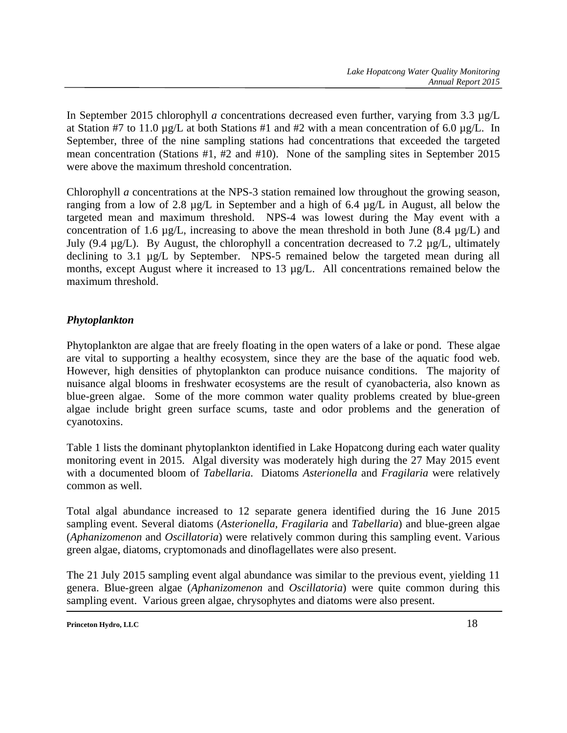In September 2015 chlorophyll *a* concentrations decreased even further, varying from 3.3 µg/L at Station #7 to 11.0 µg/L at both Stations #1 and #2 with a mean concentration of 6.0 µg/L. In September, three of the nine sampling stations had concentrations that exceeded the targeted mean concentration (Stations #1, #2 and #10). None of the sampling sites in September 2015 were above the maximum threshold concentration.

Chlorophyll *a* concentrations at the NPS-3 station remained low throughout the growing season, ranging from a low of 2.8 µg/L in September and a high of 6.4 µg/L in August, all below the targeted mean and maximum threshold. NPS-4 was lowest during the May event with a concentration of 1.6 µg/L, increasing to above the mean threshold in both June (8.4 µg/L) and July (9.4 µg/L). By August, the chlorophyll a concentration decreased to 7.2 µg/L, ultimately declining to 3.1 µg/L by September. NPS-5 remained below the targeted mean during all months, except August where it increased to 13 µg/L. All concentrations remained below the maximum threshold.

### *Phytoplankton*

Phytoplankton are algae that are freely floating in the open waters of a lake or pond. These algae are vital to supporting a healthy ecosystem, since they are the base of the aquatic food web. However, high densities of phytoplankton can produce nuisance conditions. The majority of nuisance algal blooms in freshwater ecosystems are the result of cyanobacteria, also known as blue-green algae. Some of the more common water quality problems created by blue-green algae include bright green surface scums, taste and odor problems and the generation of cyanotoxins.

Table 1 lists the dominant phytoplankton identified in Lake Hopatcong during each water quality monitoring event in 2015. Algal diversity was moderately high during the 27 May 2015 event with a documented bloom of *Tabellaria*. Diatoms *Asterionella* and *Fragilaria* were relatively common as well.

Total algal abundance increased to 12 separate genera identified during the 16 June 2015 sampling event. Several diatoms (*Asterionella*, *Fragilaria* and *Tabellaria*) and blue-green algae (*Aphanizomenon* and *Oscillatoria*) were relatively common during this sampling event. Various green algae, diatoms, cryptomonads and dinoflagellates were also present.

The 21 July 2015 sampling event algal abundance was similar to the previous event, yielding 11 genera. Blue-green algae (*Aphanizomenon* and *Oscillatoria*) were quite common during this sampling event. Various green algae, chrysophytes and diatoms were also present.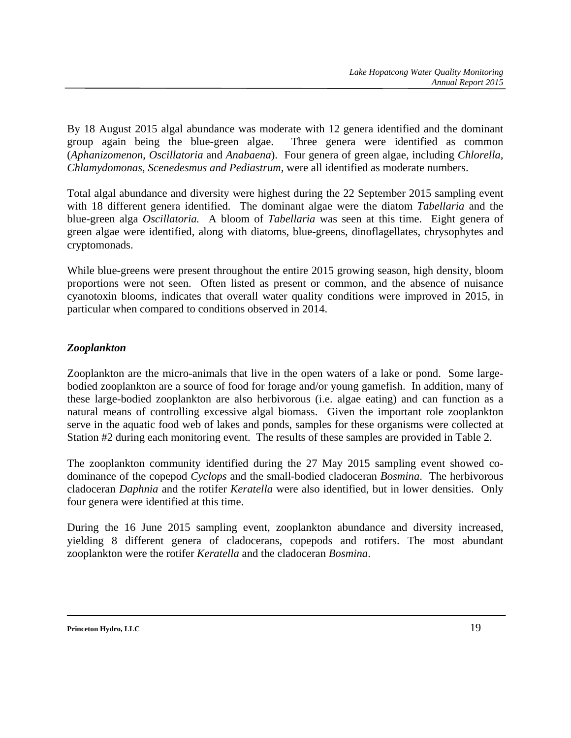By 18 August 2015 algal abundance was moderate with 12 genera identified and the dominant group again being the blue-green algae. Three genera were identified as common (*Aphanizomenon*, *Oscillatoria* and *Anabaena*). Four genera of green algae, including *Chlorella, Chlamydomonas, Scenedesmus and Pediastrum,* were all identified as moderate numbers.

Total algal abundance and diversity were highest during the 22 September 2015 sampling event with 18 different genera identified. The dominant algae were the diatom *Tabellaria* and the blue-green alga *Oscillatoria.* A bloom of *Tabellaria* was seen at this time. Eight genera of green algae were identified, along with diatoms, blue-greens, dinoflagellates, chrysophytes and cryptomonads.

While blue-greens were present throughout the entire 2015 growing season, high density, bloom proportions were not seen. Often listed as present or common, and the absence of nuisance cyanotoxin blooms, indicates that overall water quality conditions were improved in 2015, in particular when compared to conditions observed in 2014.

### *Zooplankton*

Zooplankton are the micro-animals that live in the open waters of a lake or pond. Some large-bodied zooplankton are a source of food for forage and/or young gamefish. In addition, many of these large-bodied zooplankton are also herbivorous (i.e. algae eating) and can function as a natural means of controlling excessive algal biomass. Given the important role zooplankton serve in the aquatic food web of lakes and ponds, samples for these organisms were collected at Station #2 during each monitoring event. The results of these samples are provided in Table 2.

The zooplankton community identified during the 27 May 2015 sampling event showed co-dominance of the copepod *Cyclops* and the small-bodied cladoceran *Bosmina*. The herbivorous cladoceran *Daphnia* and the rotifer *Keratella* were also identified, but in lower densities. Only four genera were identified at this time.

During the 16 June 2015 sampling event, zooplankton abundance and diversity increased, yielding 8 different genera of cladocerans, copepods and rotifers. The most abundant zooplankton were the rotifer *Keratella* and the cladoceran *Bosmina*.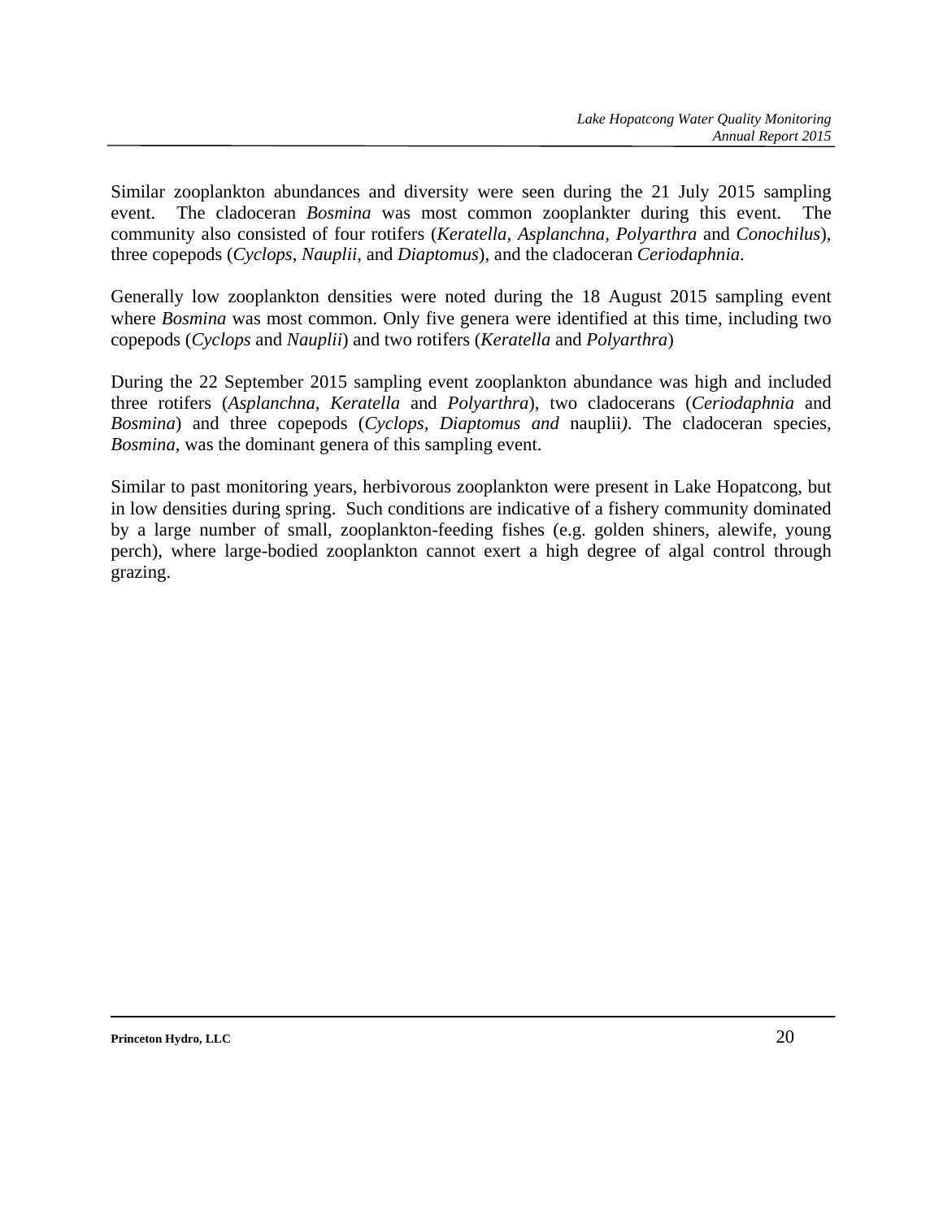Similar zooplankton abundances and diversity were seen during the 21 July 2015 sampling event. The cladoceran *Bosmina* was most common zooplankter during this event. The community also consisted of four rotifers (*Keratella*, *Asplanchna*, *Polyarthra* and *Conochilus*), three copepods (*Cyclops*, *Nauplii*, and *Diaptomus*), and the cladoceran *Ceriodaphnia*.

Generally low zooplankton densities were noted during the 18 August 2015 sampling event where *Bosmina* was most common. Only five genera were identified at this time, including two copepods (*Cyclops* and *Nauplii*) and two rotifers (*Keratella* and *Polyarthra*)

During the 22 September 2015 sampling event zooplankton abundance was high and included three rotifers (*Asplanchna, Keratella* and *Polyarthra*), two cladocerans (*Ceriodaphnia* and *Bosmina*) and three copepods (*Cyclops, Diaptomus and* nauplii*).* The cladoceran species, *Bosmina*, was the dominant genera of this sampling event.

Similar to past monitoring years, herbivorous zooplankton were present in Lake Hopatcong, but in low densities during spring. Such conditions are indicative of a fishery community dominated by a large number of small, zooplankton-feeding fishes (e.g. golden shiners, alewife, young perch), where large-bodied zooplankton cannot exert a high degree of algal control through grazing.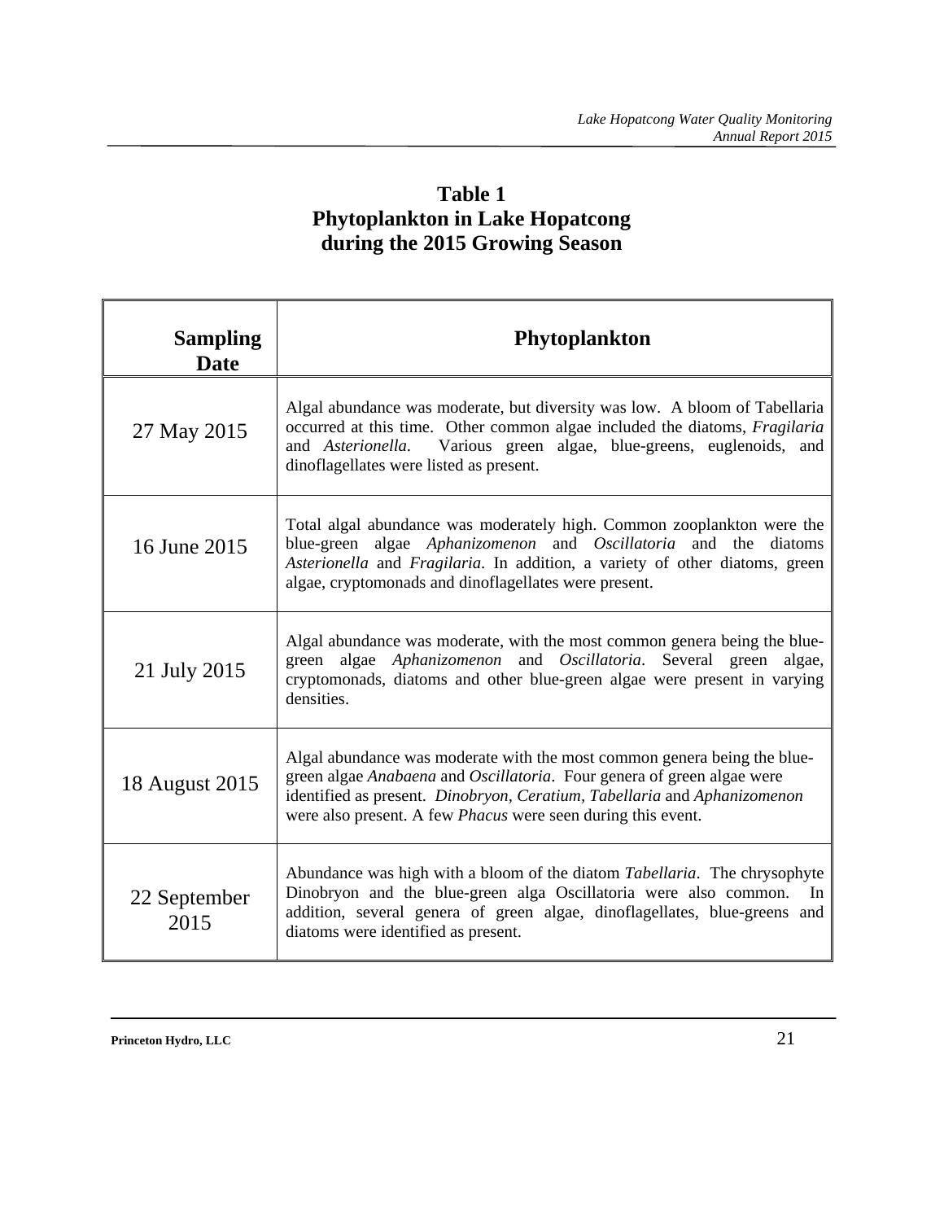**Table 1**
**Phytoplankton in Lake Hopatcong during the 2015 Growing Season**

| Sampling Date | Phytoplankton |
|---|---|
| 27 May 2015 | Algal abundance was moderate, but diversity was low. A bloom of Tabellaria occurred at this time. Other common algae included the diatoms, *Fragilaria* and *Asterionella*. Various green algae, blue-greens, euglenoids, and dinoflagellates were listed as present. |
| 16 June 2015 | Total algal abundance was moderately high. Common zooplankton were the blue-green algae *Aphanizomenon* and *Oscillatoria* and the diatoms *Asterionella* and *Fragilaria*. In addition, a variety of other diatoms, green algae, cryptomonads and dinoflagellates were present. |
| 21 July 2015 | Algal abundance was moderate, with the most common genera being the blue-green algae *Aphanizomenon* and *Oscillatoria*. Several green algae, cryptomonads, diatoms and other blue-green algae were present in varying densities. |
| 18 August 2015 | Algal abundance was moderate with the most common genera being the blue-green algae *Anabaena* and *Oscillatoria*. Four genera of green algae were identified as present. *Dinobryon*, *Ceratium*, *Tabellaria* and *Aphanizomenon* were also present. A few *Phacus* were seen during this event. |
| 22 September 2015 | Abundance was high with a bloom of the diatom *Tabellaria*. The chrysophyte Dinobryon and the blue-green alga Oscillatoria were also common. In addition, several genera of green algae, dinoflagellates, blue-greens and diatoms were identified as present. |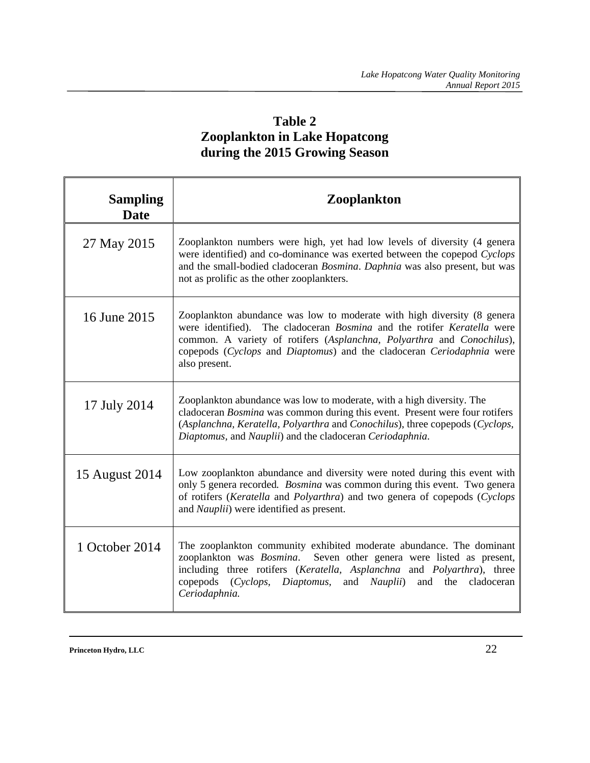**Table 2**
**Zooplankton in Lake Hopatcong**
**during the 2015 Growing Season**

| Sampling Date | Zooplankton |
|---|---|
| 27 May 2015 | Zooplankton numbers were high, yet had low levels of diversity (4 genera were identified) and co-dominance was exerted between the copepod *Cyclops* and the small-bodied cladoceran *Bosmina*. *Daphnia* was also present, but was not as prolific as the other zooplankters. |
| 16 June 2015 | Zooplankton abundance was low to moderate with high diversity (8 genera were identified). The cladoceran *Bosmina* and the rotifer *Keratella* were common. A variety of rotifers (*Asplanchna, Polyarthra* and *Conochilus*), copepods (*Cyclops* and *Diaptomus*) and the cladoceran *Ceriodaphnia* were also present. |
| 17 July 2014 | Zooplankton abundance was low to moderate, with a high diversity. The cladoceran *Bosmina* was common during this event. Present were four rotifers (*Asplanchna, Keratella, Polyarthra* and *Conochilus*), three copepods (*Cyclops, Diaptomus,* and *Nauplii*) and the cladoceran *Ceriodaphnia*. |
| 15 August 2014 | Low zooplankton abundance and diversity were noted during this event with only 5 genera recorded. *Bosmina* was common during this event. Two genera of rotifers (*Keratella* and *Polyarthra*) and two genera of copepods (*Cyclops* and *Nauplii*) were identified as present. |
| 1 October 2014 | The zooplankton community exhibited moderate abundance. The dominant zooplankton was *Bosmina*. Seven other genera were listed as present, including three rotifers (*Keratella, Asplanchna* and *Polyarthra*), three copepods (*Cyclops, Diaptomus,* and *Nauplii*) and the cladoceran *Ceriodaphnia.* |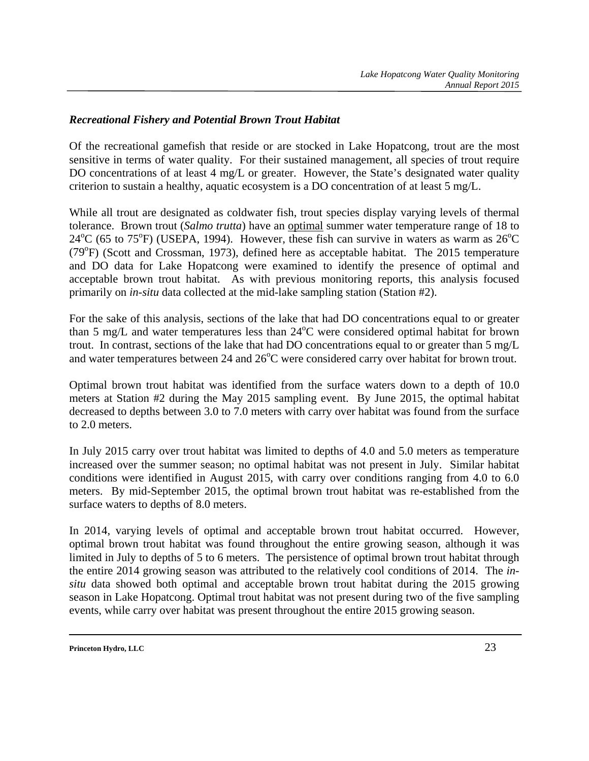### *Recreational Fishery and Potential Brown Trout Habitat*

Of the recreational gamefish that reside or are stocked in Lake Hopatcong, trout are the most sensitive in terms of water quality. For their sustained management, all species of trout require DO concentrations of at least 4 mg/L or greater. However, the State's designated water quality criterion to sustain a healthy, aquatic ecosystem is a DO concentration of at least 5 mg/L.

While all trout are designated as coldwater fish, trout species display varying levels of thermal tolerance. Brown trout (*Salmo trutta*) have an <u>optimal</u> summer water temperature range of 18 to 24$^{o}$C (65 to 75$^{o}$F) (USEPA, 1994). However, these fish can survive in waters as warm as 26$^{o}$C (79$^{o}$F) (Scott and Crossman, 1973), defined here as acceptable habitat. The 2015 temperature and DO data for Lake Hopatcong were examined to identify the presence of optimal and acceptable brown trout habitat. As with previous monitoring reports, this analysis focused primarily on *in-situ* data collected at the mid-lake sampling station (Station #2).

For the sake of this analysis, sections of the lake that had DO concentrations equal to or greater than 5 mg/L and water temperatures less than 24$^{o}$C were considered optimal habitat for brown trout. In contrast, sections of the lake that had DO concentrations equal to or greater than 5 mg/L and water temperatures between 24 and 26$^{o}$C were considered carry over habitat for brown trout.

Optimal brown trout habitat was identified from the surface waters down to a depth of 10.0 meters at Station #2 during the May 2015 sampling event. By June 2015, the optimal habitat decreased to depths between 3.0 to 7.0 meters with carry over habitat was found from the surface to 2.0 meters.

In July 2015 carry over trout habitat was limited to depths of 4.0 and 5.0 meters as temperature increased over the summer season; no optimal habitat was not present in July. Similar habitat conditions were identified in August 2015, with carry over conditions ranging from 4.0 to 6.0 meters. By mid-September 2015, the optimal brown trout habitat was re-established from the surface waters to depths of 8.0 meters.

In 2014, varying levels of optimal and acceptable brown trout habitat occurred. However, optimal brown trout habitat was found throughout the entire growing season, although it was limited in July to depths of 5 to 6 meters. The persistence of optimal brown trout habitat through the entire 2014 growing season was attributed to the relatively cool conditions of 2014. The *in-situ* data showed both optimal and acceptable brown trout habitat during the 2015 growing season in Lake Hopatcong. Optimal trout habitat was not present during two of the five sampling events, while carry over habitat was present throughout the entire 2015 growing season.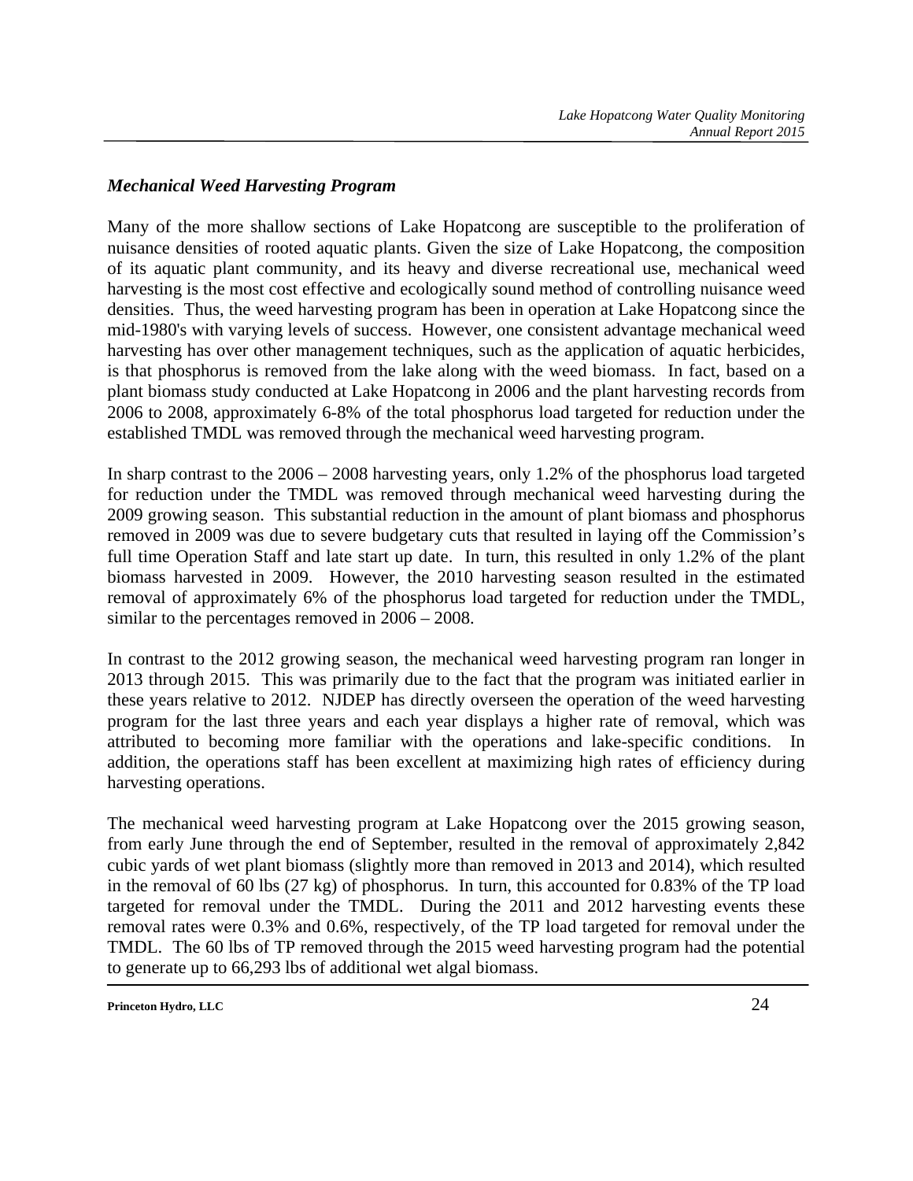### *Mechanical Weed Harvesting Program*

Many of the more shallow sections of Lake Hopatcong are susceptible to the proliferation of nuisance densities of rooted aquatic plants. Given the size of Lake Hopatcong, the composition of its aquatic plant community, and its heavy and diverse recreational use, mechanical weed harvesting is the most cost effective and ecologically sound method of controlling nuisance weed densities. Thus, the weed harvesting program has been in operation at Lake Hopatcong since the mid-1980's with varying levels of success. However, one consistent advantage mechanical weed harvesting has over other management techniques, such as the application of aquatic herbicides, is that phosphorus is removed from the lake along with the weed biomass. In fact, based on a plant biomass study conducted at Lake Hopatcong in 2006 and the plant harvesting records from 2006 to 2008, approximately 6-8% of the total phosphorus load targeted for reduction under the established TMDL was removed through the mechanical weed harvesting program.

In sharp contrast to the 2006 – 2008 harvesting years, only 1.2% of the phosphorus load targeted for reduction under the TMDL was removed through mechanical weed harvesting during the 2009 growing season. This substantial reduction in the amount of plant biomass and phosphorus removed in 2009 was due to severe budgetary cuts that resulted in laying off the Commission's full time Operation Staff and late start up date. In turn, this resulted in only 1.2% of the plant biomass harvested in 2009. However, the 2010 harvesting season resulted in the estimated removal of approximately 6% of the phosphorus load targeted for reduction under the TMDL, similar to the percentages removed in 2006 – 2008.

In contrast to the 2012 growing season, the mechanical weed harvesting program ran longer in 2013 through 2015. This was primarily due to the fact that the program was initiated earlier in these years relative to 2012. NJDEP has directly overseen the operation of the weed harvesting program for the last three years and each year displays a higher rate of removal, which was attributed to becoming more familiar with the operations and lake-specific conditions. In addition, the operations staff has been excellent at maximizing high rates of efficiency during harvesting operations.

The mechanical weed harvesting program at Lake Hopatcong over the 2015 growing season, from early June through the end of September, resulted in the removal of approximately 2,842 cubic yards of wet plant biomass (slightly more than removed in 2013 and 2014), which resulted in the removal of 60 lbs (27 kg) of phosphorus. In turn, this accounted for 0.83% of the TP load targeted for removal under the TMDL. During the 2011 and 2012 harvesting events these removal rates were 0.3% and 0.6%, respectively, of the TP load targeted for removal under the TMDL. The 60 lbs of TP removed through the 2015 weed harvesting program had the potential to generate up to 66,293 lbs of additional wet algal biomass.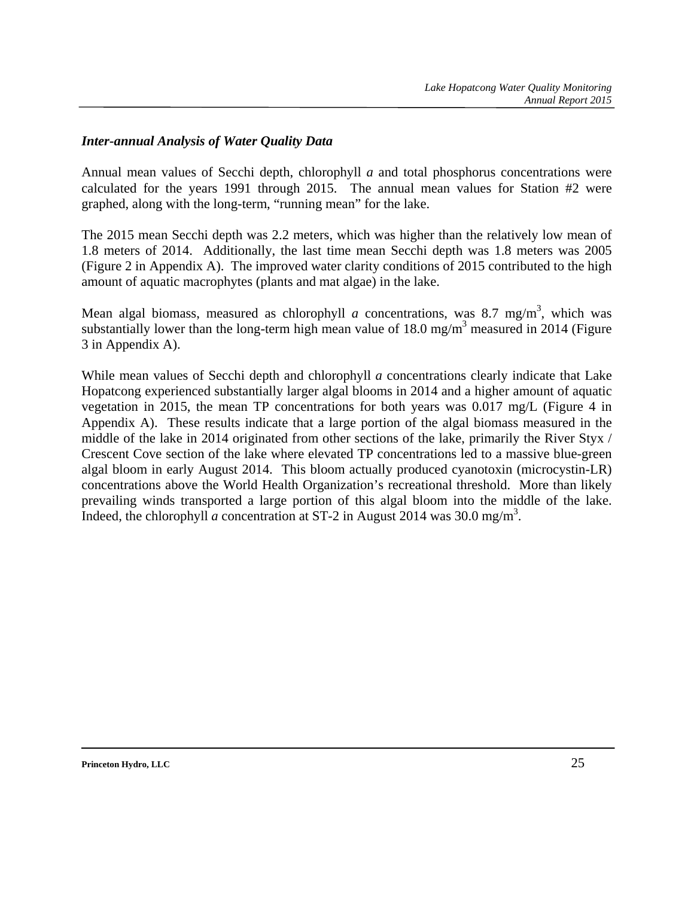### *Inter-annual Analysis of Water Quality Data*

Annual mean values of Secchi depth, chlorophyll *a* and total phosphorus concentrations were calculated for the years 1991 through 2015. The annual mean values for Station #2 were graphed, along with the long-term, "running mean" for the lake.

The 2015 mean Secchi depth was 2.2 meters, which was higher than the relatively low mean of 1.8 meters of 2014. Additionally, the last time mean Secchi depth was 1.8 meters was 2005 (Figure 2 in Appendix A). The improved water clarity conditions of 2015 contributed to the high amount of aquatic macrophytes (plants and mat algae) in the lake.

Mean algal biomass, measured as chlorophyll *a* concentrations, was 8.7 $mg/m^3$, which was substantially lower than the long-term high mean value of 18.0 $mg/m^3$ measured in 2014 (Figure 3 in Appendix A).

While mean values of Secchi depth and chlorophyll *a* concentrations clearly indicate that Lake Hopatcong experienced substantially larger algal blooms in 2014 and a higher amount of aquatic vegetation in 2015, the mean TP concentrations for both years was 0.017 mg/L (Figure 4 in Appendix A). These results indicate that a large portion of the algal biomass measured in the middle of the lake in 2014 originated from other sections of the lake, primarily the River Styx / Crescent Cove section of the lake where elevated TP concentrations led to a massive blue-green algal bloom in early August 2014. This bloom actually produced cyanotoxin (microcystin-LR) concentrations above the World Health Organization's recreational threshold. More than likely prevailing winds transported a large portion of this algal bloom into the middle of the lake. Indeed, the chlorophyll *a* concentration at ST-2 in August 2014 was 30.0 $mg/m^3$.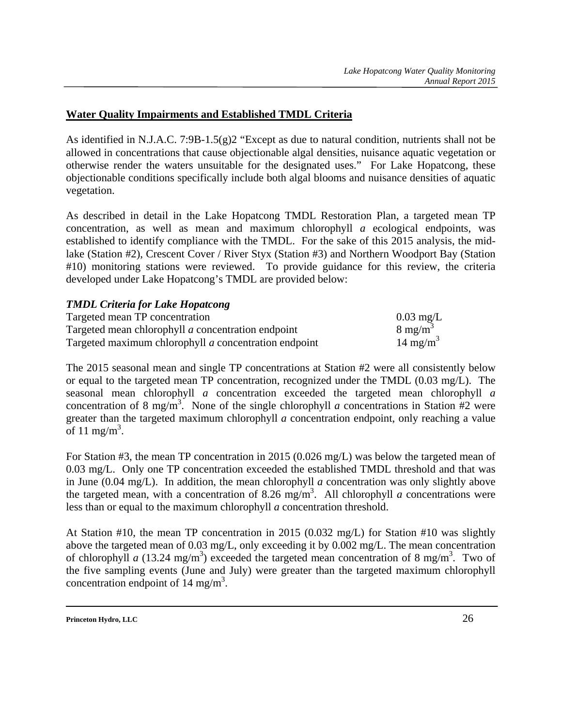## Water Quality Impairments and Established TMDL Criteria

As identified in N.J.A.C. 7:9B-1.5(g)2 "Except as due to natural condition, nutrients shall not be allowed in concentrations that cause objectionable algal densities, nuisance aquatic vegetation or otherwise render the waters unsuitable for the designated uses." For Lake Hopatcong, these objectionable conditions specifically include both algal blooms and nuisance densities of aquatic vegetation.

As described in detail in the Lake Hopatcong TMDL Restoration Plan, a targeted mean TP concentration, as well as mean and maximum chlorophyll *a* ecological endpoints, was established to identify compliance with the TMDL. For the sake of this 2015 analysis, the mid-lake (Station #2), Crescent Cover / River Styx (Station #3) and Northern Woodport Bay (Station #10) monitoring stations were reviewed. To provide guidance for this review, the criteria developed under Lake Hopatcong's TMDL are provided below:

***TMDL Criteria for Lake Hopatcong***

| | |
|---|---|
| Targeted mean TP concentration | 0.03 mg/L |
| Targeted mean chlorophyll *a* concentration endpoint | 8 $mg/m^3$ |
| Targeted maximum chlorophyll *a* concentration endpoint | 14 $mg/m^3$ |

The 2015 seasonal mean and single TP concentrations at Station #2 were all consistently below or equal to the targeted mean TP concentration, recognized under the TMDL (0.03 mg/L). The seasonal mean chlorophyll *a* concentration exceeded the targeted mean chlorophyll *a* concentration of 8 $mg/m^3$. None of the single chlorophyll *a* concentrations in Station #2 were greater than the targeted maximum chlorophyll *a* concentration endpoint, only reaching a value of 11 $mg/m^3$.

For Station #3, the mean TP concentration in 2015 (0.026 mg/L) was below the targeted mean of 0.03 mg/L. Only one TP concentration exceeded the established TMDL threshold and that was in June (0.04 mg/L). In addition, the mean chlorophyll *a* concentration was only slightly above the targeted mean, with a concentration of 8.26 $mg/m^3$. All chlorophyll *a* concentrations were less than or equal to the maximum chlorophyll *a* concentration threshold.

At Station #10, the mean TP concentration in 2015 (0.032 mg/L) for Station #10 was slightly above the targeted mean of 0.03 mg/L, only exceeding it by 0.002 mg/L. The mean concentration of chlorophyll *a* (13.24 $mg/m^3$) exceeded the targeted mean concentration of 8 $mg/m^3$. Two of the five sampling events (June and July) were greater than the targeted maximum chlorophyll concentration endpoint of 14 $mg/m^3$.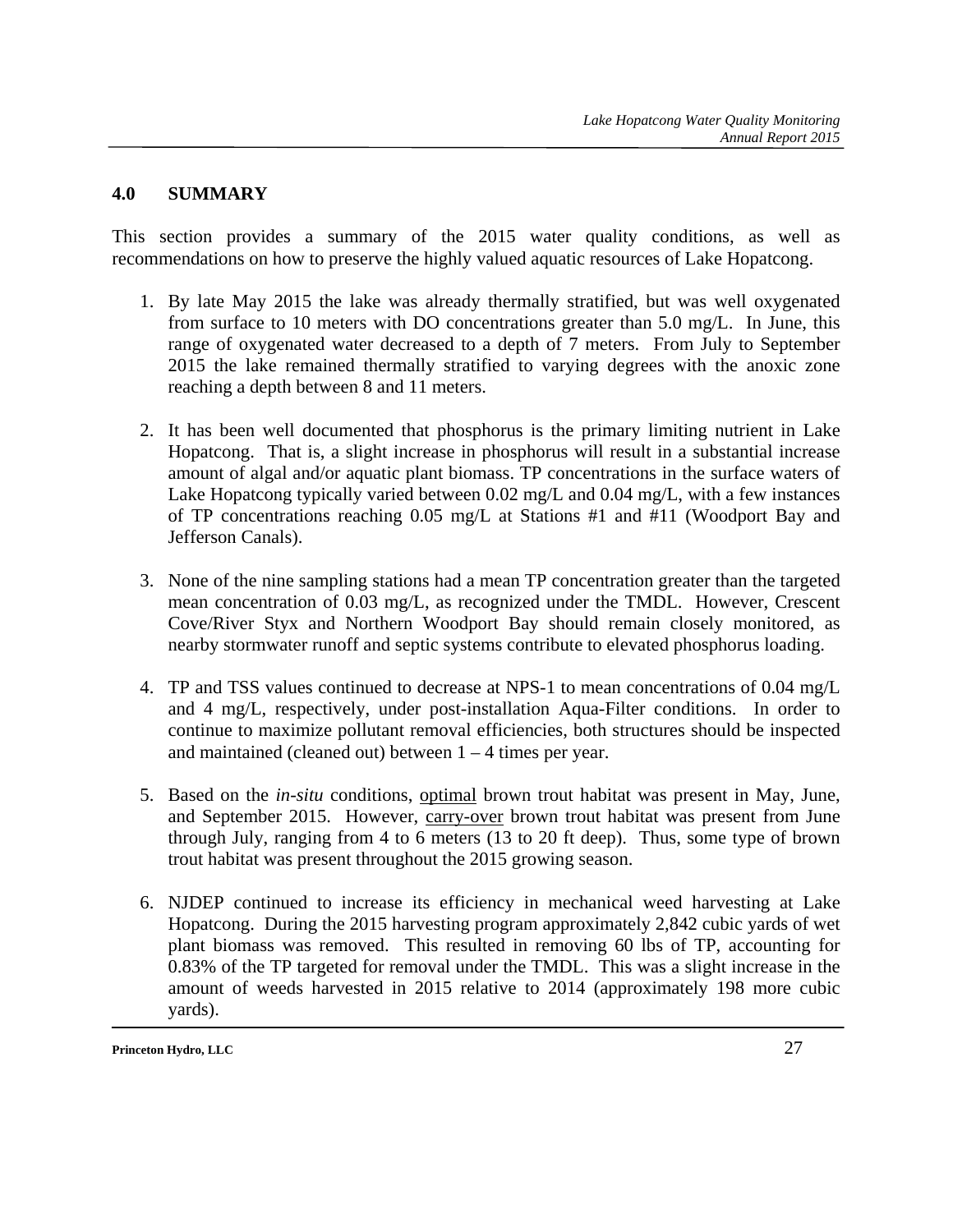## 4.0 SUMMARY

This section provides a summary of the 2015 water quality conditions, as well as recommendations on how to preserve the highly valued aquatic resources of Lake Hopatcong.

1. By late May 2015 the lake was already thermally stratified, but was well oxygenated from surface to 10 meters with DO concentrations greater than 5.0 mg/L. In June, this range of oxygenated water decreased to a depth of 7 meters. From July to September 2015 the lake remained thermally stratified to varying degrees with the anoxic zone reaching a depth between 8 and 11 meters.

2. It has been well documented that phosphorus is the primary limiting nutrient in Lake Hopatcong. That is, a slight increase in phosphorus will result in a substantial increase amount of algal and/or aquatic plant biomass. TP concentrations in the surface waters of Lake Hopatcong typically varied between 0.02 mg/L and 0.04 mg/L, with a few instances of TP concentrations reaching 0.05 mg/L at Stations #1 and #11 (Woodport Bay and Jefferson Canals).

3. None of the nine sampling stations had a mean TP concentration greater than the targeted mean concentration of 0.03 mg/L, as recognized under the TMDL. However, Crescent Cove/River Styx and Northern Woodport Bay should remain closely monitored, as nearby stormwater runoff and septic systems contribute to elevated phosphorus loading.

4. TP and TSS values continued to decrease at NPS-1 to mean concentrations of 0.04 mg/L and 4 mg/L, respectively, under post-installation Aqua-Filter conditions. In order to continue to maximize pollutant removal efficiencies, both structures should be inspected and maintained (cleaned out) between 1 – 4 times per year.

5. Based on the *in-situ* conditions, <u>optimal</u> brown trout habitat was present in May, June, and September 2015. However, <u>carry-over</u> brown trout habitat was present from June through July, ranging from 4 to 6 meters (13 to 20 ft deep). Thus, some type of brown trout habitat was present throughout the 2015 growing season.

6. NJDEP continued to increase its efficiency in mechanical weed harvesting at Lake Hopatcong. During the 2015 harvesting program approximately 2,842 cubic yards of wet plant biomass was removed. This resulted in removing 60 lbs of TP, accounting for 0.83% of the TP targeted for removal under the TMDL. This was a slight increase in the amount of weeds harvested in 2015 relative to 2014 (approximately 198 more cubic yards).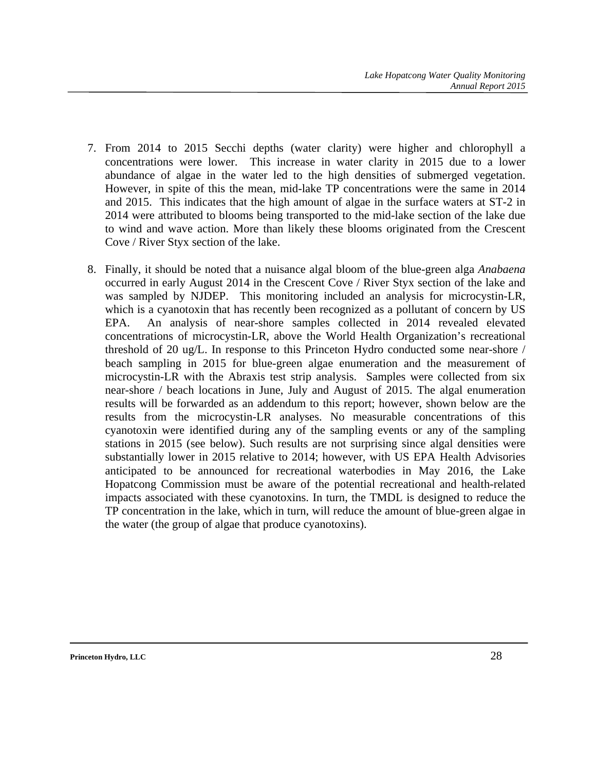7. From 2014 to 2015 Secchi depths (water clarity) were higher and chlorophyll a concentrations were lower. This increase in water clarity in 2015 due to a lower abundance of algae in the water led to the high densities of submerged vegetation. However, in spite of this the mean, mid-lake TP concentrations were the same in 2014 and 2015. This indicates that the high amount of algae in the surface waters at ST-2 in 2014 were attributed to blooms being transported to the mid-lake section of the lake due to wind and wave action. More than likely these blooms originated from the Crescent Cove / River Styx section of the lake.

8. Finally, it should be noted that a nuisance algal bloom of the blue-green alga *Anabaena* occurred in early August 2014 in the Crescent Cove / River Styx section of the lake and was sampled by NJDEP. This monitoring included an analysis for microcystin-LR, which is a cyanotoxin that has recently been recognized as a pollutant of concern by US EPA. An analysis of near-shore samples collected in 2014 revealed elevated concentrations of microcystin-LR, above the World Health Organization's recreational threshold of 20 ug/L. In response to this Princeton Hydro conducted some near-shore / beach sampling in 2015 for blue-green algae enumeration and the measurement of microcystin-LR with the Abraxis test strip analysis. Samples were collected from six near-shore / beach locations in June, July and August of 2015. The algal enumeration results will be forwarded as an addendum to this report; however, shown below are the results from the microcystin-LR analyses. No measurable concentrations of this cyanotoxin were identified during any of the sampling events or any of the sampling stations in 2015 (see below). Such results are not surprising since algal densities were substantially lower in 2015 relative to 2014; however, with US EPA Health Advisories anticipated to be announced for recreational waterbodies in May 2016, the Lake Hopatcong Commission must be aware of the potential recreational and health-related impacts associated with these cyanotoxins. In turn, the TMDL is designed to reduce the TP concentration in the lake, which in turn, will reduce the amount of blue-green algae in the water (the group of algae that produce cyanotoxins).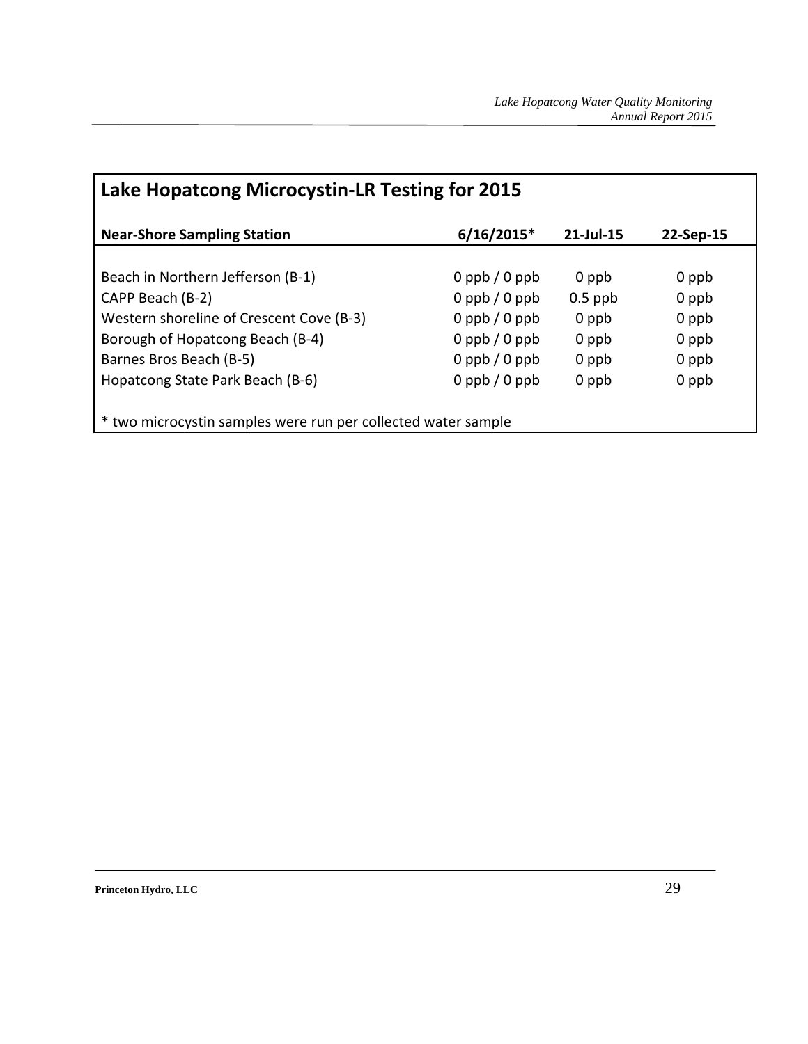## Lake Hopatcong Microcystin-LR Testing for 2015

| Near-Shore Sampling Station | 6/16/2015* | 21-Jul-15 | 22-Sep-15 |
|---|---|---|---|
| Beach in Northern Jefferson (B-1) | 0 ppb / 0 ppb | 0 ppb | 0 ppb |
| CAPP Beach (B-2) | 0 ppb / 0 ppb | 0.5 ppb | 0 ppb |
| Western shoreline of Crescent Cove (B-3) | 0 ppb / 0 ppb | 0 ppb | 0 ppb |
| Borough of Hopatcong Beach (B-4) | 0 ppb / 0 ppb | 0 ppb | 0 ppb |
| Barnes Bros Beach (B-5) | 0 ppb / 0 ppb | 0 ppb | 0 ppb |
| Hopatcong State Park Beach (B-6) | 0 ppb / 0 ppb | 0 ppb | 0 ppb |

* two microcystin samples were run per collected water sample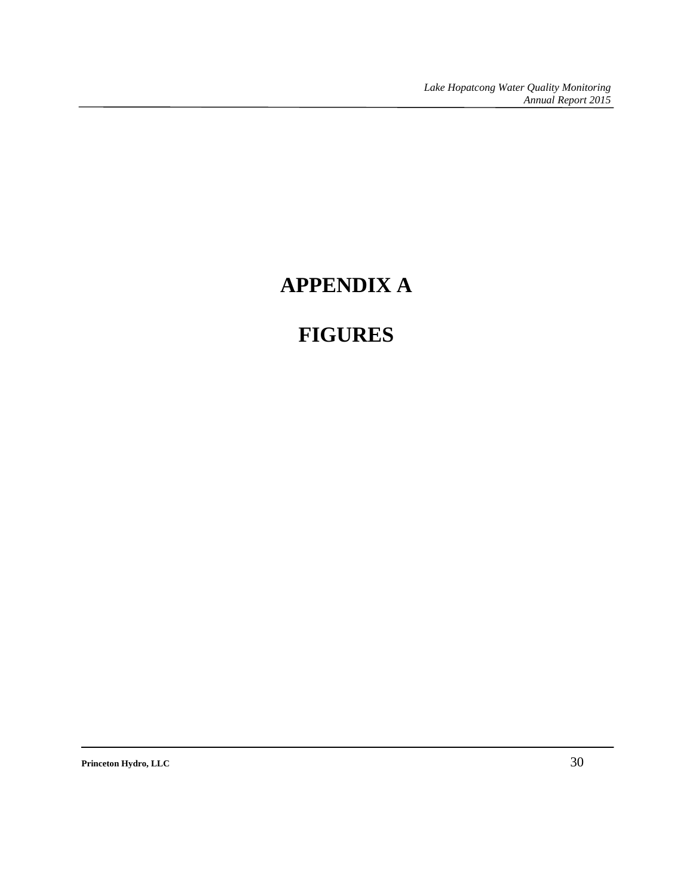# APPENDIX A

# FIGURES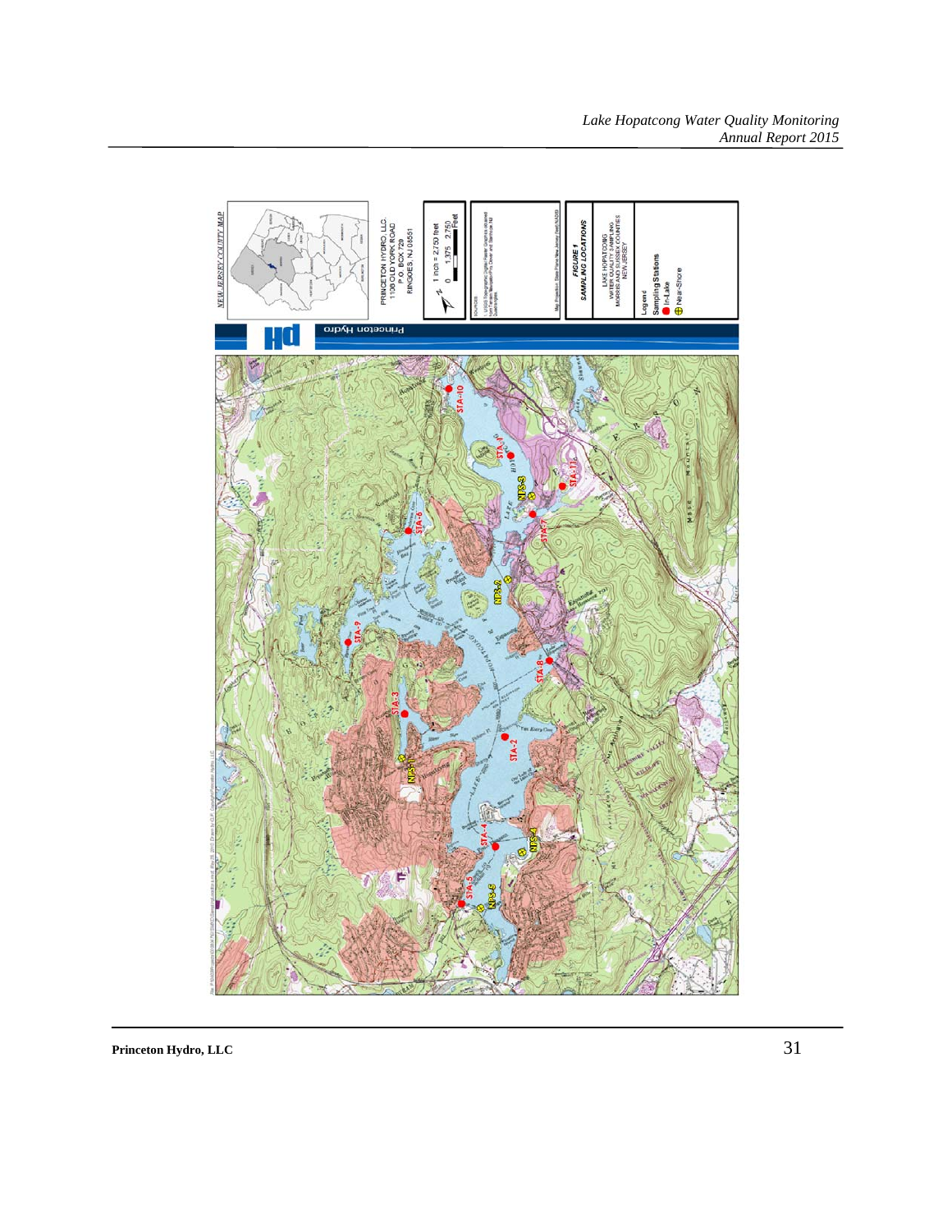NEW JERSEY COUNTY MAP

PRINCETON HYDRO, LLC
1108 OLD YORK ROAD
P.O. BOX 720
RINGOES, NJ 08551

1 inch = 2,750 feet

0 1,375 2,750 Feet

SOURCES:
1. USGS Topographic Digital Raster Graphics obtained from Franklin, Newfoundland, Dover and Stanhope NJ Quadrangles

Map Projection: State Plane New Jersey (feet) NAD83

**FIGURE 1**
**SAMPLING LOCATIONS**

LAKE HOPATCONG
WATER QUALITY SAMPLING
MORRIS AND SUSSEX COUNTIES
NEW JERSEY

Legend
Sampling Stations
In-Lake
Near-Shore

STA-1, STA-2, STA-3, STA-4, STA-5, STA-6, STA-7, STA-8, STA-9, STA-10, STA-11

NPS-1, NPS-2, NPS-3, NPS-4, NPS-5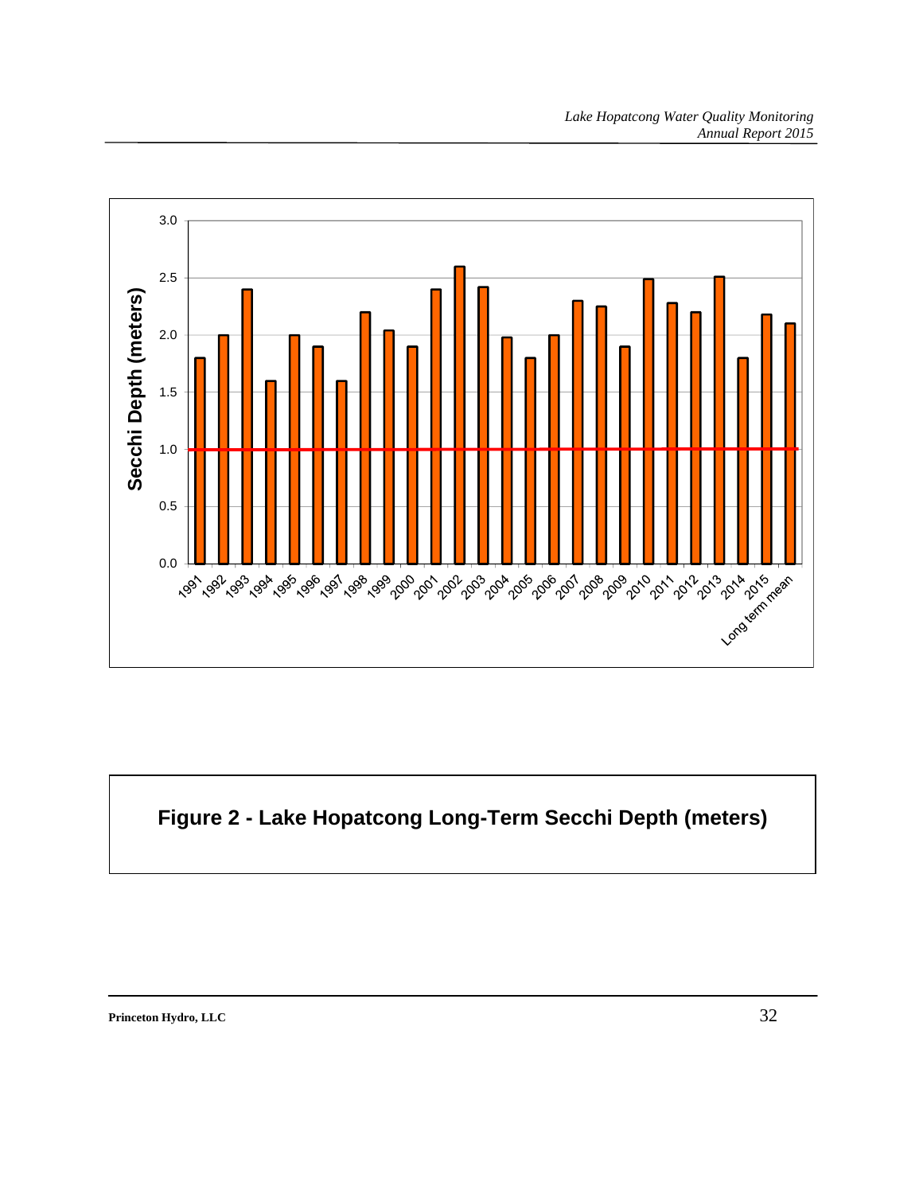**Figure 2 - Lake Hopatcong Long-Term Secchi Depth (meters)**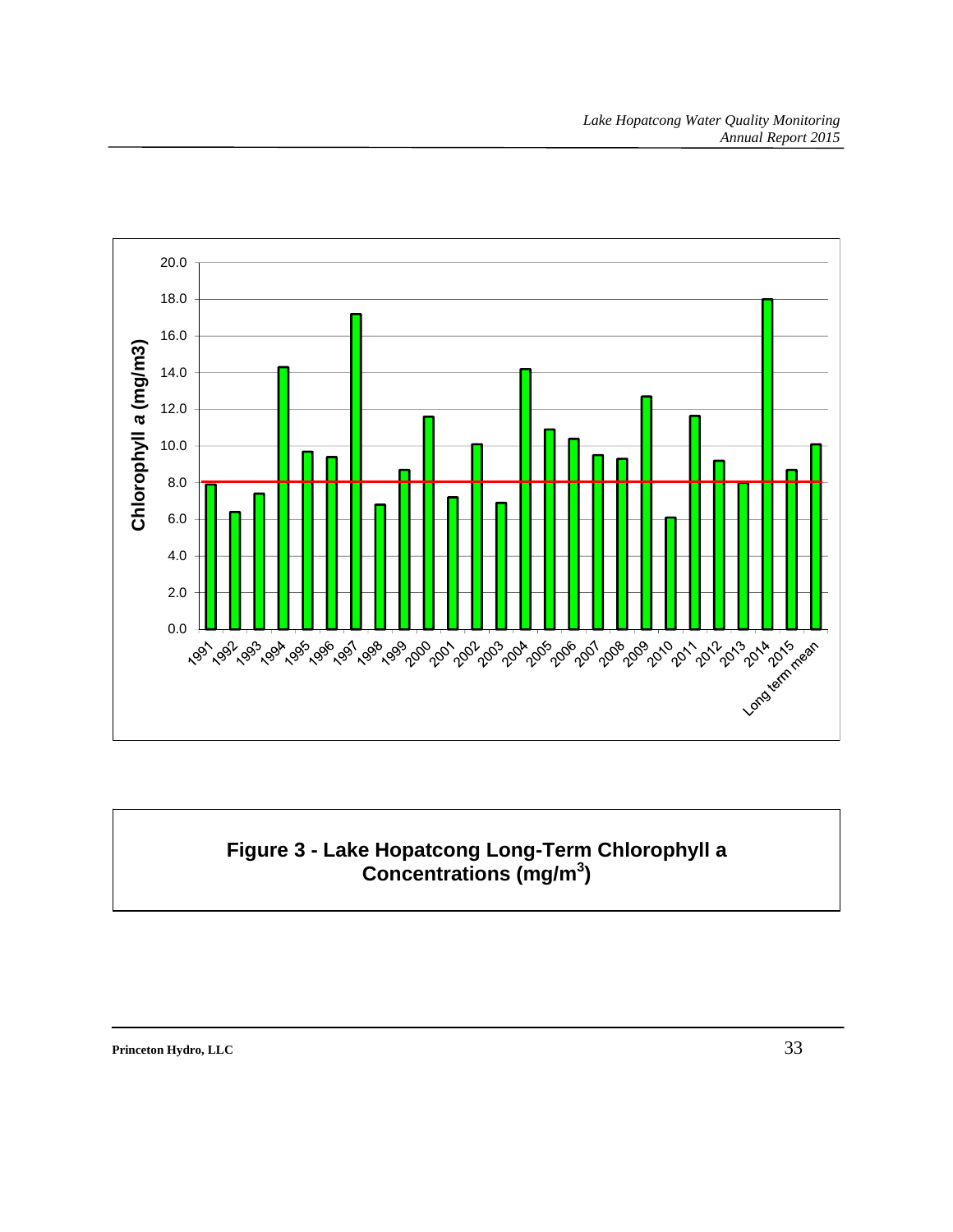**Figure 3 - Lake Hopatcong Long-Term Chlorophyll a Concentrations ($mg/m^3$)**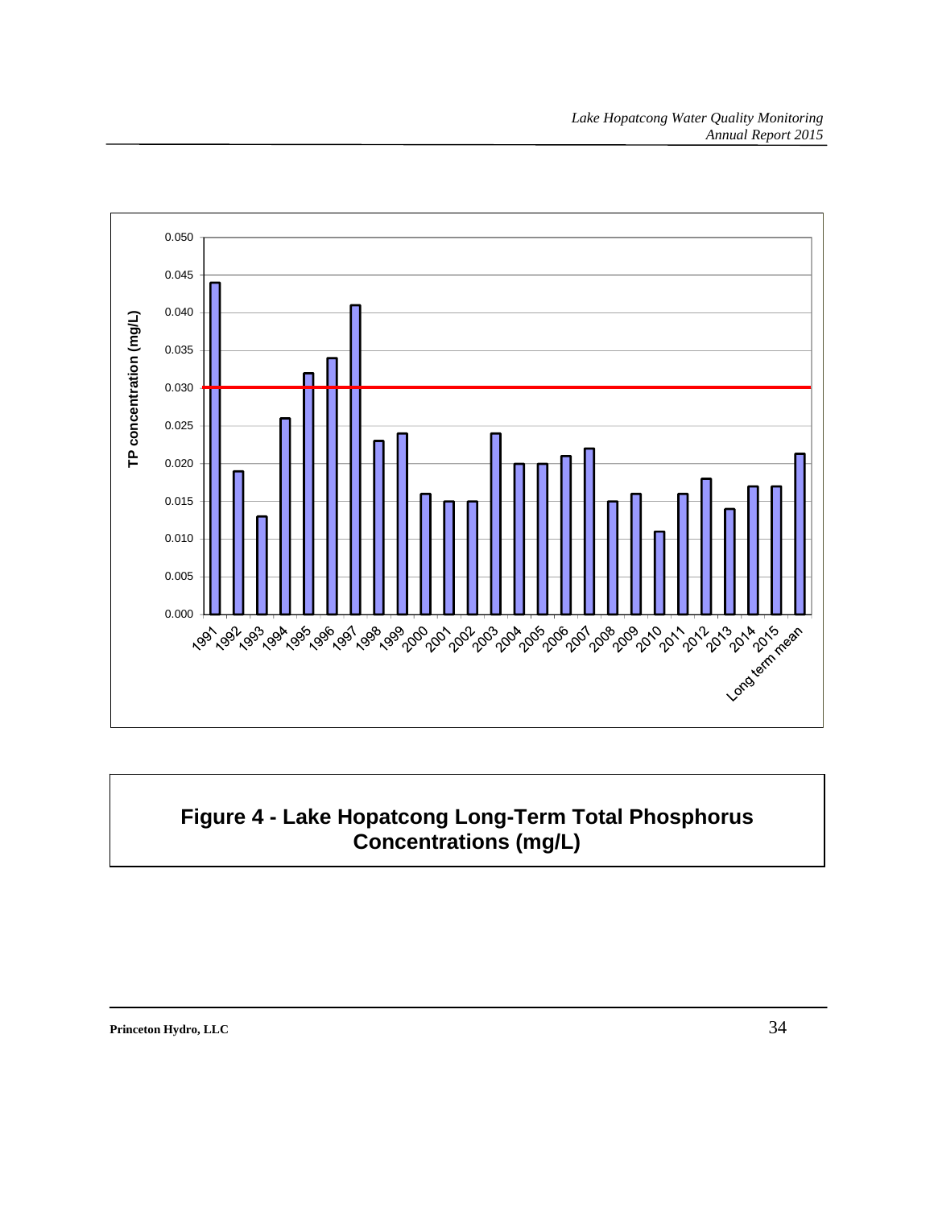**Figure 4 - Lake Hopatcong Long-Term Total Phosphorus Concentrations (mg/L)**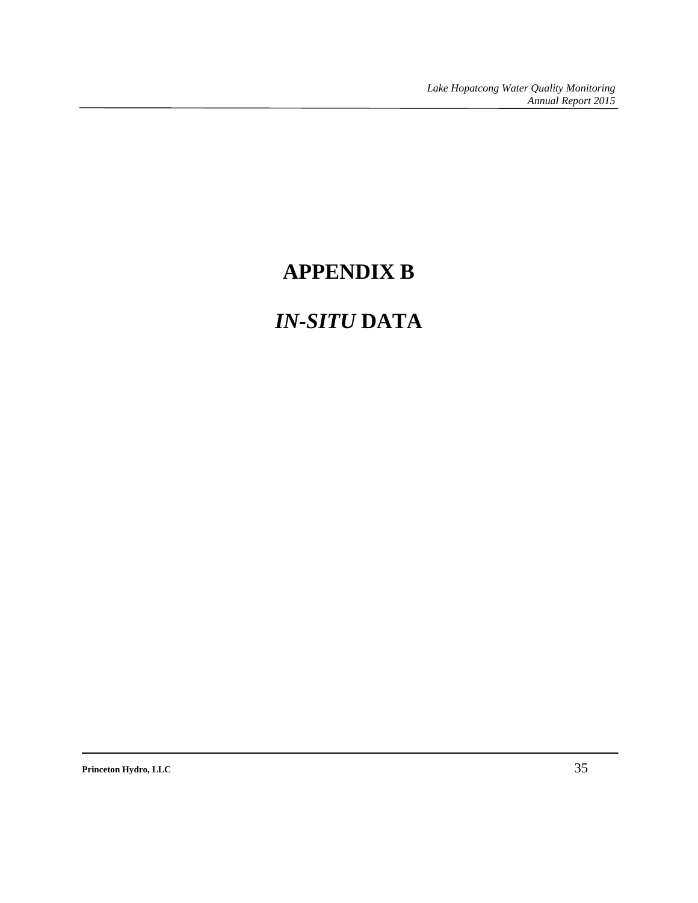# APPENDIX B

# *IN-SITU* DATA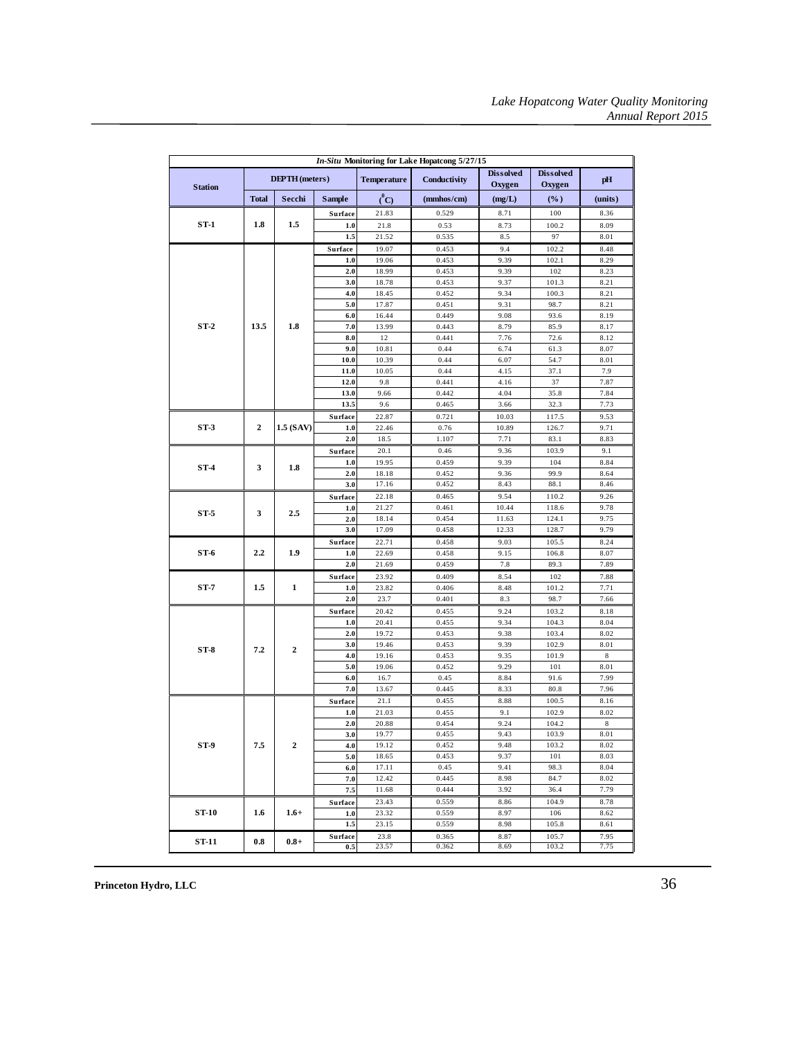| *In-Situ* Monitoring for Lake Hopatcong 5/27/15 | | | | | | | | |
|---|---|---|---|---|---|---|---|---|
| Station | DEPTH (meters) | | | Temperature | Conductivity | Dissolved Oxygen | Dissolved Oxygen | pH |
| | Total | Secchi | Sample | (⁰C) | (mmhos/cm) | (mg/L) | (%) | (units) |
| ST-1 | 1.8 | 1.5 | Surface | 21.83 | 0.529 | 8.71 | 100 | 8.36 |
| | | | 1.0 | 21.8 | 0.53 | 8.73 | 100.2 | 8.09 |
| | | | 1.5 | 21.52 | 0.535 | 8.5 | 97 | 8.01 |
| ST-2 | 13.5 | 1.8 | Surface | 19.07 | 0.453 | 9.4 | 102.2 | 8.48 |
| | | | 1.0 | 19.06 | 0.453 | 9.39 | 102.1 | 8.29 |
| | | | 2.0 | 18.99 | 0.453 | 9.39 | 102 | 8.23 |
| | | | 3.0 | 18.78 | 0.453 | 9.37 | 101.3 | 8.21 |
| | | | 4.0 | 18.45 | 0.452 | 9.34 | 100.3 | 8.21 |
| | | | 5.0 | 17.87 | 0.451 | 9.31 | 98.7 | 8.21 |
| | | | 6.0 | 16.44 | 0.449 | 9.08 | 93.6 | 8.19 |
| | | | 7.0 | 13.99 | 0.443 | 8.79 | 85.9 | 8.17 |
| | | | 8.0 | 12 | 0.441 | 7.76 | 72.6 | 8.12 |
| | | | 9.0 | 10.81 | 0.44 | 6.74 | 61.3 | 8.07 |
| | | | 10.0 | 10.39 | 0.44 | 6.07 | 54.7 | 8.01 |
| | | | 11.0 | 10.05 | 0.44 | 4.15 | 37.1 | 7.9 |
| | | | 12.0 | 9.8 | 0.441 | 4.16 | 37 | 7.87 |
| | | | 13.0 | 9.66 | 0.442 | 4.04 | 35.8 | 7.84 |
| | | | 13.5 | 9.6 | 0.465 | 3.66 | 32.3 | 7.73 |
| ST-3 | 2 | 1.5 (SAV) | Surface | 22.87 | 0.721 | 10.03 | 117.5 | 9.53 |
| | | | 1.0 | 22.46 | 0.76 | 10.89 | 126.7 | 9.71 |
| | | | 2.0 | 18.5 | 1.107 | 7.71 | 83.1 | 8.83 |
| ST-4 | 3 | 1.8 | Surface | 20.1 | 0.46 | 9.36 | 103.9 | 9.1 |
| | | | 1.0 | 19.95 | 0.459 | 9.39 | 104 | 8.84 |
| | | | 2.0 | 18.18 | 0.452 | 9.36 | 99.9 | 8.64 |
| | | | 3.0 | 17.16 | 0.452 | 8.43 | 88.1 | 8.46 |
| ST-5 | 3 | 2.5 | Surface | 22.18 | 0.465 | 9.54 | 110.2 | 9.26 |
| | | | 1.0 | 21.27 | 0.461 | 10.44 | 118.6 | 9.78 |
| | | | 2.0 | 18.14 | 0.454 | 11.63 | 124.1 | 9.75 |
| | | | 3.0 | 17.09 | 0.458 | 12.33 | 128.7 | 9.79 |
| ST-6 | 2.2 | 1.9 | Surface | 22.71 | 0.458 | 9.03 | 105.5 | 8.24 |
| | | | 1.0 | 22.69 | 0.458 | 9.15 | 106.8 | 8.07 |
| | | | 2.0 | 21.69 | 0.459 | 7.8 | 89.3 | 7.89 |
| ST-7 | 1.5 | 1 | Surface | 23.92 | 0.409 | 8.54 | 102 | 7.88 |
| | | | 1.0 | 23.82 | 0.406 | 8.48 | 101.2 | 7.71 |
| | | | 2.0 | 23.7 | 0.401 | 8.3 | 98.7 | 7.66 |
| ST-8 | 7.2 | 2 | Surface | 20.42 | 0.455 | 9.24 | 103.2 | 8.18 |
| | | | 1.0 | 20.41 | 0.455 | 9.34 | 104.3 | 8.04 |
| | | | 2.0 | 19.72 | 0.453 | 9.38 | 103.4 | 8.02 |
| | | | 3.0 | 19.46 | 0.453 | 9.39 | 102.9 | 8.01 |
| | | | 4.0 | 19.16 | 0.453 | 9.35 | 101.9 | 8 |
| | | | 5.0 | 19.06 | 0.452 | 9.29 | 101 | 8.01 |
| | | | 6.0 | 16.7 | 0.45 | 8.84 | 91.6 | 7.99 |
| | | | 7.0 | 13.67 | 0.445 | 8.33 | 80.8 | 7.96 |
| ST-9 | 7.5 | 2 | Surface | 21.1 | 0.455 | 8.88 | 100.5 | 8.16 |
| | | | 1.0 | 21.03 | 0.455 | 9.1 | 102.9 | 8.02 |
| | | | 2.0 | 20.88 | 0.454 | 9.24 | 104.2 | 8 |
| | | | 3.0 | 19.77 | 0.455 | 9.43 | 103.9 | 8.01 |
| | | | 4.0 | 19.12 | 0.452 | 9.48 | 103.2 | 8.02 |
| | | | 5.0 | 18.65 | 0.453 | 9.37 | 101 | 8.03 |
| | | | 6.0 | 17.11 | 0.45 | 9.41 | 98.3 | 8.04 |
| | | | 7.0 | 12.42 | 0.445 | 8.98 | 84.7 | 8.02 |
| | | | 7.5 | 11.68 | 0.444 | 3.92 | 36.4 | 7.79 |
| ST-10 | 1.6 | 1.6+ | Surface | 23.43 | 0.559 | 8.86 | 104.9 | 8.78 |
| | | | 1.0 | 23.32 | 0.559 | 8.97 | 106 | 8.62 |
| | | | 1.5 | 23.15 | 0.559 | 8.98 | 105.8 | 8.61 |
| ST-11 | 0.8 | 0.8+ | Surface | 23.8 | 0.365 | 8.87 | 105.7 | 7.95 |
| | | | 0.5 | 23.57 | 0.362 | 8.69 | 103.2 | 7.75 |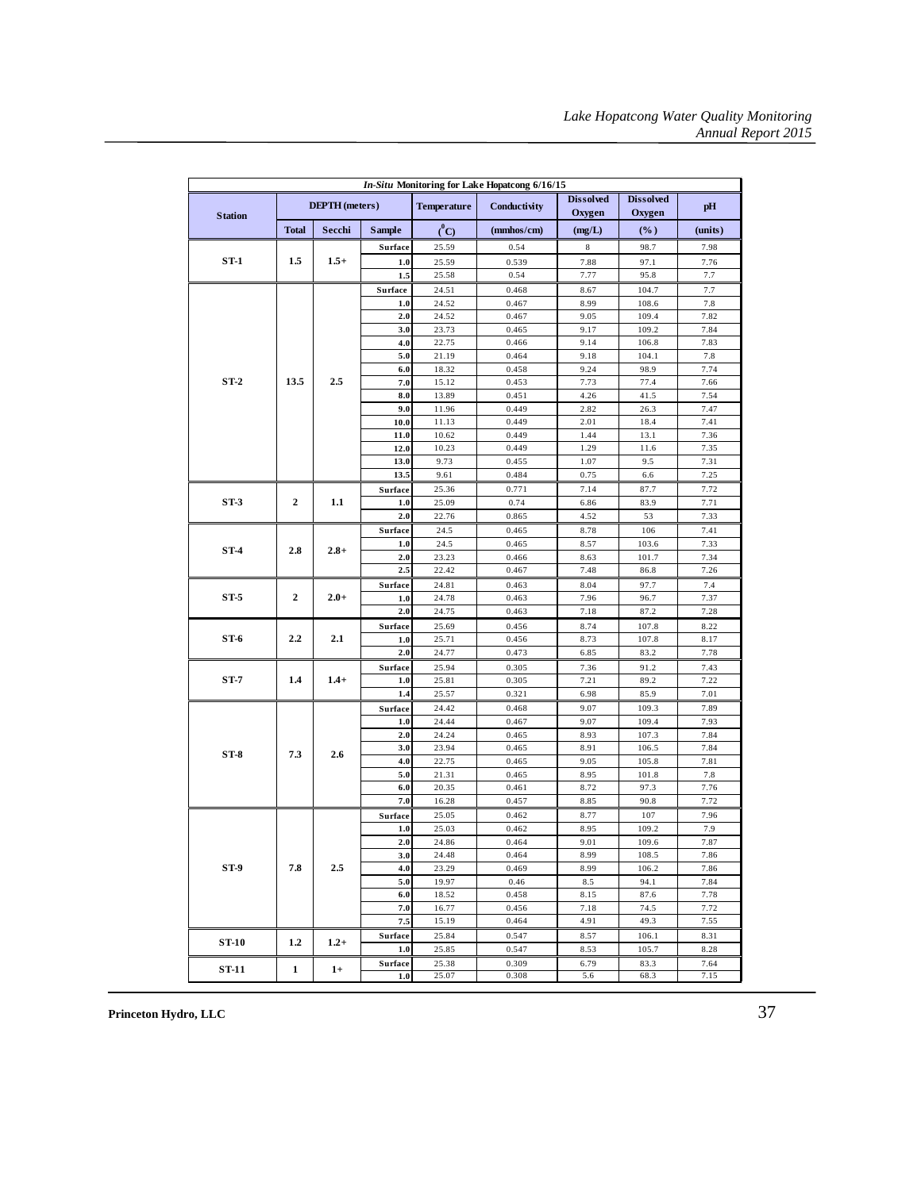*In-Situ* **Monitoring for Lake Hopatcong 6/16/15**

| Station | DEPTH (meters) | | | Temperature | Conductivity | Dissolved Oxygen | Dissolved Oxygen | pH |
|---|---|---|---|---|---|---|---|---|
| | Total | Secchi | Sample | (°C) | (mmhos/cm) | (mg/L) | (%) | (units) |
| ST-1 | 1.5 | 1.5+ | Surface | 25.59 | 0.54 | 8 | 98.7 | 7.98 |
| | | | 1.0 | 25.59 | 0.539 | 7.88 | 97.1 | 7.76 |
| | | | 1.5 | 25.58 | 0.54 | 7.77 | 95.8 | 7.7 |
| ST-2 | 13.5 | 2.5 | Surface | 24.51 | 0.468 | 8.67 | 104.7 | 7.7 |
| | | | 1.0 | 24.52 | 0.467 | 8.99 | 108.6 | 7.8 |
| | | | 2.0 | 24.52 | 0.467 | 9.05 | 109.4 | 7.82 |
| | | | 3.0 | 23.73 | 0.465 | 9.17 | 109.2 | 7.84 |
| | | | 4.0 | 22.75 | 0.466 | 9.14 | 106.8 | 7.83 |
| | | | 5.0 | 21.19 | 0.464 | 9.18 | 104.1 | 7.8 |
| | | | 6.0 | 18.32 | 0.458 | 9.24 | 98.9 | 7.74 |
| | | | 7.0 | 15.12 | 0.453 | 7.73 | 77.4 | 7.66 |
| | | | 8.0 | 13.89 | 0.451 | 4.26 | 41.5 | 7.54 |
| | | | 9.0 | 11.96 | 0.449 | 2.82 | 26.3 | 7.47 |
| | | | 10.0 | 11.13 | 0.449 | 2.01 | 18.4 | 7.41 |
| | | | 11.0 | 10.62 | 0.449 | 1.44 | 13.1 | 7.36 |
| | | | 12.0 | 10.23 | 0.449 | 1.29 | 11.6 | 7.35 |
| | | | 13.0 | 9.73 | 0.455 | 1.07 | 9.5 | 7.31 |
| | | | 13.5 | 9.61 | 0.484 | 0.75 | 6.6 | 7.25 |
| ST-3 | 2 | 1.1 | Surface | 25.36 | 0.771 | 7.14 | 87.7 | 7.72 |
| | | | 1.0 | 25.09 | 0.74 | 6.86 | 83.9 | 7.71 |
| | | | 2.0 | 22.76 | 0.865 | 4.52 | 53 | 7.33 |
| ST-4 | 2.8 | 2.8+ | Surface | 24.5 | 0.465 | 8.78 | 106 | 7.41 |
| | | | 1.0 | 24.5 | 0.465 | 8.57 | 103.6 | 7.33 |
| | | | 2.0 | 23.23 | 0.466 | 8.63 | 101.7 | 7.34 |
| | | | 2.5 | 22.42 | 0.467 | 7.48 | 86.8 | 7.26 |
| ST-5 | 2 | 2.0+ | Surface | 24.81 | 0.463 | 8.04 | 97.7 | 7.4 |
| | | | 1.0 | 24.78 | 0.463 | 7.96 | 96.7 | 7.37 |
| | | | 2.0 | 24.75 | 0.463 | 7.18 | 87.2 | 7.28 |
| ST-6 | 2.2 | 2.1 | Surface | 25.69 | 0.456 | 8.74 | 107.8 | 8.22 |
| | | | 1.0 | 25.71 | 0.456 | 8.73 | 107.8 | 8.17 |
| | | | 2.0 | 24.77 | 0.473 | 6.85 | 83.2 | 7.78 |
| ST-7 | 1.4 | 1.4+ | Surface | 25.94 | 0.305 | 7.36 | 91.2 | 7.43 |
| | | | 1.0 | 25.81 | 0.305 | 7.21 | 89.2 | 7.22 |
| | | | 1.4 | 25.57 | 0.321 | 6.98 | 85.9 | 7.01 |
| ST-8 | 7.3 | 2.6 | Surface | 24.42 | 0.468 | 9.07 | 109.3 | 7.89 |
| | | | 1.0 | 24.44 | 0.467 | 9.07 | 109.4 | 7.93 |
| | | | 2.0 | 24.24 | 0.465 | 8.93 | 107.3 | 7.84 |
| | | | 3.0 | 23.94 | 0.465 | 8.91 | 106.5 | 7.84 |
| | | | 4.0 | 22.75 | 0.465 | 9.05 | 105.8 | 7.81 |
| | | | 5.0 | 21.31 | 0.465 | 8.95 | 101.8 | 7.8 |
| | | | 6.0 | 20.35 | 0.461 | 8.72 | 97.3 | 7.76 |
| | | | 7.0 | 16.28 | 0.457 | 8.85 | 90.8 | 7.72 |
| ST-9 | 7.8 | 2.5 | Surface | 25.05 | 0.462 | 8.77 | 107 | 7.96 |
| | | | 1.0 | 25.03 | 0.462 | 8.95 | 109.2 | 7.9 |
| | | | 2.0 | 24.86 | 0.464 | 9.01 | 109.6 | 7.87 |
| | | | 3.0 | 24.48 | 0.464 | 8.99 | 108.5 | 7.86 |
| | | | 4.0 | 23.29 | 0.469 | 8.99 | 106.2 | 7.86 |
| | | | 5.0 | 19.97 | 0.46 | 8.5 | 94.1 | 7.84 |
| | | | 6.0 | 18.52 | 0.458 | 8.15 | 87.6 | 7.78 |
| | | | 7.0 | 16.77 | 0.456 | 7.18 | 74.5 | 7.72 |
| | | | 7.5 | 15.19 | 0.464 | 4.91 | 49.3 | 7.55 |
| ST-10 | 1.2 | 1.2+ | Surface | 25.84 | 0.547 | 8.57 | 106.1 | 8.31 |
| | | | 1.0 | 25.85 | 0.547 | 8.53 | 105.7 | 8.28 |
| ST-11 | 1 | 1+ | Surface | 25.38 | 0.309 | 6.79 | 83.3 | 7.64 |
| | | | 1.0 | 25.07 | 0.308 | 5.6 | 68.3 | 7.15 |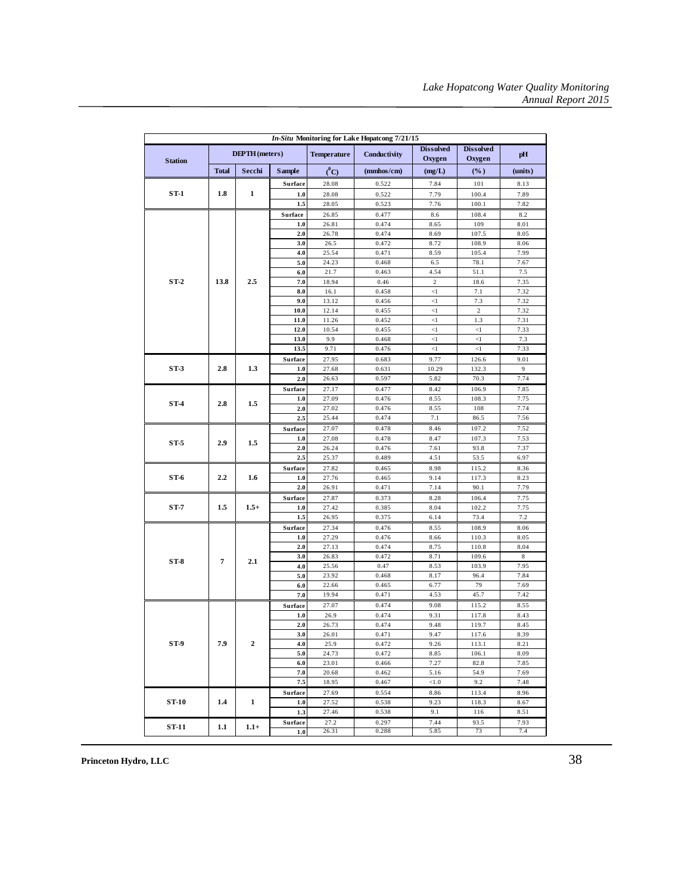| *In-Situ* Monitoring for Lake Hopatcong 7/21/15 | | | | | | | | |
|---|---|---|---|---|---|---|---|---|
| Station | DEPTH (meters) | | | Temperature | Conductivity | Dissolved Oxygen | Dissolved Oxygen | pH |
| | Total | Secchi | Sample | (°C) | (mmhos/cm) | (mg/L) | (%) | (units) |
| ST-1 | 1.8 | 1 | Surface | 28.08 | 0.522 | 7.84 | 101 | 8.13 |
| | | | 1.0 | 28.08 | 0.522 | 7.79 | 100.4 | 7.89 |
| | | | 1.5 | 28.05 | 0.523 | 7.76 | 100.1 | 7.82 |
| ST-2 | 13.8 | 2.5 | Surface | 26.85 | 0.477 | 8.6 | 108.4 | 8.2 |
| | | | 1.0 | 26.81 | 0.474 | 8.65 | 109 | 8.01 |
| | | | 2.0 | 26.78 | 0.474 | 8.69 | 107.5 | 8.05 |
| | | | 3.0 | 26.5 | 0.472 | 8.72 | 108.9 | 8.06 |
| | | | 4.0 | 25.54 | 0.471 | 8.59 | 105.4 | 7.99 |
| | | | 5.0 | 24.23 | 0.468 | 6.5 | 78.1 | 7.67 |
| | | | 6.0 | 21.7 | 0.463 | 4.54 | 51.1 | 7.5 |
| | | | 7.0 | 18.94 | 0.46 | 2 | 18.6 | 7.35 |
| | | | 8.0 | 16.1 | 0.458 | <1 | 7.1 | 7.32 |
| | | | 9.0 | 13.12 | 0.456 | <1 | 7.3 | 7.32 |
| | | | 10.0 | 12.14 | 0.455 | <1 | 2 | 7.32 |
| | | | 11.0 | 11.26 | 0.452 | <1 | 1.3 | 7.31 |
| | | | 12.0 | 10.54 | 0.455 | <1 | <1 | 7.33 |
| | | | 13.0 | 9.9 | 0.468 | <1 | <1 | 7.3 |
| | | | 13.5 | 9.71 | 0.476 | <1 | <1 | 7.33 |
| ST-3 | 2.8 | 1.3 | Surface | 27.95 | 0.683 | 9.77 | 126.6 | 9.01 |
| | | | 1.0 | 27.68 | 0.631 | 10.29 | 132.3 | 9 |
| | | | 2.0 | 26.63 | 0.597 | 5.82 | 70.3 | 7.74 |
| ST-4 | 2.8 | 1.5 | Surface | 27.17 | 0.477 | 8.42 | 106.9 | 7.85 |
| | | | 1.0 | 27.09 | 0.476 | 8.55 | 108.3 | 7.75 |
| | | | 2.0 | 27.02 | 0.476 | 8.55 | 108 | 7.74 |
| | | | 2.5 | 25.44 | 0.474 | 7.1 | 86.5 | 7.56 |
| ST-5 | 2.9 | 1.5 | Surface | 27.07 | 0.478 | 8.46 | 107.2 | 7.52 |
| | | | 1.0 | 27.08 | 0.478 | 8.47 | 107.3 | 7.53 |
| | | | 2.0 | 26.24 | 0.476 | 7.61 | 93.8 | 7.37 |
| | | | 2.5 | 25.37 | 0.489 | 4.51 | 53.5 | 6.97 |
| ST-6 | 2.2 | 1.6 | Surface | 27.82 | 0.465 | 8.98 | 115.2 | 8.36 |
| | | | 1.0 | 27.76 | 0.465 | 9.14 | 117.3 | 8.23 |
| | | | 2.0 | 26.91 | 0.471 | 7.14 | 90.1 | 7.79 |
| ST-7 | 1.5 | 1.5+ | Surface | 27.87 | 0.373 | 8.28 | 106.4 | 7.75 |
| | | | 1.0 | 27.42 | 0.385 | 8.04 | 102.2 | 7.75 |
| | | | 1.5 | 26.95 | 0.375 | 6.14 | 73.4 | 7.2 |
| ST-8 | 7 | 2.1 | Surface | 27.34 | 0.476 | 8.55 | 108.9 | 8.06 |
| | | | 1.0 | 27.29 | 0.476 | 8.66 | 110.3 | 8.05 |
| | | | 2.0 | 27.13 | 0.474 | 8.75 | 110.8 | 8.04 |
| | | | 3.0 | 26.83 | 0.472 | 8.71 | 109.6 | 8 |
| | | | 4.0 | 25.56 | 0.47 | 8.53 | 103.9 | 7.95 |
| | | | 5.0 | 23.92 | 0.468 | 8.17 | 96.4 | 7.84 |
| | | | 6.0 | 22.66 | 0.465 | 6.77 | 79 | 7.69 |
| | | | 7.0 | 19.94 | 0.471 | 4.53 | 45.7 | 7.42 |
| ST-9 | 7.9 | 2 | Surface | 27.07 | 0.474 | 9.08 | 115.2 | 8.55 |
| | | | 1.0 | 26.9 | 0.474 | 9.31 | 117.8 | 8.43 |
| | | | 2.0 | 26.73 | 0.474 | 9.48 | 119.7 | 8.45 |
| | | | 3.0 | 26.01 | 0.471 | 9.47 | 117.6 | 8.39 |
| | | | 4.0 | 25.9 | 0.472 | 9.26 | 113.1 | 8.21 |
| | | | 5.0 | 24.73 | 0.472 | 8.85 | 106.1 | 8.09 |
| | | | 6.0 | 23.01 | 0.466 | 7.27 | 82.8 | 7.85 |
| | | | 7.0 | 20.68 | 0.462 | 5.16 | 54.9 | 7.69 |
| | | | 7.5 | 18.95 | 0.467 | <1.0 | 9.2 | 7.48 |
| ST-10 | 1.4 | 1 | Surface | 27.69 | 0.554 | 8.86 | 113.4 | 8.96 |
| | | | 1.0 | 27.52 | 0.538 | 9.23 | 118.3 | 8.67 |
| | | | 1.3 | 27.46 | 0.538 | 9.1 | 116 | 8.51 |
| ST-11 | 1.1 | 1.1+ | Surface | 27.2 | 0.297 | 7.44 | 93.5 | 7.93 |
| | | | 1.0 | 26.31 | 0.288 | 5.85 | 73 | 7.4 |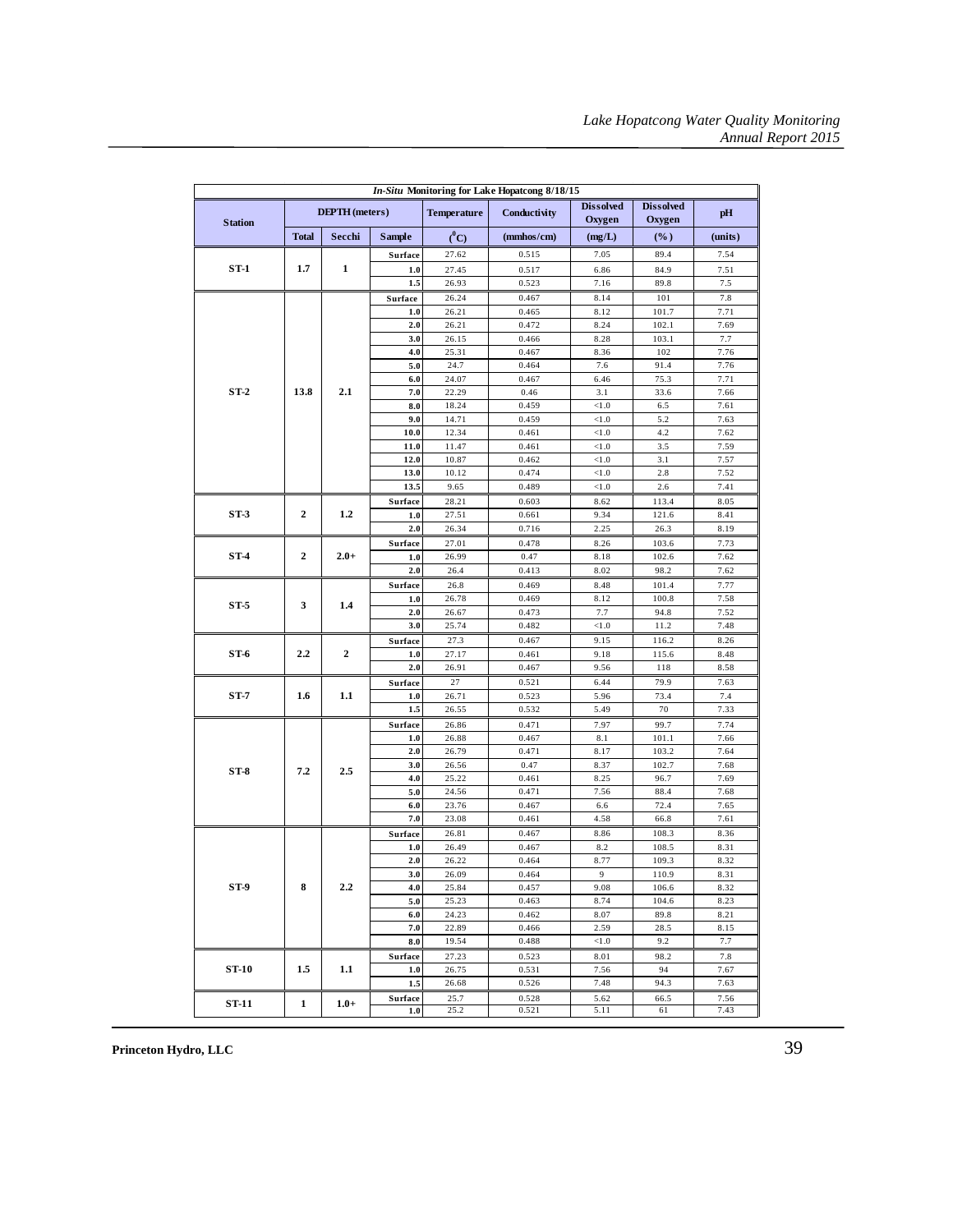| *In-Situ* Monitoring for Lake Hopatcong 8/18/15 | | | | | | | | |
|---|---|---|---|---|---|---|---|---|
| Station | DEPTH (meters) | | | Temperature | Conductivity | Dissolved Oxygen | Dissolved Oxygen | pH |
| | Total | Secchi | Sample | ($^0$C) | (mmhos/cm) | (mg/L) | (%) | (units) |
| ST-1 | 1.7 | 1 | Surface | 27.62 | 0.515 | 7.05 | 89.4 | 7.54 |
| | | | 1.0 | 27.45 | 0.517 | 6.86 | 84.9 | 7.51 |
| | | | 1.5 | 26.93 | 0.523 | 7.16 | 89.8 | 7.5 |
| ST-2 | 13.8 | 2.1 | Surface | 26.24 | 0.467 | 8.14 | 101 | 7.8 |
| | | | 1.0 | 26.21 | 0.465 | 8.12 | 101.7 | 7.71 |
| | | | 2.0 | 26.21 | 0.472 | 8.24 | 102.1 | 7.69 |
| | | | 3.0 | 26.15 | 0.466 | 8.28 | 103.1 | 7.7 |
| | | | 4.0 | 25.31 | 0.467 | 8.36 | 102 | 7.76 |
| | | | 5.0 | 24.7 | 0.464 | 7.6 | 91.4 | 7.76 |
| | | | 6.0 | 24.07 | 0.467 | 6.46 | 75.3 | 7.71 |
| | | | 7.0 | 22.29 | 0.46 | 3.1 | 33.6 | 7.66 |
| | | | 8.0 | 18.24 | 0.459 | <1.0 | 6.5 | 7.61 |
| | | | 9.0 | 14.71 | 0.459 | <1.0 | 5.2 | 7.63 |
| | | | 10.0 | 12.34 | 0.461 | <1.0 | 4.2 | 7.62 |
| | | | 11.0 | 11.47 | 0.461 | <1.0 | 3.5 | 7.59 |
| | | | 12.0 | 10.87 | 0.462 | <1.0 | 3.1 | 7.57 |
| | | | 13.0 | 10.12 | 0.474 | <1.0 | 2.8 | 7.52 |
| | | | 13.5 | 9.65 | 0.489 | <1.0 | 2.6 | 7.41 |
| ST-3 | 2 | 1.2 | Surface | 28.21 | 0.603 | 8.62 | 113.4 | 8.05 |
| | | | 1.0 | 27.51 | 0.661 | 9.34 | 121.6 | 8.41 |
| | | | 2.0 | 26.34 | 0.716 | 2.25 | 26.3 | 8.19 |
| ST-4 | 2 | 2.0+ | Surface | 27.01 | 0.478 | 8.26 | 103.6 | 7.73 |
| | | | 1.0 | 26.99 | 0.47 | 8.18 | 102.6 | 7.62 |
| | | | 2.0 | 26.4 | 0.413 | 8.02 | 98.2 | 7.62 |
| ST-5 | 3 | 1.4 | Surface | 26.8 | 0.469 | 8.48 | 101.4 | 7.77 |
| | | | 1.0 | 26.78 | 0.469 | 8.12 | 100.8 | 7.58 |
| | | | 2.0 | 26.67 | 0.473 | 7.7 | 94.8 | 7.52 |
| | | | 3.0 | 25.74 | 0.482 | <1.0 | 11.2 | 7.48 |
| ST-6 | 2.2 | 2 | Surface | 27.3 | 0.467 | 9.15 | 116.2 | 8.26 |
| | | | 1.0 | 27.17 | 0.461 | 9.18 | 115.6 | 8.48 |
| | | | 2.0 | 26.91 | 0.467 | 9.56 | 118 | 8.58 |
| ST-7 | 1.6 | 1.1 | Surface | 27 | 0.521 | 6.44 | 79.9 | 7.63 |
| | | | 1.0 | 26.71 | 0.523 | 5.96 | 73.4 | 7.4 |
| | | | 1.5 | 26.55 | 0.532 | 5.49 | 70 | 7.33 |
| ST-8 | 7.2 | 2.5 | Surface | 26.86 | 0.471 | 7.97 | 99.7 | 7.74 |
| | | | 1.0 | 26.88 | 0.467 | 8.1 | 101.1 | 7.66 |
| | | | 2.0 | 26.79 | 0.471 | 8.17 | 103.2 | 7.64 |
| | | | 3.0 | 26.56 | 0.47 | 8.37 | 102.7 | 7.68 |
| | | | 4.0 | 25.22 | 0.461 | 8.25 | 96.7 | 7.69 |
| | | | 5.0 | 24.56 | 0.471 | 7.56 | 88.4 | 7.68 |
| | | | 6.0 | 23.76 | 0.467 | 6.6 | 72.4 | 7.65 |
| | | | 7.0 | 23.08 | 0.461 | 4.58 | 66.8 | 7.61 |
| ST-9 | 8 | 2.2 | Surface | 26.81 | 0.467 | 8.86 | 108.3 | 8.36 |
| | | | 1.0 | 26.49 | 0.467 | 8.2 | 108.5 | 8.31 |
| | | | 2.0 | 26.22 | 0.464 | 8.77 | 109.3 | 8.32 |
| | | | 3.0 | 26.09 | 0.464 | 9 | 110.9 | 8.31 |
| | | | 4.0 | 25.84 | 0.457 | 9.08 | 106.6 | 8.32 |
| | | | 5.0 | 25.23 | 0.463 | 8.74 | 104.6 | 8.23 |
| | | | 6.0 | 24.23 | 0.462 | 8.07 | 89.8 | 8.21 |
| | | | 7.0 | 22.89 | 0.466 | 2.59 | 28.5 | 8.15 |
| | | | 8.0 | 19.54 | 0.488 | <1.0 | 9.2 | 7.7 |
| ST-10 | 1.5 | 1.1 | Surface | 27.23 | 0.523 | 8.01 | 98.2 | 7.8 |
| | | | 1.0 | 26.75 | 0.531 | 7.56 | 94 | 7.67 |
| | | | 1.5 | 26.68 | 0.526 | 7.48 | 94.3 | 7.63 |
| ST-11 | 1 | 1.0+ | Surface | 25.7 | 0.528 | 5.62 | 66.5 | 7.56 |
| | | | 1.0 | 25.2 | 0.521 | 5.11 | 61 | 7.43 |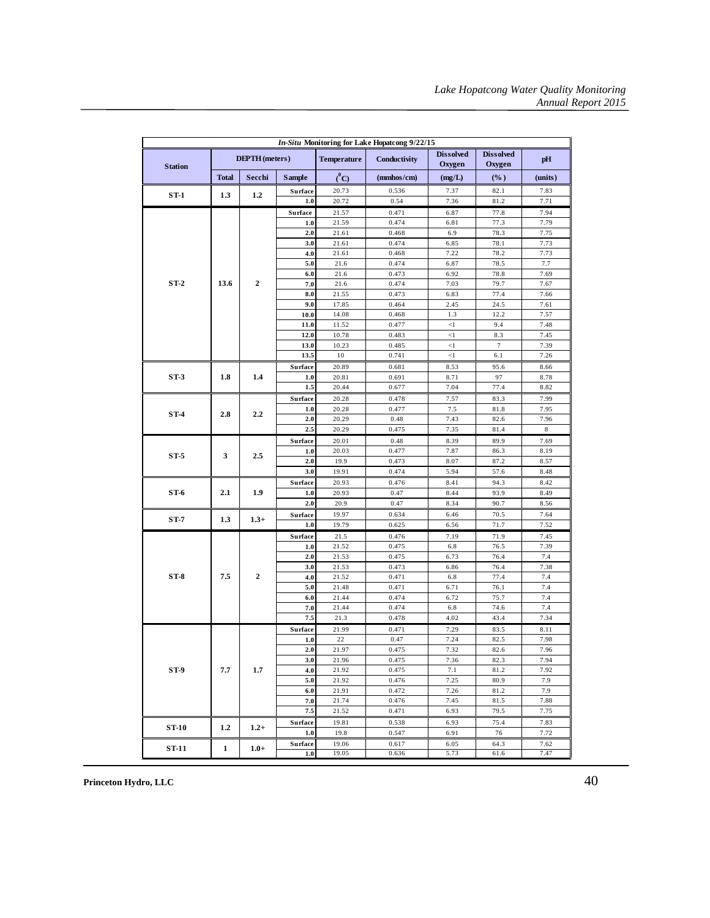| *In-Situ* Monitoring for Lake Hopatcong 9/22/15 | | | | | | | | |
|---|---|---|---|---|---|---|---|---|
| Station | DEPTH (meters) | | | Temperature | Conductivity | Dissolved Oxygen | Dissolved Oxygen | pH |
| | Total | Secchi | Sample | (°C) | (mmhos/cm) | (mg/L) | (%) | (units) |
| ST-1 | 1.3 | 1.2 | Surface | 20.73 | 0.536 | 7.37 | 82.1 | 7.83 |
| | | | 1.0 | 20.72 | 0.54 | 7.36 | 81.2 | 7.71 |
| ST-2 | 13.6 | 2 | Surface | 21.57 | 0.471 | 6.87 | 77.8 | 7.94 |
| | | | 1.0 | 21.59 | 0.474 | 6.81 | 77.3 | 7.79 |
| | | | 2.0 | 21.61 | 0.468 | 6.9 | 78.3 | 7.75 |
| | | | 3.0 | 21.61 | 0.474 | 6.85 | 78.1 | 7.73 |
| | | | 4.0 | 21.61 | 0.468 | 7.22 | 78.2 | 7.73 |
| | | | 5.0 | 21.6 | 0.474 | 6.87 | 78.5 | 7.7 |
| | | | 6.0 | 21.6 | 0.473 | 6.92 | 78.8 | 7.69 |
| | | | 7.0 | 21.6 | 0.474 | 7.03 | 79.7 | 7.67 |
| | | | 8.0 | 21.55 | 0.473 | 6.83 | 77.4 | 7.66 |
| | | | 9.0 | 17.85 | 0.464 | 2.45 | 24.5 | 7.61 |
| | | | 10.0 | 14.08 | 0.468 | 1.3 | 12.2 | 7.57 |
| | | | 11.0 | 11.52 | 0.477 | <1 | 9.4 | 7.48 |
| | | | 12.0 | 10.78 | 0.483 | <1 | 8.3 | 7.45 |
| | | | 13.0 | 10.23 | 0.485 | <1 | 7 | 7.39 |
| | | | 13.5 | 10 | 0.741 | <1 | 6.1 | 7.26 |
| ST-3 | 1.8 | 1.4 | Surface | 20.89 | 0.681 | 8.53 | 95.6 | 8.66 |
| | | | 1.0 | 20.81 | 0.691 | 8.71 | 97 | 8.78 |
| | | | 1.5 | 20.44 | 0.677 | 7.04 | 77.4 | 8.82 |
| ST-4 | 2.8 | 2.2 | Surface | 20.28 | 0.478 | 7.57 | 83.3 | 7.99 |
| | | | 1.0 | 20.28 | 0.477 | 7.5 | 81.8 | 7.95 |
| | | | 2.0 | 20.29 | 0.48 | 7.43 | 82.6 | 7.96 |
| | | | 2.5 | 20.29 | 0.475 | 7.35 | 81.4 | 8 |
| ST-5 | 3 | 2.5 | Surface | 20.01 | 0.48 | 8.39 | 89.9 | 7.69 |
| | | | 1.0 | 20.03 | 0.477 | 7.87 | 86.3 | 8.19 |
| | | | 2.0 | 19.9 | 0.473 | 8.07 | 87.2 | 8.57 |
| | | | 3.0 | 19.91 | 0.474 | 5.94 | 57.6 | 8.48 |
| ST-6 | 2.1 | 1.9 | Surface | 20.93 | 0.476 | 8.41 | 94.3 | 8.42 |
| | | | 1.0 | 20.93 | 0.47 | 8.44 | 93.9 | 8.49 |
| | | | 2.0 | 20.9 | 0.47 | 8.34 | 90.7 | 8.56 |
| ST-7 | 1.3 | 1.3+ | Surface | 19.97 | 0.634 | 6.46 | 70.5 | 7.64 |
| | | | 1.0 | 19.79 | 0.625 | 6.56 | 71.7 | 7.52 |
| ST-8 | 7.5 | 2 | Surface | 21.5 | 0.476 | 7.19 | 71.9 | 7.45 |
| | | | 1.0 | 21.52 | 0.475 | 6.8 | 76.5 | 7.39 |
| | | | 2.0 | 21.53 | 0.475 | 6.73 | 76.4 | 7.4 |
| | | | 3.0 | 21.53 | 0.473 | 6.86 | 76.4 | 7.38 |
| | | | 4.0 | 21.52 | 0.471 | 6.8 | 77.4 | 7.4 |
| | | | 5.0 | 21.48 | 0.471 | 6.71 | 76.1 | 7.4 |
| | | | 6.0 | 21.44 | 0.474 | 6.72 | 75.7 | 7.4 |
| | | | 7.0 | 21.44 | 0.474 | 6.8 | 74.6 | 7.4 |
| | | | 7.5 | 21.3 | 0.478 | 4.02 | 43.4 | 7.34 |
| ST-9 | 7.7 | 1.7 | Surface | 21.99 | 0.471 | 7.29 | 83.5 | 8.11 |
| | | | 1.0 | 22 | 0.47 | 7.24 | 82.5 | 7.98 |
| | | | 2.0 | 21.97 | 0.475 | 7.32 | 82.6 | 7.96 |
| | | | 3.0 | 21.96 | 0.475 | 7.36 | 82.3 | 7.94 |
| | | | 4.0 | 21.92 | 0.475 | 7.1 | 81.2 | 7.92 |
| | | | 5.0 | 21.92 | 0.476 | 7.25 | 80.9 | 7.9 |
| | | | 6.0 | 21.91 | 0.472 | 7.26 | 81.2 | 7.9 |
| | | | 7.0 | 21.74 | 0.476 | 7.45 | 81.5 | 7.88 |
| | | | 7.5 | 21.52 | 0.471 | 6.93 | 79.5 | 7.75 |
| ST-10 | 1.2 | 1.2+ | Surface | 19.81 | 0.538 | 6.93 | 75.4 | 7.83 |
| | | | 1.0 | 19.8 | 0.547 | 6.91 | 76 | 7.72 |
| ST-11 | 1 | 1.0+ | Surface | 19.06 | 0.617 | 6.05 | 64.3 | 7.62 |
| | | | 1.0 | 19.05 | 0.636 | 5.73 | 61.6 | 7.47 |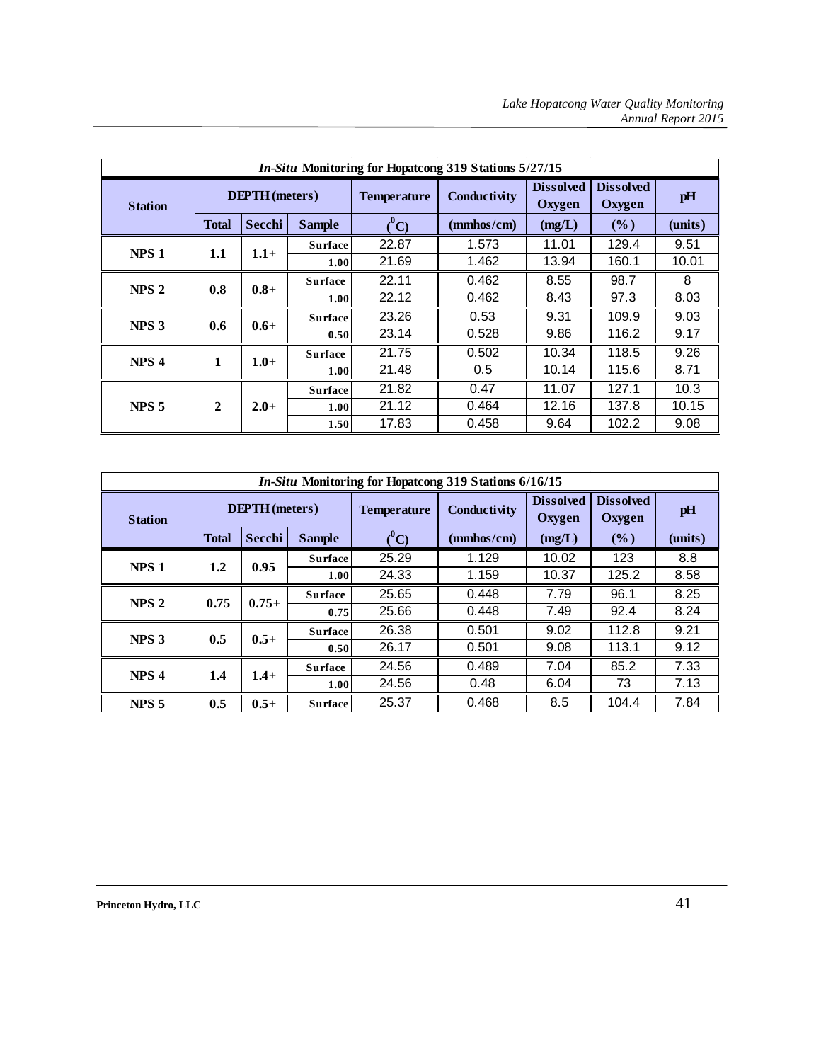| *In-Situ* Monitoring for Hopatcong 319 Stations 5/27/15 | | | | | | | | |
|---|---|---|---|---|---|---|---|---|
| Station | DEPTH (meters) | | | Temperature | Conductivity | Dissolved Oxygen | Dissolved Oxygen | pH |
| | Total | Secchi | Sample | ($^0$C) | (mmhos/cm) | (mg/L) | (%) | (units) |
| NPS 1 | 1.1 | 1.1+ | Surface | 22.87 | 1.573 | 11.01 | 129.4 | 9.51 |
| | | | 1.00 | 21.69 | 1.462 | 13.94 | 160.1 | 10.01 |
| NPS 2 | 0.8 | 0.8+ | Surface | 22.11 | 0.462 | 8.55 | 98.7 | 8 |
| | | | 1.00 | 22.12 | 0.462 | 8.43 | 97.3 | 8.03 |
| NPS 3 | 0.6 | 0.6+ | Surface | 23.26 | 0.53 | 9.31 | 109.9 | 9.03 |
| | | | 0.50 | 23.14 | 0.528 | 9.86 | 116.2 | 9.17 |
| NPS 4 | 1 | 1.0+ | Surface | 21.75 | 0.502 | 10.34 | 118.5 | 9.26 |
| | | | 1.00 | 21.48 | 0.5 | 10.14 | 115.6 | 8.71 |
| NPS 5 | 2 | 2.0+ | Surface | 21.82 | 0.47 | 11.07 | 127.1 | 10.3 |
| | | | 1.00 | 21.12 | 0.464 | 12.16 | 137.8 | 10.15 |
| | | | 1.50 | 17.83 | 0.458 | 9.64 | 102.2 | 9.08 |

| *In-Situ* Monitoring for Hopatcong 319 Stations 6/16/15 | | | | | | | | |
|---|---|---|---|---|---|---|---|---|
| Station | DEPTH (meters) | | | Temperature | Conductivity | Dissolved Oxygen | Dissolved Oxygen | pH |
| | Total | Secchi | Sample | ($^0$C) | (mmhos/cm) | (mg/L) | (%) | (units) |
| NPS 1 | 1.2 | 0.95 | Surface | 25.29 | 1.129 | 10.02 | 123 | 8.8 |
| | | | 1.00 | 24.33 | 1.159 | 10.37 | 125.2 | 8.58 |
| NPS 2 | 0.75 | 0.75+ | Surface | 25.65 | 0.448 | 7.79 | 96.1 | 8.25 |
| | | | 0.75 | 25.66 | 0.448 | 7.49 | 92.4 | 8.24 |
| NPS 3 | 0.5 | 0.5+ | Surface | 26.38 | 0.501 | 9.02 | 112.8 | 9.21 |
| | | | 0.50 | 26.17 | 0.501 | 9.08 | 113.1 | 9.12 |
| NPS 4 | 1.4 | 1.4+ | Surface | 24.56 | 0.489 | 7.04 | 85.2 | 7.33 |
| | | | 1.00 | 24.56 | 0.48 | 6.04 | 73 | 7.13 |
| NPS 5 | 0.5 | 0.5+ | Surface | 25.37 | 0.468 | 8.5 | 104.4 | 7.84 |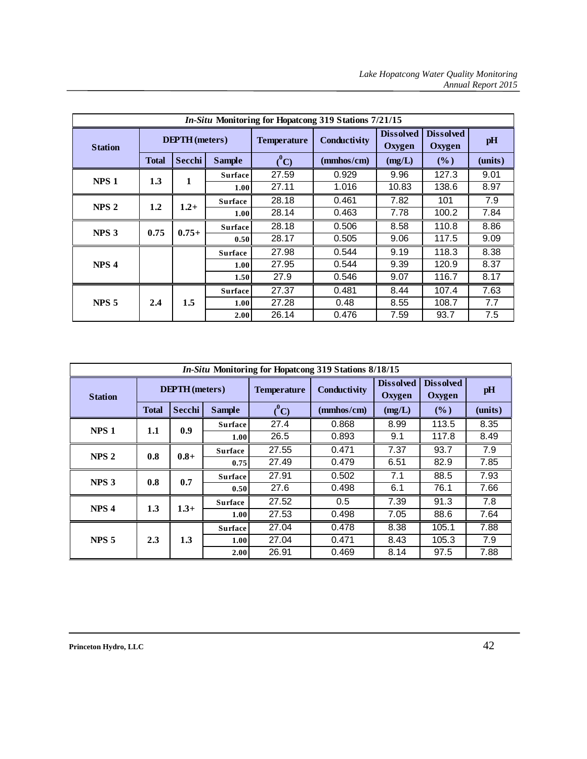| *In-Situ* Monitoring for Hopatcong 319 Stations 7/21/15 | | | | | | | | |
|---|---|---|---|---|---|---|---|---|
| Station | DEPTH (meters) | | | Temperature | Conductivity | Dissolved Oxygen | Dissolved Oxygen | pH |
| | Total | Secchi | Sample | ($^{0}$C) | (mmhos/cm) | (mg/L) | (%) | (units) |
| NPS 1 | 1.3 | 1 | Surface | 27.59 | 0.929 | 9.96 | 127.3 | 9.01 |
| | | | 1.00 | 27.11 | 1.016 | 10.83 | 138.6 | 8.97 |
| NPS 2 | 1.2 | 1.2+ | Surface | 28.18 | 0.461 | 7.82 | 101 | 7.9 |
| | | | 1.00 | 28.14 | 0.463 | 7.78 | 100.2 | 7.84 |
| NPS 3 | 0.75 | 0.75+ | Surface | 28.18 | 0.506 | 8.58 | 110.8 | 8.86 |
| | | | 0.50 | 28.17 | 0.505 | 9.06 | 117.5 | 9.09 |
| NPS 4 | | | Surface | 27.98 | 0.544 | 9.19 | 118.3 | 8.38 |
| | | | 1.00 | 27.95 | 0.544 | 9.39 | 120.9 | 8.37 |
| | | | 1.50 | 27.9 | 0.546 | 9.07 | 116.7 | 8.17 |
| NPS 5 | 2.4 | 1.5 | Surface | 27.37 | 0.481 | 8.44 | 107.4 | 7.63 |
| | | | 1.00 | 27.28 | 0.48 | 8.55 | 108.7 | 7.7 |
| | | | 2.00 | 26.14 | 0.476 | 7.59 | 93.7 | 7.5 |

| *In-Situ* Monitoring for Hopatcong 319 Stations 8/18/15 | | | | | | | | |
|---|---|---|---|---|---|---|---|---|
| Station | DEPTH (meters) | | | Temperature | Conductivity | Dissolved Oxygen | Dissolved Oxygen | pH |
| | Total | Secchi | Sample | ($^{0}$C) | (mmhos/cm) | (mg/L) | (%) | (units) |
| NPS 1 | 1.1 | 0.9 | Surface | 27.4 | 0.868 | 8.99 | 113.5 | 8.35 |
| | | | 1.00 | 26.5 | 0.893 | 9.1 | 117.8 | 8.49 |
| NPS 2 | 0.8 | 0.8+ | Surface | 27.55 | 0.471 | 7.37 | 93.7 | 7.9 |
| | | | 0.75 | 27.49 | 0.479 | 6.51 | 82.9 | 7.85 |
| NPS 3 | 0.8 | 0.7 | Surface | 27.91 | 0.502 | 7.1 | 88.5 | 7.93 |
| | | | 0.50 | 27.6 | 0.498 | 6.1 | 76.1 | 7.66 |
| NPS 4 | 1.3 | 1.3+ | Surface | 27.52 | 0.5 | 7.39 | 91.3 | 7.8 |
| | | | 1.00 | 27.53 | 0.498 | 7.05 | 88.6 | 7.64 |
| NPS 5 | 2.3 | 1.3 | Surface | 27.04 | 0.478 | 8.38 | 105.1 | 7.88 |
| | | | 1.00 | 27.04 | 0.471 | 8.43 | 105.3 | 7.9 |
| | | | 2.00 | 26.91 | 0.469 | 8.14 | 97.5 | 7.88 |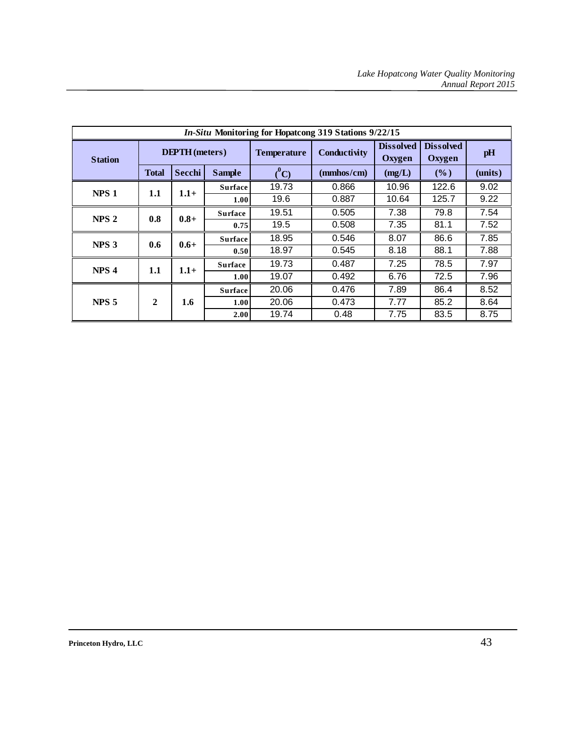| *In-Situ* Monitoring for Hopatcong 319 Stations 9/22/15 | | | | | | | | |
|---|---|---|---|---|---|---|---|---|
| **Station** | **DEPTH (meters)** | | | **Temperature** | **Conductivity** | **Dissolved Oxygen** | **Dissolved Oxygen** | **pH** |
| | **Total** | **Secchi** | **Sample** | **($^0$C)** | **(mmhos/cm)** | **(mg/L)** | **(%)** | **(units)** |
| **NPS 1** | **1.1** | **1.1+** | **Surface** | 19.73 | 0.866 | 10.96 | 122.6 | 9.02 |
| | | | **1.00** | 19.6 | 0.887 | 10.64 | 125.7 | 9.22 |
| **NPS 2** | **0.8** | **0.8+** | **Surface** | 19.51 | 0.505 | 7.38 | 79.8 | 7.54 |
| | | | **0.75** | 19.5 | 0.508 | 7.35 | 81.1 | 7.52 |
| **NPS 3** | **0.6** | **0.6+** | **Surface** | 18.95 | 0.546 | 8.07 | 86.6 | 7.85 |
| | | | **0.50** | 18.97 | 0.545 | 8.18 | 88.1 | 7.88 |
| **NPS 4** | **1.1** | **1.1+** | **Surface** | 19.73 | 0.487 | 7.25 | 78.5 | 7.97 |
| | | | **1.00** | 19.07 | 0.492 | 6.76 | 72.5 | 7.96 |
| **NPS 5** | **2** | **1.6** | **Surface** | 20.06 | 0.476 | 7.89 | 86.4 | 8.52 |
| | | | **1.00** | 20.06 | 0.473 | 7.77 | 85.2 | 8.64 |
| | | | **2.00** | 19.74 | 0.48 | 7.75 | 83.5 | 8.75 |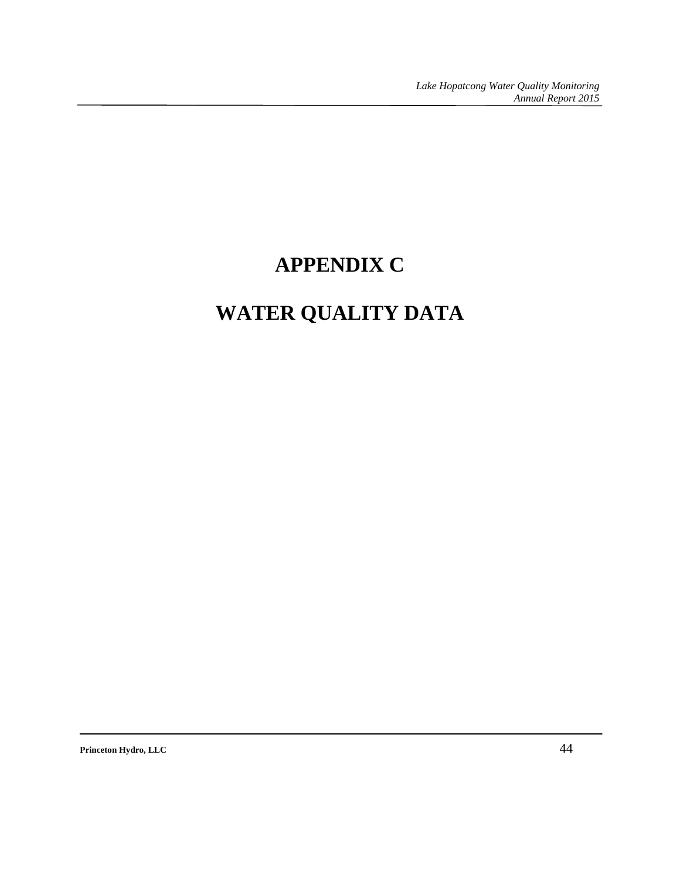# APPENDIX C

# WATER QUALITY DATA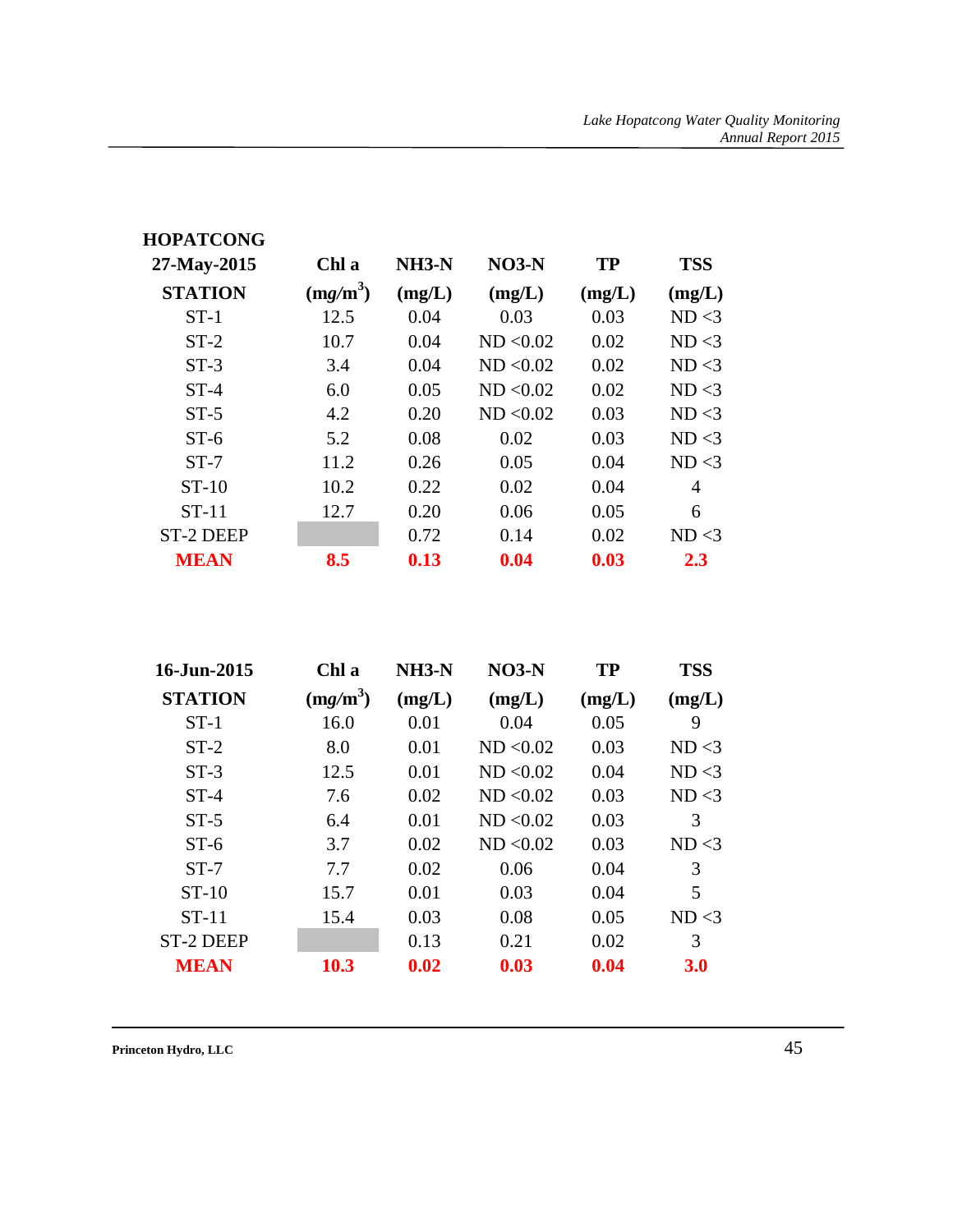| HOPATCONG 27-May-2015 STATION | Chl a ($mg/m^3$) | NH3-N (mg/L) | NO3-N (mg/L) | TP (mg/L) | TSS (mg/L) |
|---|---|---|---|---|---|
| ST-1 | 12.5 | 0.04 | 0.03 | 0.03 | ND <3 |
| ST-2 | 10.7 | 0.04 | ND <0.02 | 0.02 | ND <3 |
| ST-3 | 3.4 | 0.04 | ND <0.02 | 0.02 | ND <3 |
| ST-4 | 6.0 | 0.05 | ND <0.02 | 0.02 | ND <3 |
| ST-5 | 4.2 | 0.20 | ND <0.02 | 0.03 | ND <3 |
| ST-6 | 5.2 | 0.08 | 0.02 | 0.03 | ND <3 |
| ST-7 | 11.2 | 0.26 | 0.05 | 0.04 | ND <3 |
| ST-10 | 10.2 | 0.22 | 0.02 | 0.04 | 4 |
| ST-11 | 12.7 | 0.20 | 0.06 | 0.05 | 6 |
| ST-2 DEEP | | 0.72 | 0.14 | 0.02 | ND <3 |
| **MEAN** | **8.5** | **0.13** | **0.04** | **0.03** | **2.3** |

| 16-Jun-2015 STATION | Chl a ($mg/m^3$) | NH3-N (mg/L) | NO3-N (mg/L) | TP (mg/L) | TSS (mg/L) |
|---|---|---|---|---|---|
| ST-1 | 16.0 | 0.01 | 0.04 | 0.05 | 9 |
| ST-2 | 8.0 | 0.01 | ND <0.02 | 0.03 | ND <3 |
| ST-3 | 12.5 | 0.01 | ND <0.02 | 0.04 | ND <3 |
| ST-4 | 7.6 | 0.02 | ND <0.02 | 0.03 | ND <3 |
| ST-5 | 6.4 | 0.01 | ND <0.02 | 0.03 | 3 |
| ST-6 | 3.7 | 0.02 | ND <0.02 | 0.03 | ND <3 |
| ST-7 | 7.7 | 0.02 | 0.06 | 0.04 | 3 |
| ST-10 | 15.7 | 0.01 | 0.03 | 0.04 | 5 |
| ST-11 | 15.4 | 0.03 | 0.08 | 0.05 | ND <3 |
| ST-2 DEEP | | 0.13 | 0.21 | 0.02 | 3 |
| **MEAN** | **10.3** | **0.02** | **0.03** | **0.04** | **3.0** |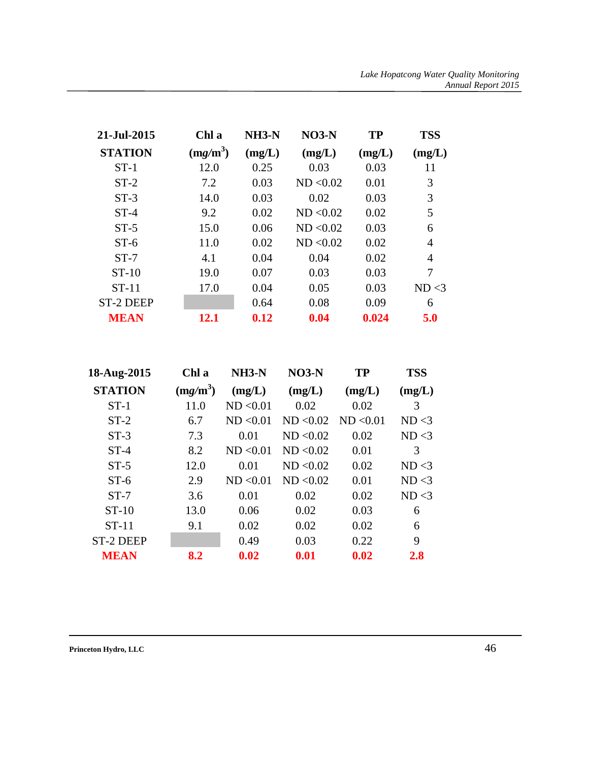| 21-Jul-2015 STATION | Chl a ($mg/m^3$) | NH3-N (mg/L) | NO3-N (mg/L) | TP (mg/L) | TSS (mg/L) |
|---|---|---|---|---|---|
| ST-1 | 12.0 | 0.25 | 0.03 | 0.03 | 11 |
| ST-2 | 7.2 | 0.03 | ND <0.02 | 0.01 | 3 |
| ST-3 | 14.0 | 0.03 | 0.02 | 0.03 | 3 |
| ST-4 | 9.2 | 0.02 | ND <0.02 | 0.02 | 5 |
| ST-5 | 15.0 | 0.06 | ND <0.02 | 0.03 | 6 |
| ST-6 | 11.0 | 0.02 | ND <0.02 | 0.02 | 4 |
| ST-7 | 4.1 | 0.04 | 0.04 | 0.02 | 4 |
| ST-10 | 19.0 | 0.07 | 0.03 | 0.03 | 7 |
| ST-11 | 17.0 | 0.04 | 0.05 | 0.03 | ND <3 |
| ST-2 DEEP | | 0.64 | 0.08 | 0.09 | 6 |
| **MEAN** | **12.1** | **0.12** | **0.04** | **0.024** | **5.0** |

| 18-Aug-2015 STATION | Chl a ($mg/m^3$) | NH3-N (mg/L) | NO3-N (mg/L) | TP (mg/L) | TSS (mg/L) |
|---|---|---|---|---|---|
| ST-1 | 11.0 | ND <0.01 | 0.02 | 0.02 | 3 |
| ST-2 | 6.7 | ND <0.01 | ND <0.02 | ND <0.01 | ND <3 |
| ST-3 | 7.3 | 0.01 | ND <0.02 | 0.02 | ND <3 |
| ST-4 | 8.2 | ND <0.01 | ND <0.02 | 0.01 | 3 |
| ST-5 | 12.0 | 0.01 | ND <0.02 | 0.02 | ND <3 |
| ST-6 | 2.9 | ND <0.01 | ND <0.02 | 0.01 | ND <3 |
| ST-7 | 3.6 | 0.01 | 0.02 | 0.02 | ND <3 |
| ST-10 | 13.0 | 0.06 | 0.02 | 0.03 | 6 |
| ST-11 | 9.1 | 0.02 | 0.02 | 0.02 | 6 |
| ST-2 DEEP | | 0.49 | 0.03 | 0.22 | 9 |
| **MEAN** | **8.2** | **0.02** | **0.01** | **0.02** | **2.8** |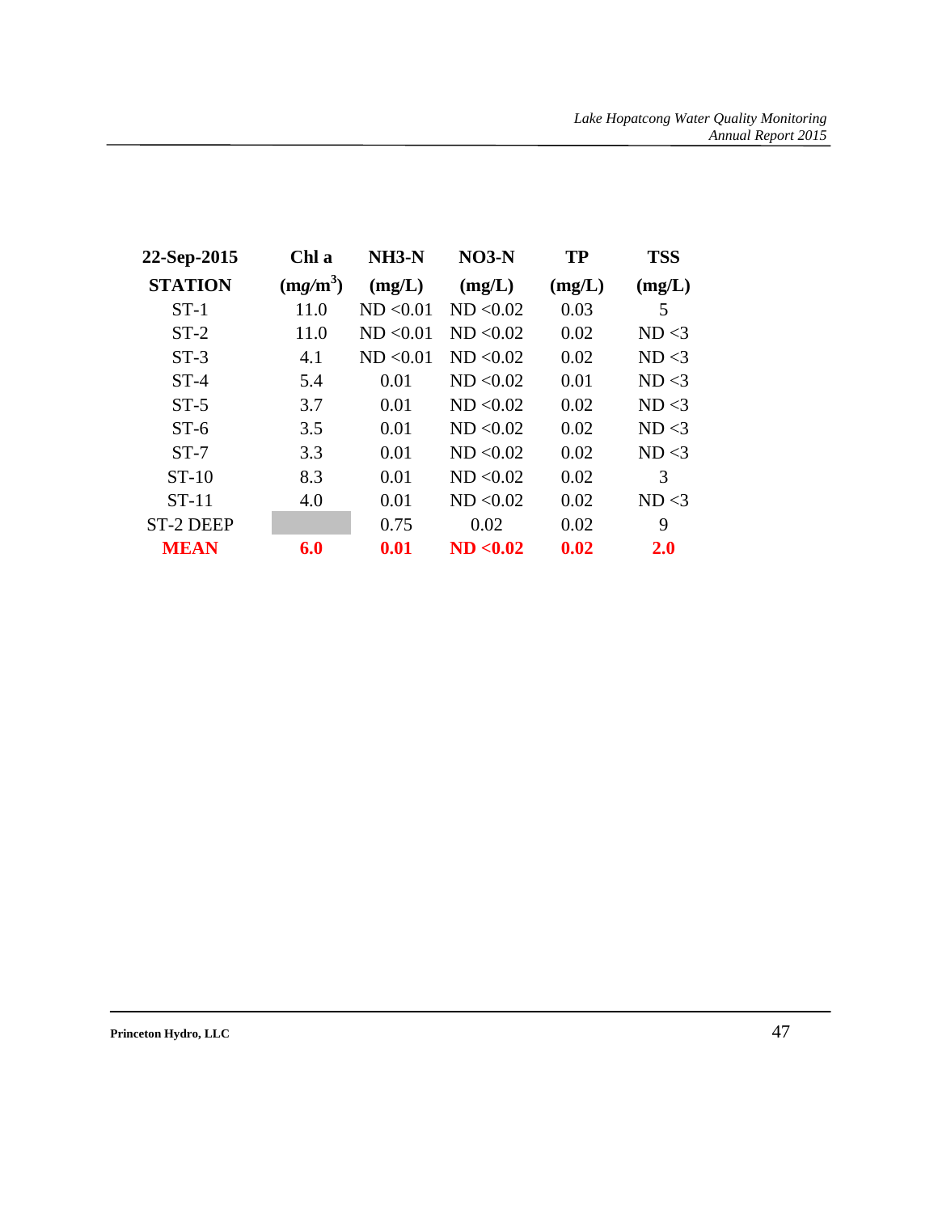| 22-Sep-2015 | Chl a | NH3-N | NO3-N | TP | TSS |
|---|---|---|---|---|---|
| **STATION** | **(mg/m$^3$)** | **(mg/L)** | **(mg/L)** | **(mg/L)** | **(mg/L)** |
| ST-1 | 11.0 | ND <0.01 | ND <0.02 | 0.03 | 5 |
| ST-2 | 11.0 | ND <0.01 | ND <0.02 | 0.02 | ND <3 |
| ST-3 | 4.1 | ND <0.01 | ND <0.02 | 0.02 | ND <3 |
| ST-4 | 5.4 | 0.01 | ND <0.02 | 0.01 | ND <3 |
| ST-5 | 3.7 | 0.01 | ND <0.02 | 0.02 | ND <3 |
| ST-6 | 3.5 | 0.01 | ND <0.02 | 0.02 | ND <3 |
| ST-7 | 3.3 | 0.01 | ND <0.02 | 0.02 | ND <3 |
| ST-10 | 8.3 | 0.01 | ND <0.02 | 0.02 | 3 |
| ST-11 | 4.0 | 0.01 | ND <0.02 | 0.02 | ND <3 |
| ST-2 DEEP | | 0.75 | 0.02 | 0.02 | 9 |
| **MEAN** | **6.0** | **0.01** | **ND <0.02** | **0.02** | **2.0** |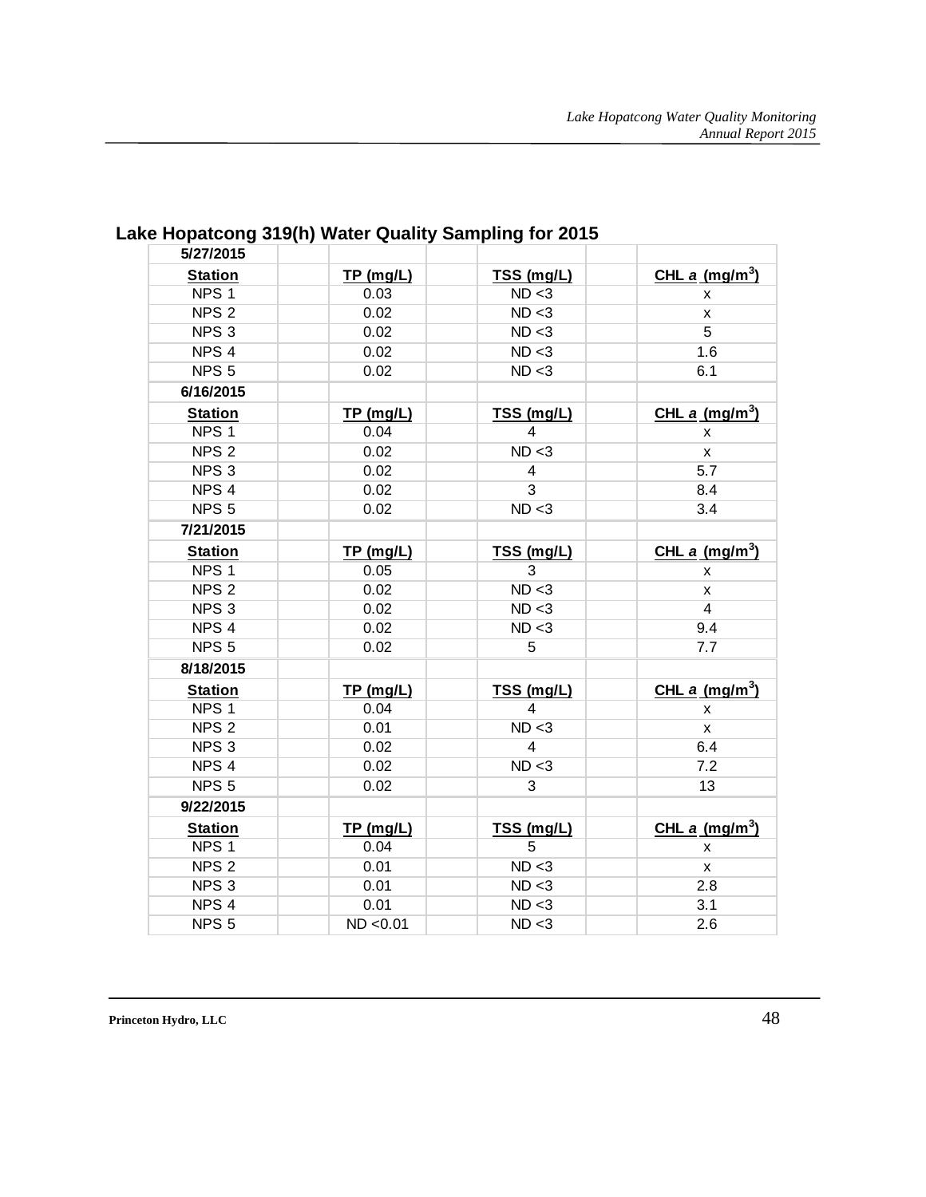## Lake Hopatcong 319(h) Water Quality Sampling for 2015

| 5/27/2015 | | | | | | |
|---|---|---|---|---|---|---|
| **Station** | | **TP (mg/L)** | | **TSS (mg/L)** | | **CHL *a* (mg/m$^3$)** |
| NPS 1 | | 0.03 | | ND <3 | | x |
| NPS 2 | | 0.02 | | ND <3 | | x |
| NPS 3 | | 0.02 | | ND <3 | | 5 |
| NPS 4 | | 0.02 | | ND <3 | | 1.6 |
| NPS 5 | | 0.02 | | ND <3 | | 6.1 |
| **6/16/2015** | | | | | | |
| **Station** | | **TP (mg/L)** | | **TSS (mg/L)** | | **CHL *a* (mg/m$^3$)** |
| NPS 1 | | 0.04 | | 4 | | x |
| NPS 2 | | 0.02 | | ND <3 | | x |
| NPS 3 | | 0.02 | | 4 | | 5.7 |
| NPS 4 | | 0.02 | | 3 | | 8.4 |
| NPS 5 | | 0.02 | | ND <3 | | 3.4 |
| **7/21/2015** | | | | | | |
| **Station** | | **TP (mg/L)** | | **TSS (mg/L)** | | **CHL *a* (mg/m$^3$)** |
| NPS 1 | | 0.05 | | 3 | | x |
| NPS 2 | | 0.02 | | ND <3 | | x |
| NPS 3 | | 0.02 | | ND <3 | | 4 |
| NPS 4 | | 0.02 | | ND <3 | | 9.4 |
| NPS 5 | | 0.02 | | 5 | | 7.7 |
| **8/18/2015** | | | | | | |
| **Station** | | **TP (mg/L)** | | **TSS (mg/L)** | | **CHL *a* (mg/m$^3$)** |
| NPS 1 | | 0.04 | | 4 | | x |
| NPS 2 | | 0.01 | | ND <3 | | x |
| NPS 3 | | 0.02 | | 4 | | 6.4 |
| NPS 4 | | 0.02 | | ND <3 | | 7.2 |
| NPS 5 | | 0.02 | | 3 | | 13 |
| **9/22/2015** | | | | | | |
| **Station** | | **TP (mg/L)** | | **TSS (mg/L)** | | **CHL *a* (mg/m$^3$)** |
| NPS 1 | | 0.04 | | 5 | | x |
| NPS 2 | | 0.01 | | ND <3 | | x |
| NPS 3 | | 0.01 | | ND <3 | | 2.8 |
| NPS 4 | | 0.01 | | ND <3 | | 3.1 |
| NPS 5 | | ND <0.01 | | ND <3 | | 2.6 |